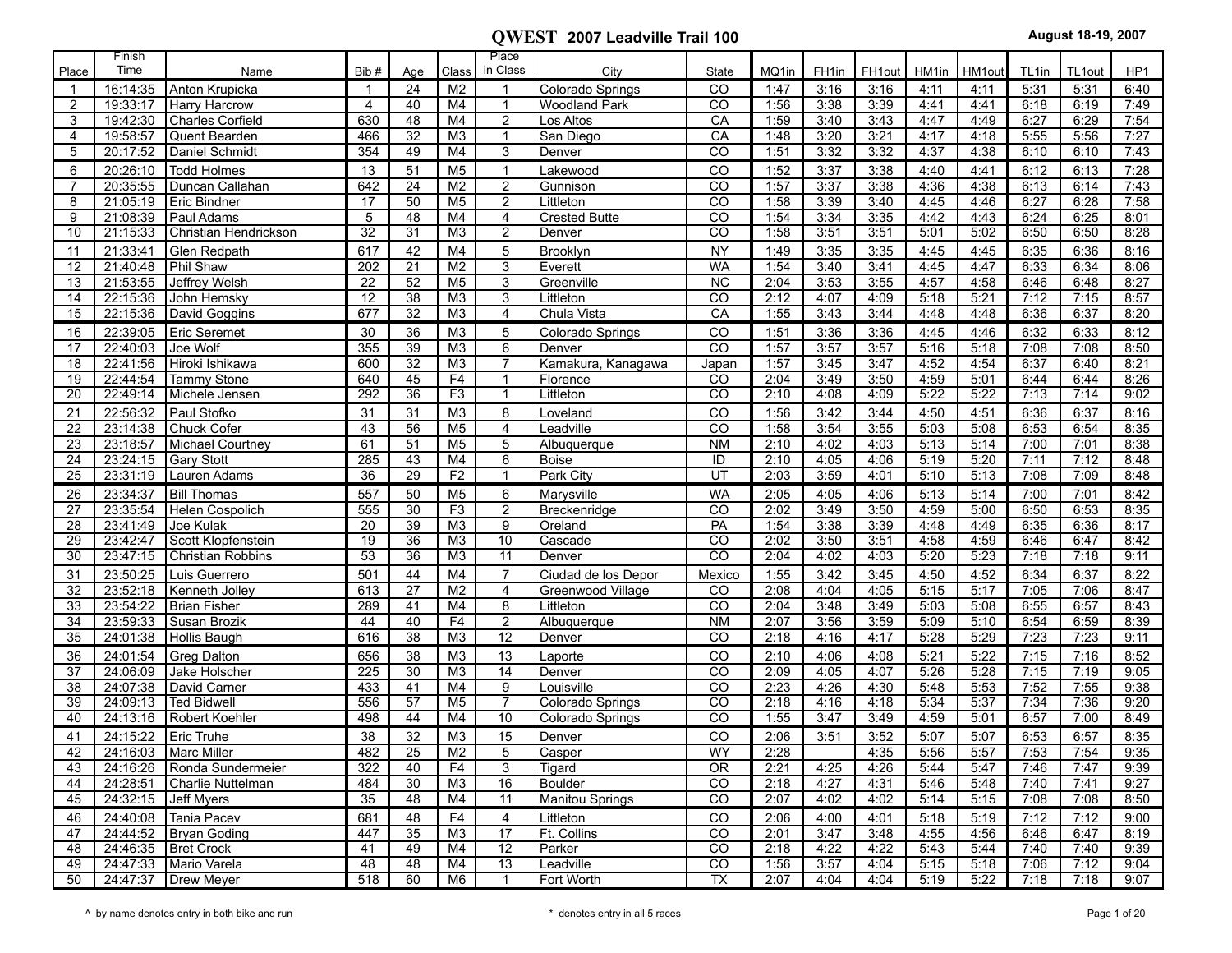# QWEST 2007 Leadville Trail 100

August 18-19, 2007

| Place | Finish Time | Name | Bib # | Age | Class | Place in Class | City | State | MQ1in | FH1in | FH1out | HM1in | HM1out | TL1in | TL1out | HP1 |
|---|---|---|---|---|---|---|---|---|---|---|---|---|---|---|---|---|
| 1 | 16:14:35 | Anton Krupicka | 1 | 24 | M2 | 1 | Colorado Springs | CO | 1:47 | 3:16 | 3:16 | 4:11 | 4:11 | 5:31 | 5:31 | 6:40 |
| 2 | 19:33:17 | Harry Harcrow | 4 | 40 | M4 | 1 | Woodland Park | CO | 1:56 | 3:38 | 3:39 | 4:41 | 4:41 | 6:18 | 6:19 | 7:49 |
| 3 | 19:42:30 | Charles Corfield | 630 | 48 | M4 | 2 | Los Altos | CA | 1:59 | 3:40 | 3:43 | 4:47 | 4:49 | 6:27 | 6:29 | 7:54 |
| 4 | 19:58:57 | Quent Bearden | 466 | 32 | M3 | 1 | San Diego | CA | 1:48 | 3:20 | 3:21 | 4:17 | 4:18 | 5:55 | 5:56 | 7:27 |
| 5 | 20:17:52 | Daniel Schmidt | 354 | 49 | M4 | 3 | Denver | CO | 1:51 | 3:32 | 3:32 | 4:37 | 4:38 | 6:10 | 6:10 | 7:43 |
| 6 | 20:26:10 | Todd Holmes | 13 | 51 | M5 | 1 | Lakewood | CO | 1:52 | 3:37 | 3:38 | 4:40 | 4:41 | 6:12 | 6:13 | 7:28 |
| 7 | 20:35:55 | Duncan Callahan | 642 | 24 | M2 | 2 | Gunnison | CO | 1:57 | 3:37 | 3:38 | 4:36 | 4:38 | 6:13 | 6:14 | 7:43 |
| 8 | 21:05:19 | Eric Bindner | 17 | 50 | M5 | 2 | Littleton | CO | 1:58 | 3:39 | 3:40 | 4:45 | 4:46 | 6:27 | 6:28 | 7:58 |
| 9 | 21:08:39 | Paul Adams | 5 | 48 | M4 | 4 | Crested Butte | CO | 1:54 | 3:34 | 3:35 | 4:42 | 4:43 | 6:24 | 6:25 | 8:01 |
| 10 | 21:15:33 | Christian Hendrickson | 32 | 31 | M3 | 2 | Denver | CO | 1:58 | 3:51 | 3:51 | 5:01 | 5:02 | 6:50 | 6:50 | 8:28 |
| 11 | 21:33:41 | Glen Redpath | 617 | 42 | M4 | 5 | Brooklyn | NY | 1:49 | 3:35 | 3:35 | 4:45 | 4:45 | 6:35 | 6:36 | 8:16 |
| 12 | 21:40:48 | Phil Shaw | 202 | 21 | M2 | 3 | Everett | WA | 1:54 | 3:40 | 3:41 | 4:45 | 4:47 | 6:33 | 6:34 | 8:06 |
| 13 | 21:53:55 | Jeffrey Welsh | 22 | 52 | M5 | 3 | Greenville | NC | 2:04 | 3:53 | 3:55 | 4:57 | 4:58 | 6:46 | 6:48 | 8:27 |
| 14 | 22:15:36 | John Hemsky | 12 | 38 | M3 | 3 | Littleton | CO | 2:12 | 4:07 | 4:09 | 5:18 | 5:21 | 7:12 | 7:15 | 8:57 |
| 15 | 22:15:36 | David Goggins | 677 | 32 | M3 | 4 | Chula Vista | CA | 1:55 | 3:43 | 3:44 | 4:48 | 4:48 | 6:36 | 6:37 | 8:20 |
| 16 | 22:39:05 | Eric Seremet | 30 | 36 | M3 | 5 | Colorado Springs | CO | 1:51 | 3:36 | 3:36 | 4:45 | 4:46 | 6:32 | 6:33 | 8:12 |
| 17 | 22:40:03 | Joe Wolf | 355 | 39 | M3 | 6 | Denver | CO | 1:57 | 3:57 | 3:57 | 5:16 | 5:18 | 7:08 | 7:08 | 8:50 |
| 18 | 22:41:56 | Hiroki Ishikawa | 600 | 32 | M3 | 7 | Kamakura, Kanagawa | Japan | 1:57 | 3:45 | 3:47 | 4:52 | 4:54 | 6:37 | 6:40 | 8:21 |
| 19 | 22:44:54 | Tammy Stone | 640 | 45 | F4 | 1 | Florence | CO | 2:04 | 3:49 | 3:50 | 4:59 | 5:01 | 6:44 | 6:44 | 8:26 |
| 20 | 22:49:14 | Michele Jensen | 292 | 36 | F3 | 1 | Littleton | CO | 2:10 | 4:08 | 4:09 | 5:22 | 5:22 | 7:13 | 7:14 | 9:02 |
| 21 | 22:56:32 | Paul Stofko | 31 | 31 | M3 | 8 | Loveland | CO | 1:56 | 3:42 | 3:44 | 4:50 | 4:51 | 6:36 | 6:37 | 8:16 |
| 22 | 23:14:38 | Chuck Cofer | 43 | 56 | M5 | 4 | Leadville | CO | 1:58 | 3:54 | 3:55 | 5:03 | 5:08 | 6:53 | 6:54 | 8:35 |
| 23 | 23:18:57 | Michael Courtney | 61 | 51 | M5 | 5 | Albuquerque | NM | 2:10 | 4:02 | 4:03 | 5:13 | 5:14 | 7:00 | 7:01 | 8:38 |
| 24 | 23:24:15 | Gary Stott | 285 | 43 | M4 | 6 | Boise | ID | 2:10 | 4:05 | 4:06 | 5:19 | 5:20 | 7:11 | 7:12 | 8:48 |
| 25 | 23:31:19 | Lauren Adams | 36 | 29 | F2 | 1 | Park City | UT | 2:03 | 3:59 | 4:01 | 5:10 | 5:13 | 7:08 | 7:09 | 8:48 |
| 26 | 23:34:37 | Bill Thomas | 557 | 50 | M5 | 6 | Marysville | WA | 2:05 | 4:05 | 4:06 | 5:13 | 5:14 | 7:00 | 7:01 | 8:42 |
| 27 | 23:35:54 | Helen Cospolich | 555 | 30 | F3 | 2 | Breckenridge | CO | 2:02 | 3:49 | 3:50 | 4:59 | 5:00 | 6:50 | 6:53 | 8:35 |
| 28 | 23:41:49 | Joe Kulak | 20 | 39 | M3 | 9 | Oreland | PA | 1:54 | 3:38 | 3:39 | 4:48 | 4:49 | 6:35 | 6:36 | 8:17 |
| 29 | 23:42:47 | Scott Klopfenstein | 19 | 36 | M3 | 10 | Cascade | CO | 2:02 | 3:50 | 3:51 | 4:58 | 4:59 | 6:46 | 6:47 | 8:42 |
| 30 | 23:47:15 | Christian Robbins | 53 | 36 | M3 | 11 | Denver | CO | 2:04 | 4:02 | 4:03 | 5:20 | 5:23 | 7:18 | 7:18 | 9:11 |
| 31 | 23:50:25 | Luis Guerrero | 501 | 44 | M4 | 7 | Ciudad de los Depor | Mexico | 1:55 | 3:42 | 3:45 | 4:50 | 4:52 | 6:34 | 6:37 | 8:22 |
| 32 | 23:52:18 | Kenneth Jolley | 613 | 27 | M2 | 4 | Greenwood Village | CO | 2:08 | 4:04 | 4:05 | 5:15 | 5:17 | 7:05 | 7:06 | 8:47 |
| 33 | 23:54:22 | Brian Fisher | 289 | 41 | M4 | 8 | Littleton | CO | 2:04 | 3:48 | 3:49 | 5:03 | 5:08 | 6:55 | 6:57 | 8:43 |
| 34 | 23:59:33 | Susan Brozik | 44 | 40 | F4 | 2 | Albuquerque | NM | 2:07 | 3:56 | 3:59 | 5:09 | 5:10 | 6:54 | 6:59 | 8:39 |
| 35 | 24:01:38 | Hollis Baugh | 616 | 38 | M3 | 12 | Denver | CO | 2:18 | 4:16 | 4:17 | 5:28 | 5:29 | 7:23 | 7:23 | 9:11 |
| 36 | 24:01:54 | Greg Dalton | 656 | 38 | M3 | 13 | Laporte | CO | 2:10 | 4:06 | 4:08 | 5:21 | 5:22 | 7:15 | 7:16 | 8:52 |
| 37 | 24:06:09 | Jake Holscher | 225 | 30 | M3 | 14 | Denver | CO | 2:09 | 4:05 | 4:07 | 5:26 | 5:28 | 7:15 | 7:19 | 9:05 |
| 38 | 24:07:38 | David Carner | 433 | 41 | M4 | 9 | Louisville | CO | 2:23 | 4:26 | 4:30 | 5:48 | 5:53 | 7:52 | 7:55 | 9:38 |
| 39 | 24:09:13 | Ted Bidwell | 556 | 57 | M5 | 7 | Colorado Springs | CO | 2:18 | 4:16 | 4:18 | 5:34 | 5:37 | 7:34 | 7:36 | 9:20 |
| 40 | 24:13:16 | Robert Koehler | 498 | 44 | M4 | 10 | Colorado Springs | CO | 1:55 | 3:47 | 3:49 | 4:59 | 5:01 | 6:57 | 7:00 | 8:49 |
| 41 | 24:15:22 | Eric Truhe | 38 | 32 | M3 | 15 | Denver | CO | 2:06 | 3:51 | 3:52 | 5:07 | 5:07 | 6:53 | 6:57 | 8:35 |
| 42 | 24:16:03 | Marc Miller | 482 | 25 | M2 | 5 | Casper | WY | 2:28 | | 4:35 | 5:56 | 5:57 | 7:53 | 7:54 | 9:35 |
| 43 | 24:16:26 | Ronda Sundermeier | 322 | 40 | F4 | 3 | Tigard | OR | 2:21 | 4:25 | 4:26 | 5:44 | 5:47 | 7:46 | 7:47 | 9:39 |
| 44 | 24:28:51 | Charlie Nuttelman | 484 | 30 | M3 | 16 | Boulder | CO | 2:18 | 4:27 | 4:31 | 5:46 | 5:48 | 7:40 | 7:41 | 9:27 |
| 45 | 24:32:15 | Jeff Myers | 35 | 48 | M4 | 11 | Manitou Springs | CO | 2:07 | 4:02 | 4:02 | 5:14 | 5:15 | 7:08 | 7:08 | 8:50 |
| 46 | 24:40:08 | Tania Pacev | 681 | 48 | F4 | 4 | Littleton | CO | 2:06 | 4:00 | 4:01 | 5:18 | 5:19 | 7:12 | 7:12 | 9:00 |
| 47 | 24:44:52 | Bryan Goding | 447 | 35 | M3 | 17 | Ft. Collins | CO | 2:01 | 3:47 | 3:48 | 4:55 | 4:56 | 6:46 | 6:47 | 8:19 |
| 48 | 24:46:35 | Bret Crock | 41 | 49 | M4 | 12 | Parker | CO | 2:18 | 4:22 | 4:22 | 5:43 | 5:44 | 7:40 | 7:40 | 9:39 |
| 49 | 24:47:33 | Mario Varela | 48 | 48 | M4 | 13 | Leadville | CO | 1:56 | 3:57 | 4:04 | 5:15 | 5:18 | 7:06 | 7:12 | 9:04 |
| 50 | 24:47:37 | Drew Meyer | 518 | 60 | M6 | 1 | Fort Worth | TX | 2:07 | 4:04 | 4:04 | 5:19 | 5:22 | 7:18 | 7:18 | 9:07 |

^ by name denotes entry in both bike and run

* denotes entry in all 5 races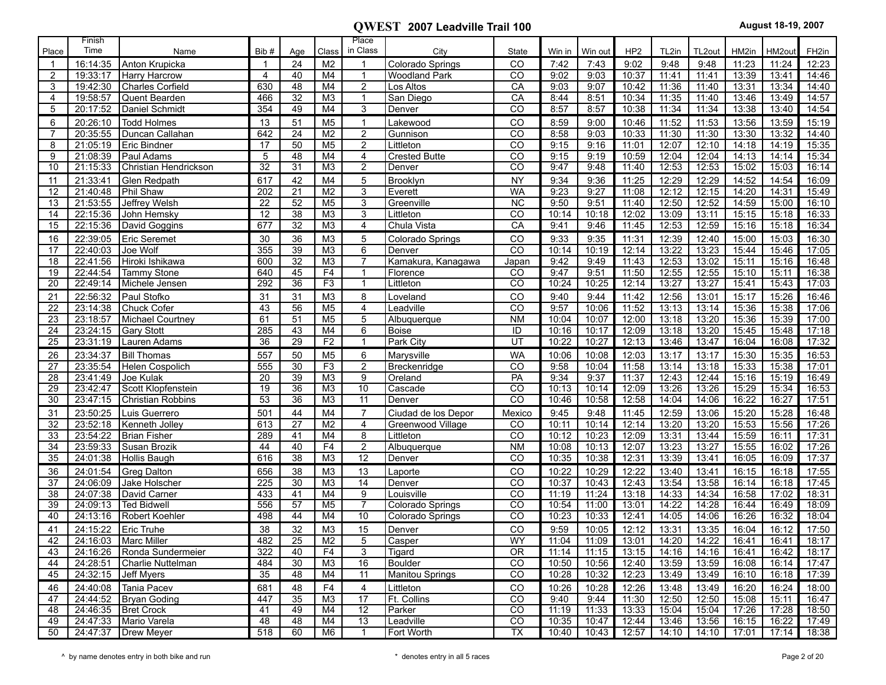# QWEST 2007 Leadville Trail 100

August 18-19, 2007

| Place | Finish Time | Name | Bib # | Age | Class | Place in Class | City | State | Win in | Win out | HP2 | TL2in | TL2out | HM2in | HM2out | FH2in |
|---|---|---|---|---|---|---|---|---|---|---|---|---|---|---|---|---|
| 1 | 16:14:35 | Anton Krupicka | 1 | 24 | M2 | 1 | Colorado Springs | CO | 7:42 | 7:43 | 9:02 | 9:48 | 9:48 | 11:23 | 11:24 | 12:23 |
| 2 | 19:33:17 | Harry Harcrow | 4 | 40 | M4 | 1 | Woodland Park | CO | 9:02 | 9:03 | 10:37 | 11:41 | 11:41 | 13:39 | 13:41 | 14:46 |
| 3 | 19:42:30 | Charles Corfield | 630 | 48 | M4 | 2 | Los Altos | CA | 9:03 | 9:07 | 10:42 | 11:36 | 11:40 | 13:31 | 13:34 | 14:40 |
| 4 | 19:58:57 | Quent Bearden | 466 | 32 | M3 | 1 | San Diego | CA | 8:44 | 8:51 | 10:34 | 11:35 | 11:40 | 13:46 | 13:49 | 14:57 |
| 5 | 20:17:52 | Daniel Schmidt | 354 | 49 | M4 | 3 | Denver | CO | 8:57 | 8:57 | 10:38 | 11:34 | 11:34 | 13:38 | 13:40 | 14:54 |
| 6 | 20:26:10 | Todd Holmes | 13 | 51 | M5 | 1 | Lakewood | CO | 8:59 | 9:00 | 10:46 | 11:52 | 11:53 | 13:56 | 13:59 | 15:19 |
| 7 | 20:35:55 | Duncan Callahan | 642 | 24 | M2 | 2 | Gunnison | CO | 8:58 | 9:03 | 10:33 | 11:30 | 11:30 | 13:30 | 13:32 | 14:40 |
| 8 | 21:05:19 | Eric Bindner | 17 | 50 | M5 | 2 | Littleton | CO | 9:15 | 9:16 | 11:01 | 12:07 | 12:10 | 14:18 | 14:19 | 15:35 |
| 9 | 21:08:39 | Paul Adams | 5 | 48 | M4 | 4 | Crested Butte | CO | 9:15 | 9:19 | 10:59 | 12:04 | 12:04 | 14:13 | 14:14 | 15:34 |
| 10 | 21:15:33 | Christian Hendrickson | 32 | 31 | M3 | 2 | Denver | CO | 9:47 | 9:48 | 11:40 | 12:53 | 12:53 | 15:02 | 15:03 | 16:14 |
| 11 | 21:33:41 | Glen Redpath | 617 | 42 | M4 | 5 | Brooklyn | NY | 9:34 | 9:36 | 11:25 | 12:29 | 12:29 | 14:52 | 14:54 | 16:09 |
| 12 | 21:40:48 | Phil Shaw | 202 | 21 | M2 | 3 | Everett | WA | 9:23 | 9:27 | 11:08 | 12:12 | 12:15 | 14:20 | 14:31 | 15:49 |
| 13 | 21:53:55 | Jeffrey Welsh | 22 | 52 | M5 | 3 | Greenville | NC | 9:50 | 9:51 | 11:40 | 12:50 | 12:52 | 14:59 | 15:00 | 16:10 |
| 14 | 22:15:36 | John Hemsky | 12 | 38 | M3 | 3 | Littleton | CO | 10:14 | 10:18 | 12:02 | 13:09 | 13:11 | 15:15 | 15:18 | 16:33 |
| 15 | 22:15:36 | David Goggins | 677 | 32 | M3 | 4 | Chula Vista | CA | 9:41 | 9:46 | 11:45 | 12:53 | 12:59 | 15:16 | 15:18 | 16:34 |
| 16 | 22:39:05 | Eric Seremet | 30 | 36 | M3 | 5 | Colorado Springs | CO | 9:33 | 9:35 | 11:31 | 12:39 | 12:40 | 15:00 | 15:03 | 16:30 |
| 17 | 22:40:03 | Joe Wolf | 355 | 39 | M3 | 6 | Denver | CO | 10:14 | 10:19 | 12:14 | 13:22 | 13:23 | 15:44 | 15:46 | 17:05 |
| 18 | 22:41:56 | Hiroki Ishikawa | 600 | 32 | M3 | 7 | Kamakura, Kanagawa | Japan | 9:42 | 9:49 | 11:43 | 12:53 | 13:02 | 15:11 | 15:16 | 16:48 |
| 19 | 22:44:54 | Tammy Stone | 640 | 45 | F4 | 1 | Florence | CO | 9:47 | 9:51 | 11:50 | 12:55 | 12:55 | 15:10 | 15:11 | 16:38 |
| 20 | 22:49:14 | Michele Jensen | 292 | 36 | F3 | 1 | Littleton | CO | 10:24 | 10:25 | 12:14 | 13:27 | 13:27 | 15:41 | 15:43 | 17:03 |
| 21 | 22:56:32 | Paul Stofko | 31 | 31 | M3 | 8 | Loveland | CO | 9:40 | 9:44 | 11:42 | 12:56 | 13:01 | 15:17 | 15:26 | 16:46 |
| 22 | 23:14:38 | Chuck Cofer | 43 | 56 | M5 | 4 | Leadville | CO | 9:57 | 10:06 | 11:52 | 13:13 | 13:14 | 15:36 | 15:38 | 17:06 |
| 23 | 23:18:57 | Michael Courtney | 61 | 51 | M5 | 5 | Albuquerque | NM | 10:04 | 10:07 | 12:00 | 13:18 | 13:20 | 15:36 | 15:39 | 17:00 |
| 24 | 23:24:15 | Gary Stott | 285 | 43 | M4 | 6 | Boise | ID | 10:16 | 10:17 | 12:09 | 13:18 | 13:20 | 15:45 | 15:48 | 17:18 |
| 25 | 23:31:19 | Lauren Adams | 36 | 29 | F2 | 1 | Park City | UT | 10:22 | 10:27 | 12:13 | 13:46 | 13:47 | 16:04 | 16:08 | 17:32 |
| 26 | 23:34:37 | Bill Thomas | 557 | 50 | M5 | 6 | Marysville | WA | 10:06 | 10:08 | 12:03 | 13:17 | 13:17 | 15:30 | 15:35 | 16:53 |
| 27 | 23:35:54 | Helen Cospolich | 555 | 30 | F3 | 2 | Breckenridge | CO | 9:58 | 10:04 | 11:58 | 13:14 | 13:18 | 15:33 | 15:38 | 17:01 |
| 28 | 23:41:49 | Joe Kulak | 20 | 39 | M3 | 9 | Oreland | PA | 9:34 | 9:37 | 11:37 | 12:43 | 12:44 | 15:16 | 15:19 | 16:49 |
| 29 | 23:42:47 | Scott Klopfenstein | 19 | 36 | M3 | 10 | Cascade | CO | 10:13 | 10:14 | 12:09 | 13:26 | 13:26 | 15:29 | 15:34 | 16:53 |
| 30 | 23:47:15 | Christian Robbins | 53 | 36 | M3 | 11 | Denver | CO | 10:46 | 10:58 | 12:58 | 14:04 | 14:06 | 16:22 | 16:27 | 17:51 |
| 31 | 23:50:25 | Luis Guerrero | 501 | 44 | M4 | 7 | Ciudad de los Depor | Mexico | 9:45 | 9:48 | 11:45 | 12:59 | 13:06 | 15:20 | 15:28 | 16:48 |
| 32 | 23:52:18 | Kenneth Jolley | 613 | 27 | M2 | 4 | Greenwood Village | CO | 10:11 | 10:14 | 12:14 | 13:20 | 13:20 | 15:53 | 15:56 | 17:26 |
| 33 | 23:54:22 | Brian Fisher | 289 | 41 | M4 | 8 | Littleton | CO | 10:12 | 10:23 | 12:09 | 13:31 | 13:44 | 15:59 | 16:11 | 17:31 |
| 34 | 23:59:33 | Susan Brozik | 44 | 40 | F4 | 2 | Albuquerque | NM | 10:08 | 10:13 | 12:07 | 13:23 | 13:27 | 15:55 | 16:02 | 17:26 |
| 35 | 24:01:38 | Hollis Baugh | 616 | 38 | M3 | 12 | Denver | CO | 10:35 | 10:38 | 12:31 | 13:39 | 13:41 | 16:05 | 16:09 | 17:37 |
| 36 | 24:01:54 | Greg Dalton | 656 | 38 | M3 | 13 | Laporte | CO | 10:22 | 10:29 | 12:22 | 13:40 | 13:41 | 16:15 | 16:18 | 17:55 |
| 37 | 24:06:09 | Jake Holscher | 225 | 30 | M3 | 14 | Denver | CO | 10:37 | 10:43 | 12:43 | 13:54 | 13:58 | 16:14 | 16:18 | 17:45 |
| 38 | 24:07:38 | David Carner | 433 | 41 | M4 | 9 | Louisville | CO | 11:19 | 11:24 | 13:18 | 14:33 | 14:34 | 16:58 | 17:02 | 18:31 |
| 39 | 24:09:13 | Ted Bidwell | 556 | 57 | M5 | 7 | Colorado Springs | CO | 10:54 | 11:00 | 13:01 | 14:22 | 14:28 | 16:44 | 16:49 | 18:09 |
| 40 | 24:13:16 | Robert Koehler | 498 | 44 | M4 | 10 | Colorado Springs | CO | 10:23 | 10:33 | 12:41 | 14:05 | 14:06 | 16:26 | 16:32 | 18:04 |
| 41 | 24:15:22 | Eric Truhe | 38 | 32 | M3 | 15 | Denver | CO | 9:59 | 10:05 | 12:12 | 13:31 | 13:35 | 16:04 | 16:12 | 17:50 |
| 42 | 24:16:03 | Marc Miller | 482 | 25 | M2 | 5 | Casper | WY | 11:04 | 11:09 | 13:01 | 14:20 | 14:22 | 16:41 | 16:41 | 18:17 |
| 43 | 24:16:26 | Ronda Sundermeier | 322 | 40 | F4 | 3 | Tigard | OR | 11:14 | 11:15 | 13:15 | 14:16 | 14:16 | 16:41 | 16:42 | 18:17 |
| 44 | 24:28:51 | Charlie Nuttelman | 484 | 30 | M3 | 16 | Boulder | CO | 10:50 | 10:56 | 12:40 | 13:59 | 13:59 | 16:08 | 16:14 | 17:47 |
| 45 | 24:32:15 | Jeff Myers | 35 | 48 | M4 | 11 | Manitou Springs | CO | 10:28 | 10:32 | 12:23 | 13:49 | 13:49 | 16:10 | 16:18 | 17:39 |
| 46 | 24:40:08 | Tania Pacev | 681 | 48 | F4 | 4 | Littleton | CO | 10:26 | 10:28 | 12:26 | 13:48 | 13:49 | 16:20 | 16:24 | 18:00 |
| 47 | 24:44:52 | Bryan Goding | 447 | 35 | M3 | 17 | Ft. Collins | CO | 9:40 | 9:44 | 11:30 | 12:50 | 12:50 | 15:08 | 15:11 | 16:47 |
| 48 | 24:46:35 | Bret Crock | 41 | 49 | M4 | 12 | Parker | CO | 11:19 | 11:33 | 13:33 | 15:04 | 15:04 | 17:26 | 17:28 | 18:50 |
| 49 | 24:47:33 | Mario Varela | 48 | 48 | M4 | 13 | Leadville | CO | 10:35 | 10:47 | 12:44 | 13:46 | 13:56 | 16:15 | 16:22 | 17:49 |
| 50 | 24:47:37 | Drew Meyer | 518 | 60 | M6 | 1 | Fort Worth | TX | 10:40 | 10:43 | 12:57 | 14:10 | 14:10 | 17:01 | 17:14 | 18:38 |

^ by name denotes entry in both bike and run

\* denotes entry in all 5 races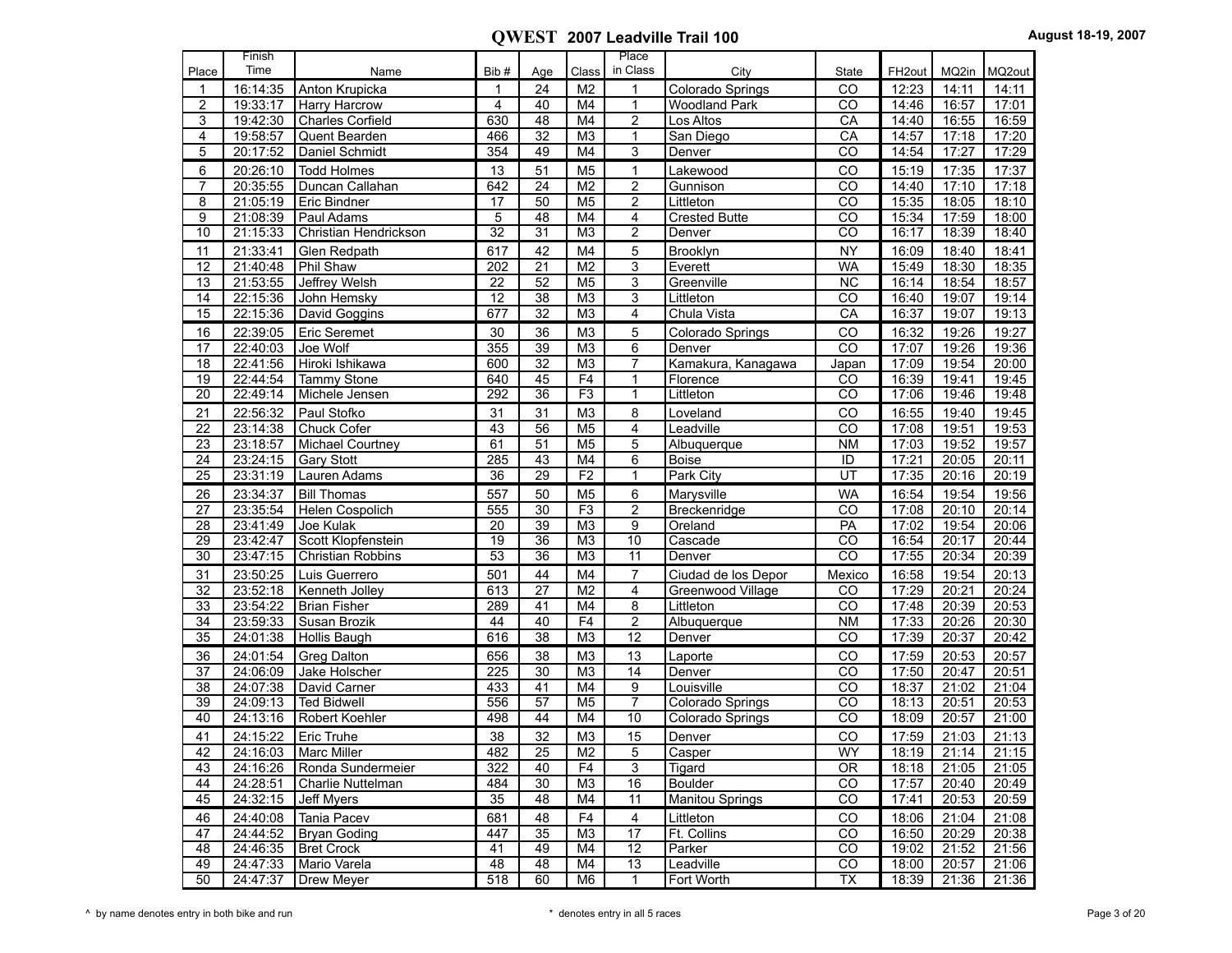# QWEST 2007 Leadville Trail 100

August 18-19, 2007

| Place | Finish Time | Name | Bib # | Age | Class | Place in Class | City | State | FH2out | MQ2in | MQ2out |
|---|---|---|---|---|---|---|---|---|---|---|---|
| 1 | 16:14:35 | Anton Krupicka | 1 | 24 | M2 | 1 | Colorado Springs | CO | 12:23 | 14:11 | 14:11 |
| 2 | 19:33:17 | Harry Harcrow | 4 | 40 | M4 | 1 | Woodland Park | CO | 14:46 | 16:57 | 17:01 |
| 3 | 19:42:30 | Charles Corfield | 630 | 48 | M4 | 2 | Los Altos | CA | 14:40 | 16:55 | 16:59 |
| 4 | 19:58:57 | Quent Bearden | 466 | 32 | M3 | 1 | San Diego | CA | 14:57 | 17:18 | 17:20 |
| 5 | 20:17:52 | Daniel Schmidt | 354 | 49 | M4 | 3 | Denver | CO | 14:54 | 17:27 | 17:29 |
| 6 | 20:26:10 | Todd Holmes | 13 | 51 | M5 | 1 | Lakewood | CO | 15:19 | 17:35 | 17:37 |
| 7 | 20:35:55 | Duncan Callahan | 642 | 24 | M2 | 2 | Gunnison | CO | 14:40 | 17:10 | 17:18 |
| 8 | 21:05:19 | Eric Bindner | 17 | 50 | M5 | 2 | Littleton | CO | 15:35 | 18:05 | 18:10 |
| 9 | 21:08:39 | Paul Adams | 5 | 48 | M4 | 4 | Crested Butte | CO | 15:34 | 17:59 | 18:00 |
| 10 | 21:15:33 | Christian Hendrickson | 32 | 31 | M3 | 2 | Denver | CO | 16:17 | 18:39 | 18:40 |
| 11 | 21:33:41 | Glen Redpath | 617 | 42 | M4 | 5 | Brooklyn | NY | 16:09 | 18:40 | 18:41 |
| 12 | 21:40:48 | Phil Shaw | 202 | 21 | M2 | 3 | Everett | WA | 15:49 | 18:30 | 18:35 |
| 13 | 21:53:55 | Jeffrey Welsh | 22 | 52 | M5 | 3 | Greenville | NC | 16:14 | 18:54 | 18:57 |
| 14 | 22:15:36 | John Hemsky | 12 | 38 | M3 | 3 | Littleton | CO | 16:40 | 19:07 | 19:14 |
| 15 | 22:15:36 | David Goggins | 677 | 32 | M3 | 4 | Chula Vista | CA | 16:37 | 19:07 | 19:13 |
| 16 | 22:39:05 | Eric Seremet | 30 | 36 | M3 | 5 | Colorado Springs | CO | 16:32 | 19:26 | 19:27 |
| 17 | 22:40:03 | Joe Wolf | 355 | 39 | M3 | 6 | Denver | CO | 17:07 | 19:26 | 19:36 |
| 18 | 22:41:56 | Hiroki Ishikawa | 600 | 32 | M3 | 7 | Kamakura, Kanagawa | Japan | 17:09 | 19:54 | 20:00 |
| 19 | 22:44:54 | Tammy Stone | 640 | 45 | F4 | 1 | Florence | CO | 16:39 | 19:41 | 19:45 |
| 20 | 22:49:14 | Michele Jensen | 292 | 36 | F3 | 1 | Littleton | CO | 17:06 | 19:46 | 19:48 |
| 21 | 22:56:32 | Paul Stofko | 31 | 31 | M3 | 8 | Loveland | CO | 16:55 | 19:40 | 19:45 |
| 22 | 23:14:38 | Chuck Cofer | 43 | 56 | M5 | 4 | Leadville | CO | 17:08 | 19:51 | 19:53 |
| 23 | 23:18:57 | Michael Courtney | 61 | 51 | M5 | 5 | Albuquerque | NM | 17:03 | 19:52 | 19:57 |
| 24 | 23:24:15 | Gary Stott | 285 | 43 | M4 | 6 | Boise | ID | 17:21 | 20:05 | 20:11 |
| 25 | 23:31:19 | Lauren Adams | 36 | 29 | F2 | 1 | Park City | UT | 17:35 | 20:16 | 20:19 |
| 26 | 23:34:37 | Bill Thomas | 557 | 50 | M5 | 6 | Marysville | WA | 16:54 | 19:54 | 19:56 |
| 27 | 23:35:54 | Helen Cospolich | 555 | 30 | F3 | 2 | Breckenridge | CO | 17:08 | 20:10 | 20:14 |
| 28 | 23:41:49 | Joe Kulak | 20 | 39 | M3 | 9 | Oreland | PA | 17:02 | 19:54 | 20:06 |
| 29 | 23:42:47 | Scott Klopfenstein | 19 | 36 | M3 | 10 | Cascade | CO | 16:54 | 20:17 | 20:44 |
| 30 | 23:47:15 | Christian Robbins | 53 | 36 | M3 | 11 | Denver | CO | 17:55 | 20:34 | 20:39 |
| 31 | 23:50:25 | Luis Guerrero | 501 | 44 | M4 | 7 | Ciudad de los Depor | Mexico | 16:58 | 19:54 | 20:13 |
| 32 | 23:52:18 | Kenneth Jolley | 613 | 27 | M2 | 4 | Greenwood Village | CO | 17:29 | 20:21 | 20:24 |
| 33 | 23:54:22 | Brian Fisher | 289 | 41 | M4 | 8 | Littleton | CO | 17:48 | 20:39 | 20:53 |
| 34 | 23:59:33 | Susan Brozik | 44 | 40 | F4 | 2 | Albuquerque | NM | 17:33 | 20:26 | 20:30 |
| 35 | 24:01:38 | Hollis Baugh | 616 | 38 | M3 | 12 | Denver | CO | 17:39 | 20:37 | 20:42 |
| 36 | 24:01:54 | Greg Dalton | 656 | 38 | M3 | 13 | Laporte | CO | 17:59 | 20:53 | 20:57 |
| 37 | 24:06:09 | Jake Holscher | 225 | 30 | M3 | 14 | Denver | CO | 17:50 | 20:47 | 20:51 |
| 38 | 24:07:38 | David Carner | 433 | 41 | M4 | 9 | Louisville | CO | 18:37 | 21:02 | 21:04 |
| 39 | 24:09:13 | Ted Bidwell | 556 | 57 | M5 | 7 | Colorado Springs | CO | 18:13 | 20:51 | 20:53 |
| 40 | 24:13:16 | Robert Koehler | 498 | 44 | M4 | 10 | Colorado Springs | CO | 18:09 | 20:57 | 21:00 |
| 41 | 24:15:22 | Eric Truhe | 38 | 32 | M3 | 15 | Denver | CO | 17:59 | 21:03 | 21:13 |
| 42 | 24:16:03 | Marc Miller | 482 | 25 | M2 | 5 | Casper | WY | 18:19 | 21:14 | 21:15 |
| 43 | 24:16:26 | Ronda Sundermeier | 322 | 40 | F4 | 3 | Tigard | OR | 18:18 | 21:05 | 21:05 |
| 44 | 24:28:51 | Charlie Nuttelman | 484 | 30 | M3 | 16 | Boulder | CO | 17:57 | 20:40 | 20:49 |
| 45 | 24:32:15 | Jeff Myers | 35 | 48 | M4 | 11 | Manitou Springs | CO | 17:41 | 20:53 | 20:59 |
| 46 | 24:40:08 | Tania Pacev | 681 | 48 | F4 | 4 | Littleton | CO | 18:06 | 21:04 | 21:08 |
| 47 | 24:44:52 | Bryan Goding | 447 | 35 | M3 | 17 | Ft. Collins | CO | 16:50 | 20:29 | 20:38 |
| 48 | 24:46:35 | Bret Crock | 41 | 49 | M4 | 12 | Parker | CO | 19:02 | 21:52 | 21:56 |
| 49 | 24:47:33 | Mario Varela | 48 | 48 | M4 | 13 | Leadville | CO | 18:00 | 20:57 | 21:06 |
| 50 | 24:47:37 | Drew Meyer | 518 | 60 | M6 | 1 | Fort Worth | TX | 18:39 | 21:36 | 21:36 |

^ by name denotes entry in both bike and run

* denotes entry in all 5 races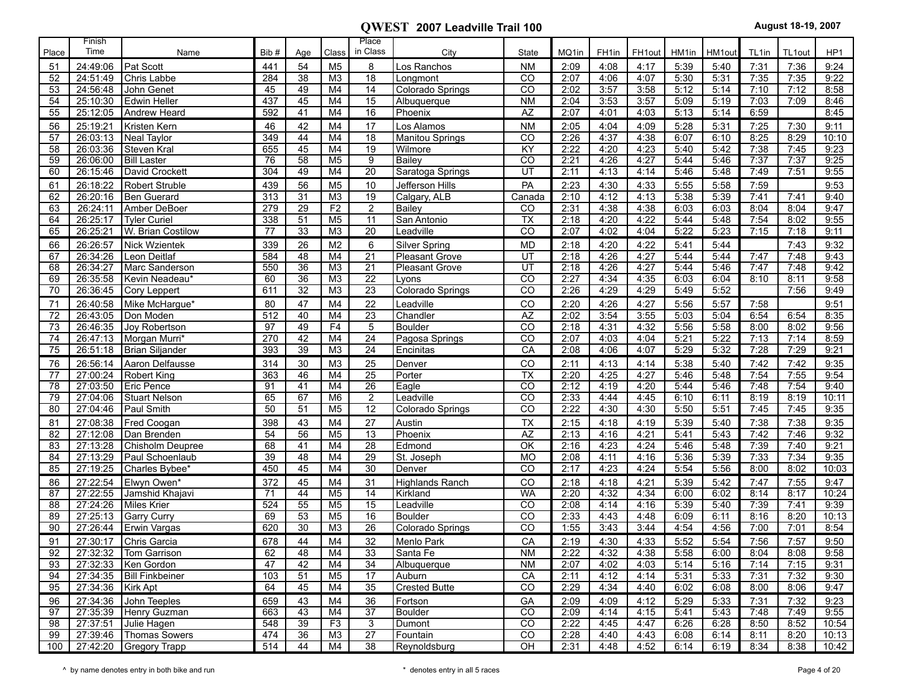# QWEST 2007 Leadville Trail 100

August 18-19, 2007

| Place | Finish Time | Name | Bib # | Age | Class | Place in Class | City | State | MQ1in | FH1in | FH1out | HM1in | HM1out | TL1in | TL1out | HP1 |
|---|---|---|---|---|---|---|---|---|---|---|---|---|---|---|---|---|
| 51 | 24:49:06 | Pat Scott | 441 | 54 | M5 | 8 | Los Ranchos | NM | 2:09 | 4:08 | 4:17 | 5:39 | 5:40 | 7:31 | 7:36 | 9:24 |
| 52 | 24:51:49 | Chris Labbe | 284 | 38 | M3 | 18 | Longmont | CO | 2:07 | 4:06 | 4:07 | 5:30 | 5:31 | 7:35 | 7:35 | 9:22 |
| 53 | 24:56:48 | John Genet | 45 | 49 | M4 | 14 | Colorado Springs | CO | 2:02 | 3:57 | 3:58 | 5:12 | 5:14 | 7:10 | 7:12 | 8:58 |
| 54 | 25:10:30 | Edwin Heller | 437 | 45 | M4 | 15 | Albuquerque | NM | 2:04 | 3:53 | 3:57 | 5:09 | 5:19 | 7:03 | 7:09 | 8:46 |
| 55 | 25:12:05 | Andrew Heard | 592 | 41 | M4 | 16 | Phoenix | AZ | 2:07 | 4:01 | 4:03 | 5:13 | 5:14 | 6:59 | | 8:45 |
| 56 | 25:19:21 | Kristen Kern | 46 | 42 | M4 | 17 | Los Alamos | NM | 2:05 | 4:04 | 4:09 | 5:28 | 5:31 | 7:25 | 7:30 | 9:11 |
| 57 | 26:03:13 | Neal Taylor | 349 | 44 | M4 | 18 | Manitou Springs | CO | 2:26 | 4:37 | 4:38 | 6:07 | 6:10 | 8:25 | 8:29 | 10:10 |
| 58 | 26:03:36 | Steven Kral | 655 | 45 | M4 | 19 | Wilmore | KY | 2:22 | 4:20 | 4:23 | 5:40 | 5:42 | 7:38 | 7:45 | 9:23 |
| 59 | 26:06:00 | Bill Laster | 76 | 58 | M5 | 9 | Bailey | CO | 2:21 | 4:26 | 4:27 | 5:44 | 5:46 | 7:37 | 7:37 | 9:25 |
| 60 | 26:15:46 | David Crockett | 304 | 49 | M4 | 20 | Saratoga Springs | UT | 2:11 | 4:13 | 4:14 | 5:46 | 5:48 | 7:49 | 7:51 | 9:55 |
| 61 | 26:18:22 | Robert Struble | 439 | 56 | M5 | 10 | Jefferson Hills | PA | 2:23 | 4:30 | 4:33 | 5:55 | 5:58 | 7:59 | | 9:53 |
| 62 | 26:20:16 | Ben Guerard | 313 | 31 | M3 | 19 | Calgary, ALB | Canada | 2:10 | 4:12 | 4:13 | 5:38 | 5:39 | | 7:41 | 9:40 |
| 63 | 26:24:11 | Amber DeBoer | 279 | 29 | F2 | 2 | Bailey | CO | 2:31 | 4:38 | 4:38 | 6:03 | 6:03 | 8:04 | 8:04 | 9:47 |
| 64 | 26:25:17 | Tyler Curiel | 338 | 51 | M5 | 11 | San Antonio | TX | 2:18 | 4:20 | 4:22 | 5:44 | 5:48 | 7:54 | 8:02 | 9:55 |
| 65 | 26:25:21 | W. Brian Costilow | 77 | 33 | M3 | 20 | Leadville | CO | 2:07 | 4:02 | 4:04 | 5:22 | 5:23 | 7:15 | 7:18 | 9:11 |
| 66 | 26:26:57 | Nick Wzientek | 339 | 26 | M2 | 6 | Silver Spring | MD | 2:18 | 4:20 | 4:22 | 5:41 | 5:44 | | 7:43 | 9:32 |
| 67 | 26:34:26 | Leon Deitlaf | 584 | 48 | M4 | 21 | Pleasant Grove | UT | 2:18 | 4:26 | 4:27 | 5:44 | 5:44 | 7:47 | 7:48 | 9:43 |
| 68 | 26:34:27 | Marc Sanderson | 550 | 36 | M3 | 21 | Pleasant Grove | UT | 2:18 | 4:26 | 4:27 | 5:44 | 5:46 | 7:47 | 7:48 | 9:42 |
| 69 | 26:35:58 | Kevin Neadeau* | 60 | 36 | M3 | 22 | Lyons | CO | 2:27 | 4:34 | 4:35 | 6:03 | 6:04 | 8:10 | 8:11 | 9:58 |
| 70 | 26:36:45 | Cory Leppert | 611 | 32 | M3 | 23 | Colorado Springs | CO | 2:26 | 4:29 | 4:29 | 5:49 | 5:52 | | 7:56 | 9:49 |
| 71 | 26:40:58 | Mike McHargue* | 80 | 47 | M4 | 22 | Leadville | CO | 2:20 | 4:26 | 4:27 | 5:56 | 5:57 | 7:58 | | 9:51 |
| 72 | 26:43:05 | Don Moden | 512 | 40 | M4 | 23 | Chandler | AZ | 2:02 | 3:54 | 3:55 | 5:03 | 5:04 | 6:54 | 6:54 | 8:35 |
| 73 | 26:46:35 | Joy Robertson | 97 | 49 | F4 | 5 | Boulder | CO | 2:18 | 4:31 | 4:32 | 5:56 | 5:58 | 8:00 | 8:02 | 9:56 |
| 74 | 26:47:13 | Morgan Murri* | 270 | 42 | M4 | 24 | Pagosa Springs | CO | 2:07 | 4:03 | 4:04 | 5:21 | 5:22 | 7:13 | 7:14 | 8:59 |
| 75 | 26:51:18 | Brian Siljander | 393 | 39 | M3 | 24 | Encinitas | CA | 2:08 | 4:06 | 4:07 | 5:29 | 5:32 | 7:28 | 7:29 | 9:21 |
| 76 | 26:56:14 | Aaron Delfausse | 314 | 30 | M3 | 25 | Denver | CO | 2:11 | 4:13 | 4:14 | 5:38 | 5:40 | 7:42 | 7:42 | 9:35 |
| 77 | 27:00:24 | Robert King | 363 | 46 | M4 | 25 | Porter | TX | 2:20 | 4:25 | 4:27 | 5:46 | 5:48 | 7:54 | 7:55 | 9:54 |
| 78 | 27:03:50 | Eric Pence | 91 | 41 | M4 | 26 | Eagle | CO | 2:12 | 4:19 | 4:20 | 5:44 | 5:46 | 7:48 | 7:54 | 9:40 |
| 79 | 27:04:06 | Stuart Nelson | 65 | 67 | M6 | 2 | Leadville | CO | 2:33 | 4:44 | 4:45 | 6:10 | 6:11 | 8:19 | 8:19 | 10:11 |
| 80 | 27:04:46 | Paul Smith | 50 | 51 | M5 | 12 | Colorado Springs | CO | 2:22 | 4:30 | 4:30 | 5:50 | 5:51 | 7:45 | 7:45 | 9:35 |
| 81 | 27:08:38 | Fred Coogan | 398 | 43 | M4 | 27 | Austin | TX | 2:15 | 4:18 | 4:19 | 5:39 | 5:40 | 7:38 | 7:38 | 9:35 |
| 82 | 27:12:08 | Dan Brenden | 54 | 56 | M5 | 13 | Phoenix | AZ | 2:13 | 4:16 | 4:21 | 5:41 | 5:43 | 7:42 | 7:46 | 9:32 |
| 83 | 27:13:28 | Chisholm Deupree | 68 | 41 | M4 | 28 | Edmond | OK | 2:16 | 4:23 | 4:24 | 5:46 | 5:48 | 7:39 | 7:40 | 9:21 |
| 84 | 27:13:29 | Paul Schoenlaub | 39 | 48 | M4 | 29 | St. Joseph | MO | 2:08 | 4:11 | 4:16 | 5:36 | 5:39 | 7:33 | 7:34 | 9:35 |
| 85 | 27:19:25 | Charles Bybee* | 450 | 45 | M4 | 30 | Denver | CO | 2:17 | 4:23 | 4:24 | 5:54 | 5:56 | 8:00 | 8:02 | 10:03 |
| 86 | 27:22:54 | Elwyn Owen* | 372 | 45 | M4 | 31 | Highlands Ranch | CO | 2:18 | 4:18 | 4:21 | 5:39 | 5:42 | 7:47 | 7:55 | 9:47 |
| 87 | 27:22:55 | Jamshid Khajavi | 71 | 44 | M5 | 14 | Kirkland | WA | 2:20 | 4:32 | 4:34 | 6:00 | 6:02 | 8:14 | 8:17 | 10:24 |
| 88 | 27:24:26 | Miles Krier | 524 | 55 | M5 | 15 | Leadville | CO | 2:08 | 4:14 | 4:16 | 5:39 | 5:40 | 7:39 | 7:41 | 9:39 |
| 89 | 27:25:13 | Garry Curry | 69 | 53 | M5 | 16 | Boulder | CO | 2:33 | 4:43 | 4:48 | 6:09 | 6:11 | 8:16 | 8:20 | 10:13 |
| 90 | 27:26:44 | Erwin Vargas | 620 | 30 | M3 | 26 | Colorado Springs | CO | 1:55 | 3:43 | 3:44 | 4:54 | 4:56 | 7:00 | 7:01 | 8:54 |
| 91 | 27:30:17 | Chris Garcia | 678 | 44 | M4 | 32 | Menlo Park | CA | 2:19 | 4:30 | 4:33 | 5:52 | 5:54 | 7:56 | 7:57 | 9:50 |
| 92 | 27:32:32 | Tom Garrison | 62 | 48 | M4 | 33 | Santa Fe | NM | 2:22 | 4:32 | 4:38 | 5:58 | 6:00 | 8:04 | 8:08 | 9:58 |
| 93 | 27:32:33 | Ken Gordon | 47 | 42 | M4 | 34 | Albuquerque | NM | 2:07 | 4:02 | 4:03 | 5:14 | 5:16 | 7:14 | 7:15 | 9:31 |
| 94 | 27:34:35 | Bill Finkbeiner | 103 | 51 | M5 | 17 | Auburn | CA | 2:11 | 4:12 | 4:14 | 5:31 | 5:33 | 7:31 | 7:32 | 9:30 |
| 95 | 27:34:36 | Kirk Apt | 64 | 45 | M4 | 35 | Crested Butte | CO | 2:29 | 4:34 | 4:40 | 6:02 | 6:08 | 8:00 | 8:06 | 9:47 |
| 96 | 27:34:36 | John Teeples | 659 | 43 | M4 | 36 | Fortson | GA | 2:09 | 4:09 | 4:12 | 5:29 | 5:33 | 7:31 | 7:32 | 9:23 |
| 97 | 27:35:39 | Henry Guzman | 663 | 43 | M4 | 37 | Boulder | CO | 2:09 | 4:14 | 4:15 | 5:41 | 5:43 | 7:48 | 7:49 | 9:55 |
| 98 | 27:37:51 | Julie Hagen | 548 | 39 | F3 | 3 | Dumont | CO | 2:22 | 4:45 | 4:47 | 6:26 | 6:28 | 8:50 | 8:52 | 10:54 |
| 99 | 27:39:46 | Thomas Sowers | 474 | 36 | M3 | 27 | Fountain | CO | 2:28 | 4:40 | 4:43 | 6:08 | 6:14 | 8:11 | 8:20 | 10:13 |
| 100 | 27:42:20 | Gregory Trapp | 514 | 44 | M4 | 38 | Reynoldsburg | OH | 2:31 | 4:48 | 4:52 | 6:14 | 6:19 | 8:34 | 8:38 | 10:42 |

^ by name denotes entry in both bike and run

* denotes entry in all 5 races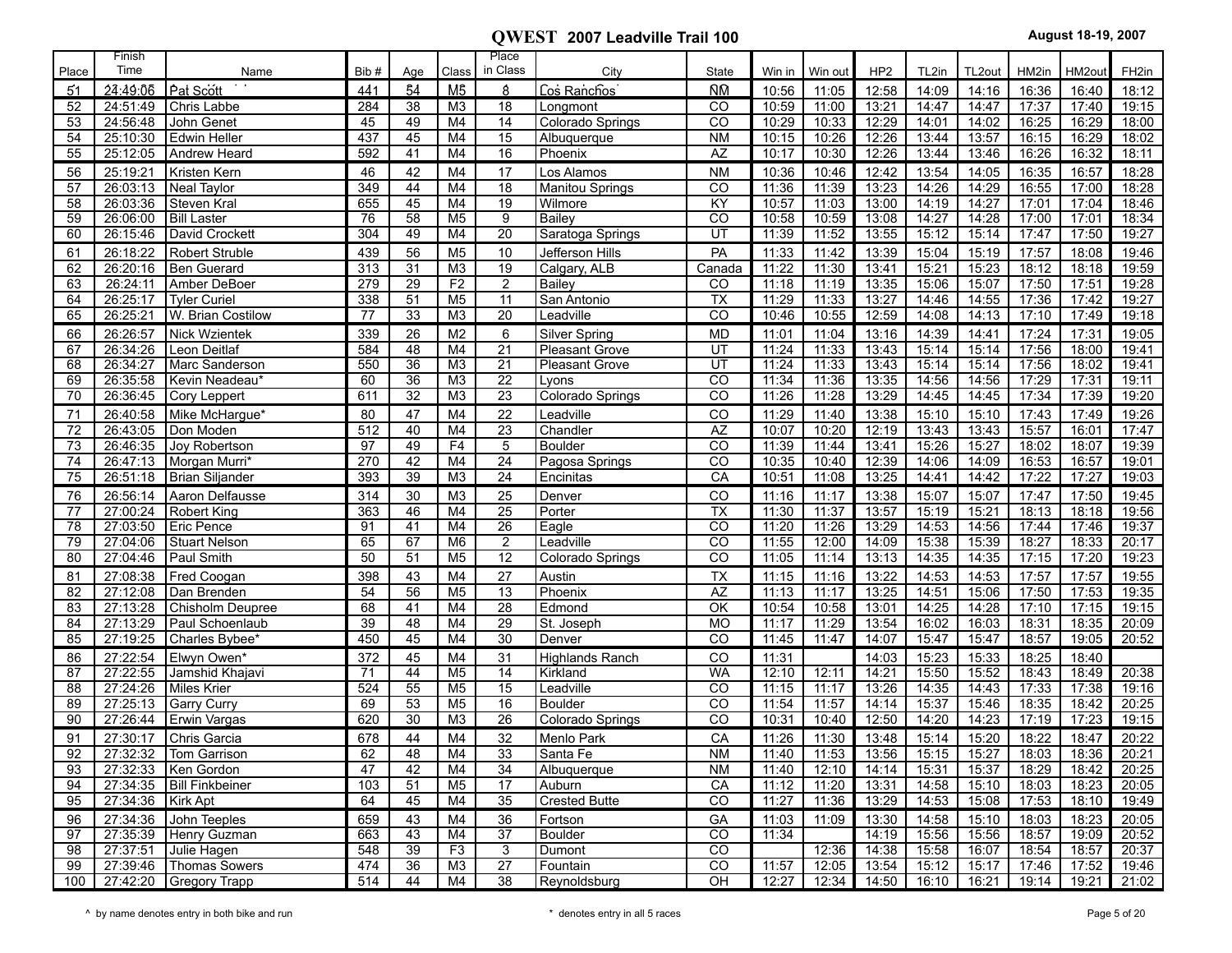# QWEST 2007 Leadville Trail 100

August 18-19, 2007

| Place | Finish Time | Name | Bib # | Age | Class | Place in Class | City | State | Win in | Win out | HP2 | TL2in | TL2out | HM2in | HM2out | FH2in |
|---|---|---|---|---|---|---|---|---|---|---|---|---|---|---|---|---|
| 51 | 24:49:06 | Pat Scott | 441 | 54 | M5 | 8 | Los Ranchos | NM | 10:56 | 11:05 | 12:58 | 14:09 | 14:16 | 16:36 | 16:40 | 18:12 |
| 52 | 24:51:49 | Chris Labbe | 284 | 38 | M3 | 18 | Longmont | CO | 10:59 | 11:00 | 13:21 | 14:47 | 14:47 | 17:37 | 17:40 | 19:15 |
| 53 | 24:56:48 | John Genet | 45 | 49 | M4 | 14 | Colorado Springs | CO | 10:29 | 10:33 | 12:29 | 14:01 | 14:02 | 16:25 | 16:29 | 18:00 |
| 54 | 25:10:30 | Edwin Heller | 437 | 45 | M4 | 15 | Albuquerque | NM | 10:15 | 10:26 | 12:26 | 13:44 | 13:57 | 16:15 | 16:29 | 18:02 |
| 55 | 25:12:05 | Andrew Heard | 592 | 41 | M4 | 16 | Phoenix | AZ | 10:17 | 10:30 | 12:26 | 13:44 | 13:46 | 16:26 | 16:32 | 18:11 |
| 56 | 25:19:21 | Kristen Kern | 46 | 42 | M4 | 17 | Los Alamos | NM | 10:36 | 10:46 | 12:42 | 13:54 | 14:05 | 16:35 | 16:57 | 18:28 |
| 57 | 26:03:13 | Neal Taylor | 349 | 44 | M4 | 18 | Manitou Springs | CO | 11:36 | 11:39 | 13:23 | 14:26 | 14:29 | 16:55 | 17:00 | 18:28 |
| 58 | 26:03:36 | Steven Kral | 655 | 45 | M4 | 19 | Wilmore | KY | 10:57 | 11:03 | 13:00 | 14:19 | 14:27 | 17:01 | 17:04 | 18:46 |
| 59 | 26:06:00 | Bill Laster | 76 | 58 | M5 | 9 | Bailey | CO | 10:58 | 10:59 | 13:08 | 14:27 | 14:28 | 17:00 | 17:01 | 18:34 |
| 60 | 26:15:46 | David Crockett | 304 | 49 | M4 | 20 | Saratoga Springs | UT | 11:39 | 11:52 | 13:55 | 15:12 | 15:14 | 17:47 | 17:50 | 19:27 |
| 61 | 26:18:22 | Robert Struble | 439 | 56 | M5 | 10 | Jefferson Hills | PA | 11:33 | 11:42 | 13:39 | 15:04 | 15:19 | 17:57 | 18:08 | 19:46 |
| 62 | 26:20:16 | Ben Guerard | 313 | 31 | M3 | 19 | Calgary, ALB | Canada | 11:22 | 11:30 | 13:41 | 15:21 | 15:23 | 18:12 | 18:18 | 19:59 |
| 63 | 26:24:11 | Amber DeBoer | 279 | 29 | F2 | 2 | Bailey | CO | 11:18 | 11:19 | 13:35 | 15:06 | 15:07 | 17:50 | 17:51 | 19:28 |
| 64 | 26:25:17 | Tyler Curiel | 338 | 51 | M5 | 11 | San Antonio | TX | 11:29 | 11:33 | 13:27 | 14:46 | 14:55 | 17:36 | 17:42 | 19:27 |
| 65 | 26:25:21 | W. Brian Costilow | 77 | 33 | M3 | 20 | Leadville | CO | 10:46 | 10:55 | 12:59 | 14:08 | 14:13 | 17:10 | 17:49 | 19:18 |
| 66 | 26:26:57 | Nick Wzientek | 339 | 26 | M2 | 6 | Silver Spring | MD | 11:01 | 11:04 | 13:16 | 14:39 | 14:41 | 17:24 | 17:31 | 19:05 |
| 67 | 26:34:26 | Leon Deitlaf | 584 | 48 | M4 | 21 | Pleasant Grove | UT | 11:24 | 11:33 | 13:43 | 15:14 | 15:14 | 17:56 | 18:00 | 19:41 |
| 68 | 26:34:27 | Marc Sanderson | 550 | 36 | M3 | 21 | Pleasant Grove | UT | 11:24 | 11:33 | 13:43 | 15:14 | 15:14 | 17:56 | 18:02 | 19:41 |
| 69 | 26:35:58 | Kevin Neadeau* | 60 | 36 | M3 | 22 | Lyons | CO | 11:34 | 11:36 | 13:35 | 14:56 | 14:56 | 17:29 | 17:31 | 19:11 |
| 70 | 26:36:45 | Cory Leppert | 611 | 32 | M3 | 23 | Colorado Springs | CO | 11:26 | 11:28 | 13:29 | 14:45 | 14:45 | 17:34 | 17:39 | 19:20 |
| 71 | 26:40:58 | Mike McHargue* | 80 | 47 | M4 | 22 | Leadville | CO | 11:29 | 11:40 | 13:38 | 15:10 | 15:10 | 17:43 | 17:49 | 19:26 |
| 72 | 26:43:05 | Don Moden | 512 | 40 | M4 | 23 | Chandler | AZ | 10:07 | 10:20 | 12:19 | 13:43 | 13:43 | 15:57 | 16:01 | 17:47 |
| 73 | 26:46:35 | Joy Robertson | 97 | 49 | F4 | 5 | Boulder | CO | 11:39 | 11:44 | 13:41 | 15:26 | 15:27 | 18:02 | 18:07 | 19:39 |
| 74 | 26:47:13 | Morgan Murri* | 270 | 42 | M4 | 24 | Pagosa Springs | CO | 10:35 | 10:40 | 12:39 | 14:06 | 14:09 | 16:53 | 16:57 | 19:01 |
| 75 | 26:51:18 | Brian Siljander | 393 | 39 | M3 | 24 | Encinitas | CA | 10:51 | 11:08 | 13:25 | 14:41 | 14:42 | 17:22 | 17:27 | 19:03 |
| 76 | 26:56:14 | Aaron Delfausse | 314 | 30 | M3 | 25 | Denver | CO | 11:16 | 11:17 | 13:38 | 15:07 | 15:07 | 17:47 | 17:50 | 19:45 |
| 77 | 27:00:24 | Robert King | 363 | 46 | M4 | 25 | Porter | TX | 11:30 | 11:37 | 13:57 | 15:19 | 15:21 | 18:13 | 18:18 | 19:56 |
| 78 | 27:03:50 | Eric Pence | 91 | 41 | M4 | 26 | Eagle | CO | 11:20 | 11:26 | 13:29 | 14:53 | 14:56 | 17:44 | 17:46 | 19:37 |
| 79 | 27:04:06 | Stuart Nelson | 65 | 67 | M6 | 2 | Leadville | CO | 11:55 | 12:00 | 14:09 | 15:38 | 15:39 | 18:27 | 18:33 | 20:17 |
| 80 | 27:04:46 | Paul Smith | 50 | 51 | M5 | 12 | Colorado Springs | CO | 11:05 | 11:14 | 13:13 | 14:35 | 14:35 | 17:15 | 17:20 | 19:23 |
| 81 | 27:08:38 | Fred Coogan | 398 | 43 | M4 | 27 | Austin | TX | 11:15 | 11:16 | 13:22 | 14:53 | 14:53 | 17:57 | 17:57 | 19:55 |
| 82 | 27:12:08 | Dan Brenden | 54 | 56 | M5 | 13 | Phoenix | AZ | 11:13 | 11:17 | 13:25 | 14:51 | 15:06 | 17:50 | 17:53 | 19:35 |
| 83 | 27:13:28 | Chisholm Deupree | 68 | 41 | M4 | 28 | Edmond | OK | 10:54 | 10:58 | 13:01 | 14:25 | 14:28 | 17:10 | 17:15 | 19:15 |
| 84 | 27:13:29 | Paul Schoenlaub | 39 | 48 | M4 | 29 | St. Joseph | MO | 11:17 | 11:29 | 13:54 | 16:02 | 16:03 | 18:31 | 18:35 | 20:09 |
| 85 | 27:19:25 | Charles Bybee* | 450 | 45 | M4 | 30 | Denver | CO | 11:45 | 11:47 | 14:07 | 15:47 | 15:47 | 18:57 | 19:05 | 20:52 |
| 86 | 27:22:54 | Elwyn Owen* | 372 | 45 | M4 | 31 | Highlands Ranch | CO | 11:31 | | 14:03 | 15:23 | 15:33 | 18:25 | 18:40 | |
| 87 | 27:22:55 | Jamshid Khajavi | 71 | 44 | M5 | 14 | Kirkland | WA | 12:10 | 12:11 | 14:21 | 15:50 | 15:52 | 18:43 | 18:49 | 20:38 |
| 88 | 27:24:26 | Miles Krier | 524 | 55 | M5 | 15 | Leadville | CO | 11:15 | 11:17 | 13:26 | 14:35 | 14:43 | 17:33 | 17:38 | 19:16 |
| 89 | 27:25:13 | Garry Curry | 69 | 53 | M5 | 16 | Boulder | CO | 11:54 | 11:57 | 14:14 | 15:37 | 15:46 | 18:35 | 18:42 | 20:25 |
| 90 | 27:26:44 | Erwin Vargas | 620 | 30 | M3 | 26 | Colorado Springs | CO | 10:31 | 10:40 | 12:50 | 14:20 | 14:23 | 17:19 | 17:23 | 19:15 |
| 91 | 27:30:17 | Chris Garcia | 678 | 44 | M4 | 32 | Menlo Park | CA | 11:26 | 11:30 | 13:48 | 15:14 | 15:20 | 18:22 | 18:47 | 20:22 |
| 92 | 27:32:32 | Tom Garrison | 62 | 48 | M4 | 33 | Santa Fe | NM | 11:40 | 11:53 | 13:56 | 15:15 | 15:27 | 18:03 | 18:36 | 20:21 |
| 93 | 27:32:33 | Ken Gordon | 47 | 42 | M4 | 34 | Albuquerque | NM | 11:40 | 12:10 | 14:14 | 15:31 | 15:37 | 18:29 | 18:42 | 20:25 |
| 94 | 27:34:35 | Bill Finkbeiner | 103 | 51 | M5 | 17 | Auburn | CA | 11:12 | 11:20 | 13:31 | 14:58 | 15:10 | 18:03 | 18:23 | 20:05 |
| 95 | 27:34:36 | Kirk Apt | 64 | 45 | M4 | 35 | Crested Butte | CO | 11:27 | 11:36 | 13:29 | 14:53 | 15:08 | 17:53 | 18:10 | 19:49 |
| 96 | 27:34:36 | John Teeples | 659 | 43 | M4 | 36 | Fortson | GA | 11:03 | 11:09 | 13:30 | 14:58 | 15:10 | 18:03 | 18:23 | 20:05 |
| 97 | 27:35:39 | Henry Guzman | 663 | 43 | M4 | 37 | Boulder | CO | 11:34 | | 14:19 | 15:56 | 15:56 | 18:57 | 19:09 | 20:52 |
| 98 | 27:37:51 | Julie Hagen | 548 | 39 | F3 | 3 | Dumont | CO | | 12:36 | 14:38 | 15:58 | 16:07 | 18:54 | 18:57 | 20:37 |
| 99 | 27:39:46 | Thomas Sowers | 474 | 36 | M3 | 27 | Fountain | CO | 11:57 | 12:05 | 13:54 | 15:12 | 15:17 | 17:46 | 17:52 | 19:46 |
| 100 | 27:42:20 | Gregory Trapp | 514 | 44 | M4 | 38 | Reynoldsburg | OH | 12:27 | 12:34 | 14:50 | 16:10 | 16:21 | 19:14 | 19:21 | 21:02 |

^ by name denotes entry in both bike and run

* denotes entry in all 5 races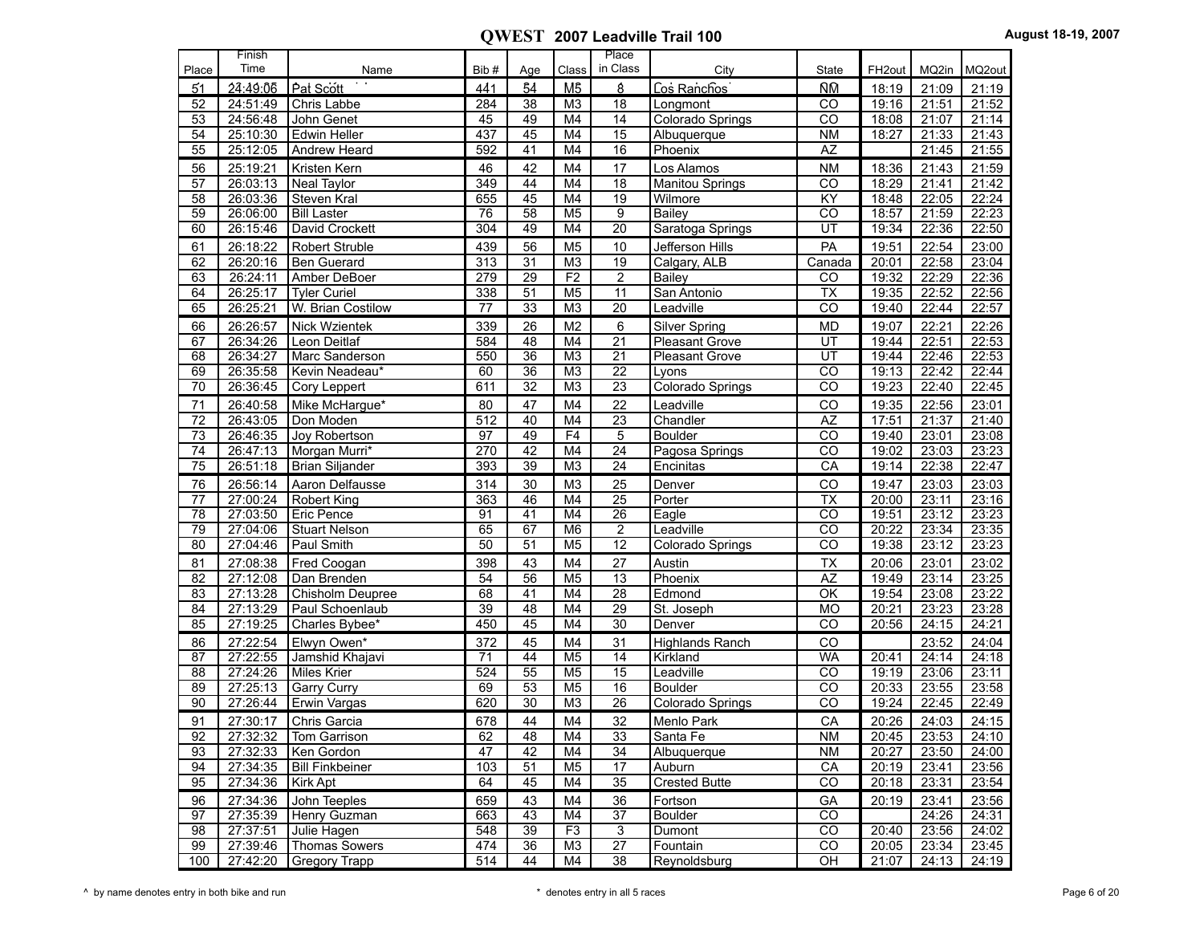# QWEST 2007 Leadville Trail 100

August 18-19, 2007

| Place | Finish Time | Name | Bib # | Age | Class | Place in Class | City | State | FH2out | MQ2in | MQ2out |
|---|---|---|---|---|---|---|---|---|---|---|---|
| 51 | 24:49:06 | Pat Scott | 441 | 54 | M5 | 8 | Los Ranchos | NM | 18:19 | 21:09 | 21:19 |
| 52 | 24:51:49 | Chris Labbe | 284 | 38 | M3 | 18 | Longmont | CO | 19:16 | 21:51 | 21:52 |
| 53 | 24:56:48 | John Genet | 45 | 49 | M4 | 14 | Colorado Springs | CO | 18:08 | 21:07 | 21:14 |
| 54 | 25:10:30 | Edwin Heller | 437 | 45 | M4 | 15 | Albuquerque | NM | 18:27 | 21:33 | 21:43 |
| 55 | 25:12:05 | Andrew Heard | 592 | 41 | M4 | 16 | Phoenix | AZ | | 21:45 | 21:55 |
| 56 | 25:19:21 | Kristen Kern | 46 | 42 | M4 | 17 | Los Alamos | NM | 18:36 | 21:43 | 21:59 |
| 57 | 26:03:13 | Neal Taylor | 349 | 44 | M4 | 18 | Manitou Springs | CO | 18:29 | 21:41 | 21:42 |
| 58 | 26:03:36 | Steven Kral | 655 | 45 | M4 | 19 | Wilmore | KY | 18:48 | 22:05 | 22:24 |
| 59 | 26:06:00 | Bill Laster | 76 | 58 | M5 | 9 | Bailey | CO | 18:57 | 21:59 | 22:23 |
| 60 | 26:15:46 | David Crockett | 304 | 49 | M4 | 20 | Saratoga Springs | UT | 19:34 | 22:36 | 22:50 |
| 61 | 26:18:22 | Robert Struble | 439 | 56 | M5 | 10 | Jefferson Hills | PA | 19:51 | 22:54 | 23:00 |
| 62 | 26:20:16 | Ben Guerard | 313 | 31 | M3 | 19 | Calgary, ALB | Canada | 20:01 | 22:58 | 23:04 |
| 63 | 26:24:11 | Amber DeBoer | 279 | 29 | F2 | 2 | Bailey | CO | 19:32 | 22:29 | 22:36 |
| 64 | 26:25:17 | Tyler Curiel | 338 | 51 | M5 | 11 | San Antonio | TX | 19:35 | 22:52 | 22:56 |
| 65 | 26:25:21 | W. Brian Costilow | 77 | 33 | M3 | 20 | Leadville | CO | 19:40 | 22:44 | 22:57 |
| 66 | 26:26:57 | Nick Wzientek | 339 | 26 | M2 | 6 | Silver Spring | MD | 19:07 | 22:21 | 22:26 |
| 67 | 26:34:26 | Leon Deitlaf | 584 | 48 | M4 | 21 | Pleasant Grove | UT | 19:44 | 22:51 | 22:53 |
| 68 | 26:34:27 | Marc Sanderson | 550 | 36 | M3 | 21 | Pleasant Grove | UT | 19:44 | 22:46 | 22:53 |
| 69 | 26:35:58 | Kevin Neadeau* | 60 | 36 | M3 | 22 | Lyons | CO | 19:13 | 22:42 | 22:44 |
| 70 | 26:36:45 | Cory Leppert | 611 | 32 | M3 | 23 | Colorado Springs | CO | 19:23 | 22:40 | 22:45 |
| 71 | 26:40:58 | Mike McHargue* | 80 | 47 | M4 | 22 | Leadville | CO | 19:35 | 22:56 | 23:01 |
| 72 | 26:43:05 | Don Moden | 512 | 40 | M4 | 23 | Chandler | AZ | 17:51 | 21:37 | 21:40 |
| 73 | 26:46:35 | Joy Robertson | 97 | 49 | F4 | 5 | Boulder | CO | 19:40 | 23:01 | 23:08 |
| 74 | 26:47:13 | Morgan Murri* | 270 | 42 | M4 | 24 | Pagosa Springs | CO | 19:02 | 23:03 | 23:23 |
| 75 | 26:51:18 | Brian Siljander | 393 | 39 | M3 | 24 | Encinitas | CA | 19:14 | 22:38 | 22:47 |
| 76 | 26:56:14 | Aaron Delfausse | 314 | 30 | M3 | 25 | Denver | CO | 19:47 | 23:03 | 23:03 |
| 77 | 27:00:24 | Robert King | 363 | 46 | M4 | 25 | Porter | TX | 20:00 | 23:11 | 23:16 |
| 78 | 27:03:50 | Eric Pence | 91 | 41 | M4 | 26 | Eagle | CO | 19:51 | 23:12 | 23:23 |
| 79 | 27:04:06 | Stuart Nelson | 65 | 67 | M6 | 2 | Leadville | CO | 20:22 | 23:34 | 23:35 |
| 80 | 27:04:46 | Paul Smith | 50 | 51 | M5 | 12 | Colorado Springs | CO | 19:38 | 23:12 | 23:23 |
| 81 | 27:08:38 | Fred Coogan | 398 | 43 | M4 | 27 | Austin | TX | 20:06 | 23:01 | 23:02 |
| 82 | 27:12:08 | Dan Brenden | 54 | 56 | M5 | 13 | Phoenix | AZ | 19:49 | 23:14 | 23:25 |
| 83 | 27:13:28 | Chisholm Deupree | 68 | 41 | M4 | 28 | Edmond | OK | 19:54 | 23:08 | 23:22 |
| 84 | 27:13:29 | Paul Schoenlaub | 39 | 48 | M4 | 29 | St. Joseph | MO | 20:21 | 23:23 | 23:28 |
| 85 | 27:19:25 | Charles Bybee* | 450 | 45 | M4 | 30 | Denver | CO | 20:56 | 24:15 | 24:21 |
| 86 | 27:22:54 | Elwyn Owen* | 372 | 45 | M4 | 31 | Highlands Ranch | CO | | 23:52 | 24:04 |
| 87 | 27:22:55 | Jamshid Khajavi | 71 | 44 | M5 | 14 | Kirkland | WA | 20:41 | 24:14 | 24:18 |
| 88 | 27:24:26 | Miles Krier | 524 | 55 | M5 | 15 | Leadville | CO | 19:19 | 23:06 | 23:11 |
| 89 | 27:25:13 | Garry Curry | 69 | 53 | M5 | 16 | Boulder | CO | 20:33 | 23:55 | 23:58 |
| 90 | 27:26:44 | Erwin Vargas | 620 | 30 | M3 | 26 | Colorado Springs | CO | 19:24 | 22:45 | 22:49 |
| 91 | 27:30:17 | Chris Garcia | 678 | 44 | M4 | 32 | Menlo Park | CA | 20:26 | 24:03 | 24:15 |
| 92 | 27:32:32 | Tom Garrison | 62 | 48 | M4 | 33 | Santa Fe | NM | 20:45 | 23:53 | 24:10 |
| 93 | 27:32:33 | Ken Gordon | 47 | 42 | M4 | 34 | Albuquerque | NM | 20:27 | 23:50 | 24:00 |
| 94 | 27:34:35 | Bill Finkbeiner | 103 | 51 | M5 | 17 | Auburn | CA | 20:19 | 23:41 | 23:56 |
| 95 | 27:34:36 | Kirk Apt | 64 | 45 | M4 | 35 | Crested Butte | CO | 20:18 | 23:31 | 23:54 |
| 96 | 27:34:36 | John Teeples | 659 | 43 | M4 | 36 | Fortson | GA | 20:19 | 23:41 | 23:56 |
| 97 | 27:35:39 | Henry Guzman | 663 | 43 | M4 | 37 | Boulder | CO | | 24:26 | 24:31 |
| 98 | 27:37:51 | Julie Hagen | 548 | 39 | F3 | 3 | Dumont | CO | 20:40 | 23:56 | 24:02 |
| 99 | 27:39:46 | Thomas Sowers | 474 | 36 | M3 | 27 | Fountain | CO | 20:05 | 23:34 | 23:45 |
| 100 | 27:42:20 | Gregory Trapp | 514 | 44 | M4 | 38 | Reynoldsburg | OH | 21:07 | 24:13 | 24:19 |

^ by name denotes entry in both bike and run

* denotes entry in all 5 races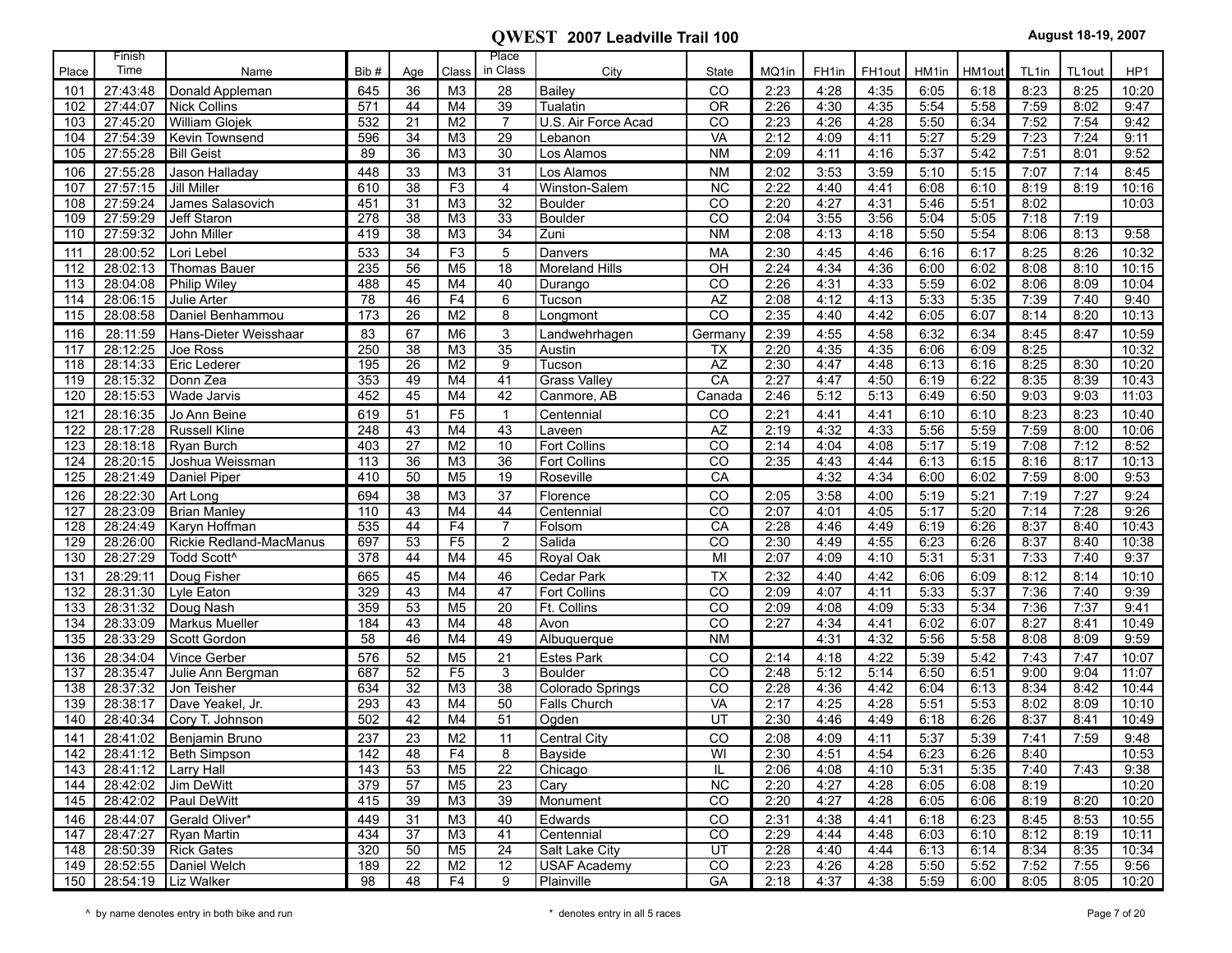# QWEST 2007 Leadville Trail 100

August 18-19, 2007

| Place | Finish Time | Name | Bib # | Age | Class | Place in Class | City | State | MQ1in | FH1in | FH1out | HM1in | HM1out | TL1in | TL1out | HP1 |
|---|---|---|---|---|---|---|---|---|---|---|---|---|---|---|---|---|
| 101 | 27:43:48 | Donald Appleman | 645 | 36 | M3 | 28 | Bailey | CO | 2:23 | 4:28 | 4:35 | 6:05 | 6:18 | 8:23 | 8:25 | 10:20 |
| 102 | 27:44:07 | Nick Collins | 571 | 44 | M4 | 39 | Tualatin | OR | 2:26 | 4:30 | 4:35 | 5:54 | 5:58 | 7:59 | 8:02 | 9:47 |
| 103 | 27:45:20 | William Glojek | 532 | 21 | M2 | 7 | U.S. Air Force Acad | CO | 2:23 | 4:26 | 4:28 | 5:50 | 6:34 | 7:52 | 7:54 | 9:42 |
| 104 | 27:54:39 | Kevin Townsend | 596 | 34 | M3 | 29 | Lebanon | VA | 2:12 | 4:09 | 4:11 | 5:27 | 5:29 | 7:23 | 7:24 | 9:11 |
| 105 | 27:55:28 | Bill Geist | 89 | 36 | M3 | 30 | Los Alamos | NM | 2:09 | 4:11 | 4:16 | 5:37 | 5:42 | 7:51 | 8:01 | 9:52 |
| 106 | 27:55:28 | Jason Halladay | 448 | 33 | M3 | 31 | Los Alamos | NM | 2:02 | 3:53 | 3:59 | 5:10 | 5:15 | 7:07 | 7:14 | 8:45 |
| 107 | 27:57:15 | Jill Miller | 610 | 38 | F3 | 4 | Winston-Salem | NC | 2:22 | 4:40 | 4:41 | 6:08 | 6:10 | 8:19 | 8:19 | 10:16 |
| 108 | 27:59:24 | James Salasovich | 451 | 31 | M3 | 32 | Boulder | CO | 2:20 | 4:27 | 4:31 | 5:46 | 5:51 | 8:02 | | 10:03 |
| 109 | 27:59:29 | Jeff Staron | 278 | 38 | M3 | 33 | Boulder | CO | 2:04 | 3:55 | 3:56 | 5:04 | 5:05 | 7:18 | 7:19 | |
| 110 | 27:59:32 | John Miller | 419 | 38 | M3 | 34 | Zuni | NM | 2:08 | 4:13 | 4:18 | 5:50 | 5:54 | 8:06 | 8:13 | 9:58 |
| 111 | 28:00:52 | Lori Lebel | 533 | 34 | F3 | 5 | Danvers | MA | 2:30 | 4:45 | 4:46 | 6:16 | 6:17 | 8:25 | 8:26 | 10:32 |
| 112 | 28:02:13 | Thomas Bauer | 235 | 56 | M5 | 18 | Moreland Hills | OH | 2:24 | 4:34 | 4:36 | 6:00 | 6:02 | 8:08 | 8:10 | 10:15 |
| 113 | 28:04:08 | Philip Wiley | 488 | 45 | M4 | 40 | Durango | CO | 2:26 | 4:31 | 4:33 | 5:59 | 6:02 | 8:06 | 8:09 | 10:04 |
| 114 | 28:06:15 | Julie Arter | 78 | 46 | F4 | 6 | Tucson | AZ | 2:08 | 4:12 | 4:13 | 5:33 | 5:35 | 7:39 | 7:40 | 9:40 |
| 115 | 28:08:58 | Daniel Benhammou | 173 | 26 | M2 | 8 | Longmont | CO | 2:35 | 4:40 | 4:42 | 6:05 | 6:07 | 8:14 | 8:20 | 10:13 |
| 116 | 28:11:59 | Hans-Dieter Weisshaar | 83 | 67 | M6 | 3 | Landwehrhagen | Germany | 2:39 | 4:55 | 4:58 | 6:32 | 6:34 | 8:45 | 8:47 | 10:59 |
| 117 | 28:12:25 | Joe Ross | 250 | 38 | M3 | 35 | Austin | TX | 2:20 | 4:35 | 4:35 | 6:06 | 6:09 | 8:25 | | 10:32 |
| 118 | 28:14:33 | Eric Lederer | 195 | 26 | M2 | 9 | Tucson | AZ | 2:30 | 4:47 | 4:48 | 6:13 | 6:16 | 8:25 | 8:30 | 10:20 |
| 119 | 28:15:32 | Donn Zea | 353 | 49 | M4 | 41 | Grass Valley | CA | 2:27 | 4:47 | 4:50 | 6:19 | 6:22 | 8:35 | 8:39 | 10:43 |
| 120 | 28:15:53 | Wade Jarvis | 452 | 45 | M4 | 42 | Canmore, AB | Canada | 2:46 | 5:12 | 5:13 | 6:49 | 6:50 | 9:03 | 9:03 | 11:03 |
| 121 | 28:16:35 | Jo Ann Beine | 619 | 51 | F5 | 1 | Centennial | CO | 2:21 | 4:41 | 4:41 | 6:10 | 6:10 | 8:23 | 8:23 | 10:40 |
| 122 | 28:17:28 | Russell Kline | 248 | 43 | M4 | 43 | Laveen | AZ | 2:19 | 4:32 | 4:33 | 5:56 | 5:59 | 7:59 | 8:00 | 10:06 |
| 123 | 28:18:18 | Ryan Burch | 403 | 27 | M2 | 10 | Fort Collins | CO | 2:14 | 4:04 | 4:08 | 5:17 | 5:19 | 7:08 | 7:12 | 8:52 |
| 124 | 28:20:15 | Joshua Weissman | 113 | 36 | M3 | 36 | Fort Collins | CO | 2:35 | 4:43 | 4:44 | 6:13 | 6:15 | 8:16 | 8:17 | 10:13 |
| 125 | 28:21:49 | Daniel Piper | 410 | 50 | M5 | 19 | Roseville | CA | | 4:32 | 4:34 | 6:00 | 6:02 | 7:59 | 8:00 | 9:53 |
| 126 | 28:22:30 | Art Long | 694 | 38 | M3 | 37 | Florence | CO | 2:05 | 3:58 | 4:00 | 5:19 | 5:21 | 7:19 | 7:27 | 9:24 |
| 127 | 28:23:09 | Brian Manley | 110 | 43 | M4 | 44 | Centennial | CO | 2:07 | 4:01 | 4:05 | 5:17 | 5:20 | 7:14 | 7:28 | 9:26 |
| 128 | 28:24:49 | Karyn Hoffman | 535 | 44 | F4 | 7 | Folsom | CA | 2:28 | 4:46 | 4:49 | 6:19 | 6:26 | 8:37 | 8:40 | 10:43 |
| 129 | 28:26:00 | Rickie Redland-MacManus | 697 | 53 | F5 | 2 | Salida | CO | 2:30 | 4:49 | 4:55 | 6:23 | 6:26 | 8:37 | 8:40 | 10:38 |
| 130 | 28:27:29 | Todd Scott^ | 378 | 44 | M4 | 45 | Royal Oak | MI | 2:07 | 4:09 | 4:10 | 5:31 | 5:31 | 7:33 | 7:40 | 9:37 |
| 131 | 28:29:11 | Doug Fisher | 665 | 45 | M4 | 46 | Cedar Park | TX | 2:32 | 4:40 | 4:42 | 6:06 | 6:09 | 8:12 | 8:14 | 10:10 |
| 132 | 28:31:30 | Lyle Eaton | 329 | 43 | M4 | 47 | Fort Collins | CO | 2:09 | 4:07 | 4:11 | 5:33 | 5:37 | 7:36 | 7:40 | 9:39 |
| 133 | 28:31:32 | Doug Nash | 359 | 53 | M5 | 20 | Ft. Collins | CO | 2:09 | 4:08 | 4:09 | 5:33 | 5:34 | 7:36 | 7:37 | 9:41 |
| 134 | 28:33:09 | Markus Mueller | 184 | 43 | M4 | 48 | Avon | CO | 2:27 | 4:34 | 4:41 | 6:02 | 6:07 | 8:27 | 8:41 | 10:49 |
| 135 | 28:33:29 | Scott Gordon | 58 | 46 | M4 | 49 | Albuquerque | NM | | 4:31 | 4:32 | 5:56 | 5:58 | 8:08 | 8:09 | 9:59 |
| 136 | 28:34:04 | Vince Gerber | 576 | 52 | M5 | 21 | Estes Park | CO | 2:14 | 4:18 | 4:22 | 5:39 | 5:42 | 7:43 | 7:47 | 10:07 |
| 137 | 28:35:47 | Julie Ann Bergman | 687 | 52 | F5 | 3 | Boulder | CO | 2:48 | 5:12 | 5:14 | 6:50 | 6:51 | 9:00 | 9:04 | 11:07 |
| 138 | 28:37:32 | Jon Teisher | 634 | 32 | M3 | 38 | Colorado Springs | CO | 2:28 | 4:36 | 4:42 | 6:04 | 6:13 | 8:34 | 8:42 | 10:44 |
| 139 | 28:38:17 | Dave Yeakel, Jr. | 293 | 43 | M4 | 50 | Falls Church | VA | 2:17 | 4:25 | 4:28 | 5:51 | 5:53 | 8:02 | 8:09 | 10:10 |
| 140 | 28:40:34 | Cory T. Johnson | 502 | 42 | M4 | 51 | Ogden | UT | 2:30 | 4:46 | 4:49 | 6:18 | 6:26 | 8:37 | 8:41 | 10:49 |
| 141 | 28:41:02 | Benjamin Bruno | 237 | 23 | M2 | 11 | Central City | CO | 2:08 | 4:09 | 4:11 | 5:37 | 5:39 | 7:41 | 7:59 | 9:48 |
| 142 | 28:41:12 | Beth Simpson | 142 | 48 | F4 | 8 | Bayside | WI | 2:30 | 4:51 | 4:54 | 6:23 | 6:26 | 8:40 | | 10:53 |
| 143 | 28:41:12 | Larry Hall | 143 | 53 | M5 | 22 | Chicago | IL | 2:06 | 4:08 | 4:10 | 5:31 | 5:35 | 7:40 | 7:43 | 9:38 |
| 144 | 28:42:02 | Jim DeWitt | 379 | 57 | M5 | 23 | Cary | NC | 2:20 | 4:27 | 4:28 | 6:05 | 6:08 | 8:19 | | 10:20 |
| 145 | 28:42:02 | Paul DeWitt | 415 | 39 | M3 | 39 | Monument | CO | 2:20 | 4:27 | 4:28 | 6:05 | 6:06 | 8:19 | 8:20 | 10:20 |
| 146 | 28:44:07 | Gerald Oliver* | 449 | 31 | M3 | 40 | Edwards | CO | 2:31 | 4:38 | 4:41 | 6:18 | 6:23 | 8:45 | 8:53 | 10:55 |
| 147 | 28:47:27 | Ryan Martin | 434 | 37 | M3 | 41 | Centennial | CO | 2:29 | 4:44 | 4:48 | 6:03 | 6:10 | 8:12 | 8:19 | 10:11 |
| 148 | 28:50:39 | Rick Gates | 320 | 50 | M5 | 24 | Salt Lake City | UT | 2:28 | 4:40 | 4:44 | 6:13 | 6:14 | 8:34 | 8:35 | 10:34 |
| 149 | 28:52:55 | Daniel Welch | 189 | 22 | M2 | 12 | USAF Academy | CO | 2:23 | 4:26 | 4:28 | 5:50 | 5:52 | 7:52 | 7:55 | 9:56 |
| 150 | 28:54:19 | Liz Walker | 98 | 48 | F4 | 9 | Plainville | GA | 2:18 | 4:37 | 4:38 | 5:59 | 6:00 | 8:05 | 8:05 | 10:20 |

^ by name denotes entry in both bike and run

* denotes entry in all 5 races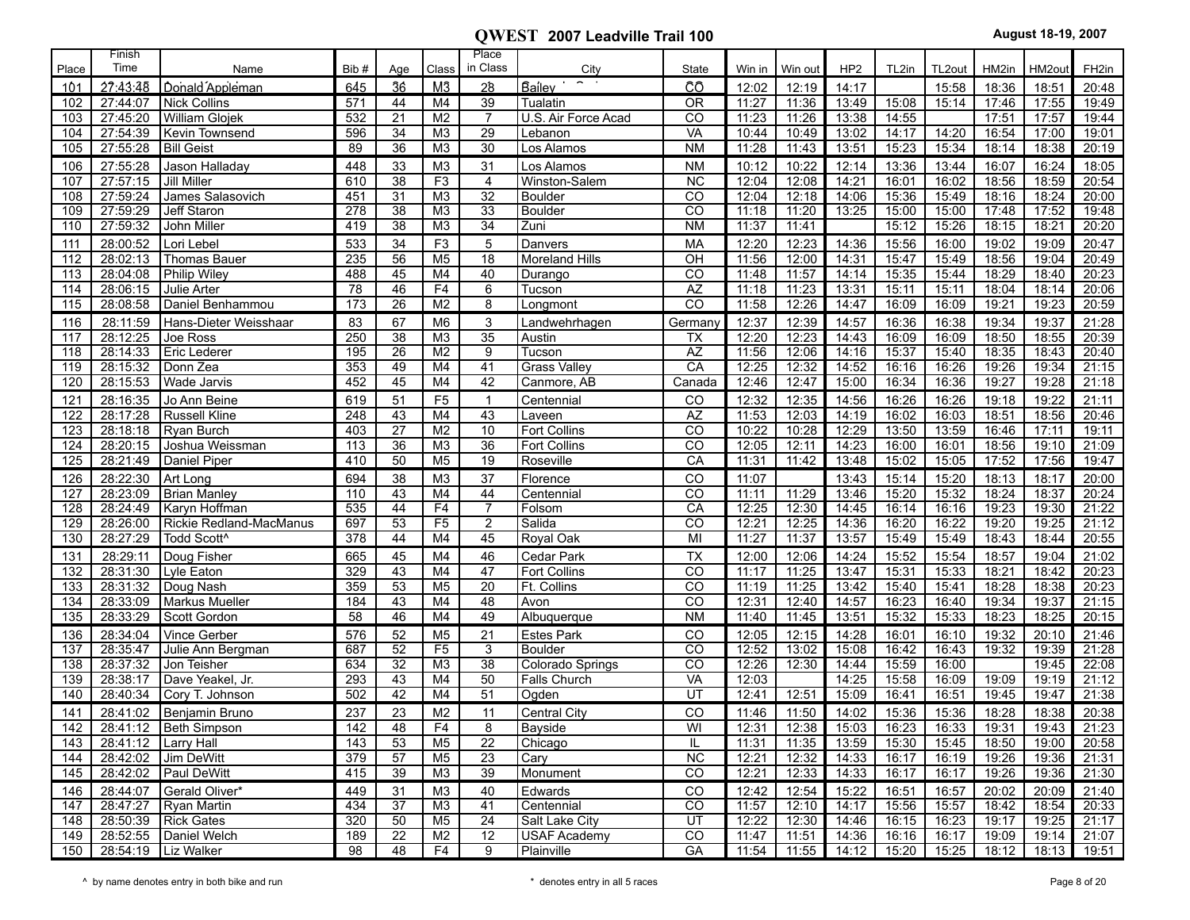# QWEST 2007 Leadville Trail 100

August 18-19, 2007

| Place | Finish Time | Name | Bib # | Age | Class | Place in Class | City | State | Win in | Win out | HP2 | TL2in | TL2out | HM2in | HM2out | FH2in |
|---|---|---|---|---|---|---|---|---|---|---|---|---|---|---|---|---|
| 101 | 27:43:48 | Donald Appleman | 645 | 36 | M3 | 28 | Bailey | CO | 12:02 | 12:19 | 14:17 | | 15:58 | 18:36 | 18:51 | 20:48 |
| 102 | 27:44:07 | Nick Collins | 571 | 44 | M4 | 39 | Tualatin | OR | 11:27 | 11:36 | 13:49 | 15:08 | 15:14 | 17:46 | 17:55 | 19:49 |
| 103 | 27:45:20 | William Glojek | 532 | 21 | M2 | 7 | U.S. Air Force Acad | CO | 11:23 | 11:26 | 13:38 | 14:55 | | 17:51 | 17:57 | 19:44 |
| 104 | 27:54:39 | Kevin Townsend | 596 | 34 | M3 | 29 | Lebanon | VA | 10:44 | 10:49 | 13:02 | 14:17 | 14:20 | 16:54 | 17:00 | 19:01 |
| 105 | 27:55:28 | Bill Geist | 89 | 36 | M3 | 30 | Los Alamos | NM | 11:28 | 11:43 | 13:51 | 15:23 | 15:34 | 18:14 | 18:38 | 20:19 |
| 106 | 27:55:28 | Jason Halladay | 448 | 33 | M3 | 31 | Los Alamos | NM | 10:12 | 10:22 | 12:14 | 13:36 | 13:44 | 16:07 | 16:24 | 18:05 |
| 107 | 27:57:15 | Jill Miller | 610 | 38 | F3 | 4 | Winston-Salem | NC | 12:04 | 12:08 | 14:21 | 16:01 | 16:02 | 18:56 | 18:59 | 20:54 |
| 108 | 27:59:24 | James Salasovich | 451 | 31 | M3 | 32 | Boulder | CO | 12:04 | 12:18 | 14:06 | 15:36 | 15:49 | 18:16 | 18:24 | 20:00 |
| 109 | 27:59:29 | Jeff Staron | 278 | 38 | M3 | 33 | Boulder | CO | 11:18 | 11:20 | 13:25 | 15:00 | 15:00 | 17:48 | 17:52 | 19:48 |
| 110 | 27:59:32 | John Miller | 419 | 38 | M3 | 34 | Zuni | NM | 11:37 | 11:41 | | 15:12 | 15:26 | 18:15 | 18:21 | 20:20 |
| 111 | 28:00:52 | Lori Lebel | 533 | 34 | F3 | 5 | Danvers | MA | 12:20 | 12:23 | 14:36 | 15:56 | 16:00 | 19:02 | 19:09 | 20:47 |
| 112 | 28:02:13 | Thomas Bauer | 235 | 56 | M5 | 18 | Moreland Hills | OH | 11:56 | 12:00 | 14:31 | 15:47 | 15:49 | 18:56 | 19:04 | 20:49 |
| 113 | 28:04:08 | Philip Wiley | 488 | 45 | M4 | 40 | Durango | CO | 11:48 | 11:57 | 14:14 | 15:35 | 15:44 | 18:29 | 18:40 | 20:23 |
| 114 | 28:06:15 | Julie Arter | 78 | 46 | F4 | 6 | Tucson | AZ | 11:18 | 11:23 | 13:31 | 15:11 | 15:11 | 18:04 | 18:14 | 20:06 |
| 115 | 28:08:58 | Daniel Benhammou | 173 | 26 | M2 | 8 | Longmont | CO | 11:58 | 12:26 | 14:47 | 16:09 | 16:09 | 19:21 | 19:23 | 20:59 |
| 116 | 28:11:59 | Hans-Dieter Weisshaar | 83 | 67 | M6 | 3 | Landwehrhagen | Germany | 12:37 | 12:39 | 14:57 | 16:36 | 16:38 | 19:34 | 19:37 | 21:28 |
| 117 | 28:12:25 | Joe Ross | 250 | 38 | M3 | 35 | Austin | TX | 12:20 | 12:23 | 14:43 | 16:09 | 16:09 | 18:50 | 18:55 | 20:39 |
| 118 | 28:14:33 | Eric Lederer | 195 | 26 | M2 | 9 | Tucson | AZ | 11:56 | 12:06 | 14:16 | 15:37 | 15:40 | 18:35 | 18:43 | 20:40 |
| 119 | 28:15:32 | Donn Zea | 353 | 49 | M4 | 41 | Grass Valley | CA | 12:25 | 12:32 | 14:52 | 16:16 | 16:26 | 19:26 | 19:34 | 21:15 |
| 120 | 28:15:53 | Wade Jarvis | 452 | 45 | M4 | 42 | Canmore, AB | Canada | 12:46 | 12:47 | 15:00 | 16:34 | 16:36 | 19:27 | 19:28 | 21:18 |
| 121 | 28:16:35 | Jo Ann Beine | 619 | 51 | F5 | 1 | Centennial | CO | 12:32 | 12:35 | 14:56 | 16:26 | 16:26 | 19:18 | 19:22 | 21:11 |
| 122 | 28:17:28 | Russell Kline | 248 | 43 | M4 | 43 | Laveen | AZ | 11:53 | 12:03 | 14:19 | 16:02 | 16:03 | 18:51 | 18:56 | 20:46 |
| 123 | 28:18:18 | Ryan Burch | 403 | 27 | M2 | 10 | Fort Collins | CO | 10:22 | 10:28 | 12:29 | 13:50 | 13:59 | 16:46 | 17:11 | 19:11 |
| 124 | 28:20:15 | Joshua Weissman | 113 | 36 | M3 | 36 | Fort Collins | CO | 12:05 | 12:11 | 14:23 | 16:00 | 16:01 | 18:56 | 19:10 | 21:09 |
| 125 | 28:21:49 | Daniel Piper | 410 | 50 | M5 | 19 | Roseville | CA | 11:31 | 11:42 | 13:48 | 15:02 | 15:05 | 17:52 | 17:56 | 19:47 |
| 126 | 28:22:30 | Art Long | 694 | 38 | M3 | 37 | Florence | CO | 11:07 | | 13:43 | 15:14 | 15:20 | 18:13 | 18:17 | 20:00 |
| 127 | 28:23:09 | Brian Manley | 110 | 43 | M4 | 44 | Centennial | CO | 11:11 | 11:29 | 13:46 | 15:20 | 15:32 | 18:24 | 18:37 | 20:24 |
| 128 | 28:24:49 | Karyn Hoffman | 535 | 44 | F4 | 7 | Folsom | CA | 12:25 | 12:30 | 14:45 | 16:14 | 16:16 | 19:23 | 19:30 | 21:22 |
| 129 | 28:26:00 | Rickie Redland-MacManus | 697 | 53 | F5 | 2 | Salida | CO | 12:21 | 12:25 | 14:36 | 16:20 | 16:22 | 19:20 | 19:25 | 21:12 |
| 130 | 28:27:29 | Todd Scott^ | 378 | 44 | M4 | 45 | Royal Oak | MI | 11:27 | 11:37 | 13:57 | 15:49 | 15:49 | 18:43 | 18:44 | 20:55 |
| 131 | 28:29:11 | Doug Fisher | 665 | 45 | M4 | 46 | Cedar Park | TX | 12:00 | 12:06 | 14:24 | 15:52 | 15:54 | 18:57 | 19:04 | 21:02 |
| 132 | 28:31:30 | Lyle Eaton | 329 | 43 | M4 | 47 | Fort Collins | CO | 11:17 | 11:25 | 13:47 | 15:31 | 15:33 | 18:21 | 18:42 | 20:23 |
| 133 | 28:31:32 | Doug Nash | 359 | 53 | M5 | 20 | Ft. Collins | CO | 11:19 | 11:25 | 13:42 | 15:40 | 15:41 | 18:28 | 18:38 | 20:23 |
| 134 | 28:33:09 | Markus Mueller | 184 | 43 | M4 | 48 | Avon | CO | 12:31 | 12:40 | 14:57 | 16:23 | 16:40 | 19:34 | 19:37 | 21:15 |
| 135 | 28:33:29 | Scott Gordon | 58 | 46 | M4 | 49 | Albuquerque | NM | 11:40 | 11:45 | 13:51 | 15:32 | 15:33 | 18:23 | 18:25 | 20:15 |
| 136 | 28:34:04 | Vince Gerber | 576 | 52 | M5 | 21 | Estes Park | CO | 12:05 | 12:15 | 14:28 | 16:01 | 16:10 | 19:32 | 20:10 | 21:46 |
| 137 | 28:35:47 | Julie Ann Bergman | 687 | 52 | F5 | 3 | Boulder | CO | 12:52 | 13:02 | 15:08 | 16:42 | 16:43 | 19:32 | 19:39 | 21:28 |
| 138 | 28:37:32 | Jon Teisher | 634 | 32 | M3 | 38 | Colorado Springs | CO | 12:26 | 12:30 | 14:44 | 15:59 | 16:00 | | 19:45 | 22:08 |
| 139 | 28:38:17 | Dave Yeakel, Jr. | 293 | 43 | M4 | 50 | Falls Church | VA | 12:03 | | 14:25 | 15:58 | 16:09 | 19:09 | 19:19 | 21:12 |
| 140 | 28:40:34 | Cory T. Johnson | 502 | 42 | M4 | 51 | Ogden | UT | 12:41 | 12:51 | 15:09 | 16:41 | 16:51 | 19:45 | 19:47 | 21:38 |
| 141 | 28:41:02 | Benjamin Bruno | 237 | 23 | M2 | 11 | Central City | CO | 11:46 | 11:50 | 14:02 | 15:36 | 15:36 | 18:28 | 18:38 | 20:38 |
| 142 | 28:41:12 | Beth Simpson | 142 | 48 | F4 | 8 | Bayside | WI | 12:31 | 12:38 | 15:03 | 16:23 | 16:33 | 19:31 | 19:43 | 21:23 |
| 143 | 28:41:12 | Larry Hall | 143 | 53 | M5 | 22 | Chicago | IL | 11:31 | 11:35 | 13:59 | 15:30 | 15:45 | 18:50 | 19:00 | 20:58 |
| 144 | 28:42:02 | Jim DeWitt | 379 | 57 | M5 | 23 | Cary | NC | 12:21 | 12:32 | 14:33 | 16:17 | 16:19 | 19:26 | 19:36 | 21:31 |
| 145 | 28:42:02 | Paul DeWitt | 415 | 39 | M3 | 39 | Monument | CO | 12:21 | 12:33 | 14:33 | 16:17 | 16:17 | 19:26 | 19:36 | 21:30 |
| 146 | 28:44:07 | Gerald Oliver* | 449 | 31 | M3 | 40 | Edwards | CO | 12:42 | 12:54 | 15:22 | 16:51 | 16:57 | 20:02 | 20:09 | 21:40 |
| 147 | 28:47:27 | Ryan Martin | 434 | 37 | M3 | 41 | Centennial | CO | 11:57 | 12:10 | 14:17 | 15:56 | 15:57 | 18:42 | 18:54 | 20:33 |
| 148 | 28:50:39 | Rick Gates | 320 | 50 | M5 | 24 | Salt Lake City | UT | 12:22 | 12:30 | 14:46 | 16:15 | 16:23 | 19:17 | 19:25 | 21:17 |
| 149 | 28:52:55 | Daniel Welch | 189 | 22 | M2 | 12 | USAF Academy | CO | 11:47 | 11:51 | 14:36 | 16:16 | 16:17 | 19:09 | 19:14 | 21:07 |
| 150 | 28:54:19 | Liz Walker | 98 | 48 | F4 | 9 | Plainville | GA | 11:54 | 11:55 | 14:12 | 15:20 | 15:25 | 18:12 | 18:13 | 19:51 |

^ by name denotes entry in both bike and run

\* denotes entry in all 5 races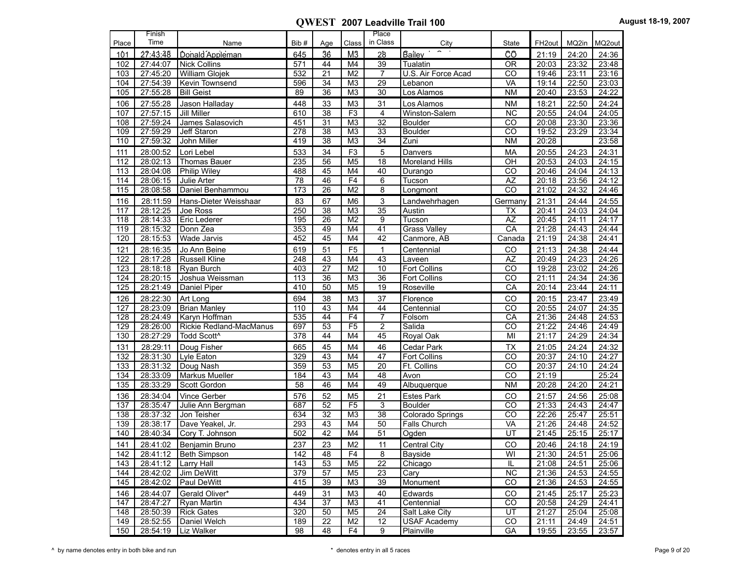# QWEST 2007 Leadville Trail 100

August 18-19, 2007

| Place | Finish Time | Name | Bib # | Age | Class | Place in Class | City | State | FH2out | MQ2in | MQ2out |
|---|---|---|---|---|---|---|---|---|---|---|---|
| 101 | 27:43:45 | Donald Appleman | 645 | 36 | M3 | 28 | Bailey | CO | 21:19 | 24:20 | 24:36 |
| 102 | 27:44:07 | Nick Collins | 571 | 44 | M4 | 39 | Tualatin | OR | 20:03 | 23:32 | 23:48 |
| 103 | 27:45:20 | William Glojek | 532 | 21 | M2 | 7 | U.S. Air Force Acad | CO | 19:46 | 23:11 | 23:16 |
| 104 | 27:54:39 | Kevin Townsend | 596 | 34 | M3 | 29 | Lebanon | VA | 19:14 | 22:50 | 23:03 |
| 105 | 27:55:28 | Bill Geist | 89 | 36 | M3 | 30 | Los Alamos | NM | 20:40 | 23:53 | 24:22 |
| 106 | 27:55:28 | Jason Halladay | 448 | 33 | M3 | 31 | Los Alamos | NM | 18:21 | 22:50 | 24:24 |
| 107 | 27:57:15 | Jill Miller | 610 | 38 | F3 | 4 | Winston-Salem | NC | 20:55 | 24:04 | 24:05 |
| 108 | 27:59:24 | James Salasovich | 451 | 31 | M3 | 32 | Boulder | CO | 20:08 | 23:30 | 23:36 |
| 109 | 27:59:29 | Jeff Staron | 278 | 38 | M3 | 33 | Boulder | CO | 19:52 | 23:29 | 23:34 |
| 110 | 27:59:32 | John Miller | 419 | 38 | M3 | 34 | Zuni | NM | 20:28 | | 23:58 |
| 111 | 28:00:52 | Lori Lebel | 533 | 34 | F3 | 5 | Danvers | MA | 20:55 | 24:23 | 24:31 |
| 112 | 28:02:13 | Thomas Bauer | 235 | 56 | M5 | 18 | Moreland Hills | OH | 20:53 | 24:03 | 24:15 |
| 113 | 28:04:08 | Philip Wiley | 488 | 45 | M4 | 40 | Durango | CO | 20:46 | 24:04 | 24:13 |
| 114 | 28:06:15 | Julie Arter | 78 | 46 | F4 | 6 | Tucson | AZ | 20:18 | 23:56 | 24:12 |
| 115 | 28:08:58 | Daniel Benhammou | 173 | 26 | M2 | 8 | Longmont | CO | 21:02 | 24:32 | 24:46 |
| 116 | 28:11:59 | Hans-Dieter Weisshaar | 83 | 67 | M6 | 3 | Landwehrhagen | Germany | 21:31 | 24:44 | 24:55 |
| 117 | 28:12:25 | Joe Ross | 250 | 38 | M3 | 35 | Austin | TX | 20:41 | 24:03 | 24:04 |
| 118 | 28:14:33 | Eric Lederer | 195 | 26 | M2 | 9 | Tucson | AZ | 20:45 | 24:11 | 24:17 |
| 119 | 28:15:32 | Donn Zea | 353 | 49 | M4 | 41 | Grass Valley | CA | 21:28 | 24:43 | 24:44 |
| 120 | 28:15:53 | Wade Jarvis | 452 | 45 | M4 | 42 | Canmore, AB | Canada | 21:19 | 24:38 | 24:41 |
| 121 | 28:16:35 | Jo Ann Beine | 619 | 51 | F5 | 1 | Centennial | CO | 21:13 | 24:38 | 24:44 |
| 122 | 28:17:28 | Russell Kline | 248 | 43 | M4 | 43 | Laveen | AZ | 20:49 | 24:23 | 24:26 |
| 123 | 28:18:18 | Ryan Burch | 403 | 27 | M2 | 10 | Fort Collins | CO | 19:28 | 23:02 | 24:26 |
| 124 | 28:20:15 | Joshua Weissman | 113 | 36 | M3 | 36 | Fort Collins | CO | 21:11 | 24:34 | 24:36 |
| 125 | 28:21:49 | Daniel Piper | 410 | 50 | M5 | 19 | Roseville | CA | 20:14 | 23:44 | 24:11 |
| 126 | 28:22:30 | Art Long | 694 | 38 | M3 | 37 | Florence | CO | 20:15 | 23:47 | 23:49 |
| 127 | 28:23:09 | Brian Manley | 110 | 43 | M4 | 44 | Centennial | CO | 20:55 | 24:07 | 24:35 |
| 128 | 28:24:49 | Karyn Hoffman | 535 | 44 | F4 | 7 | Folsom | CA | 21:36 | 24:48 | 24:53 |
| 129 | 28:26:00 | Rickie Redland-MacManus | 697 | 53 | F5 | 2 | Salida | CO | 21:22 | 24:46 | 24:49 |
| 130 | 28:27:29 | Todd Scott^ | 378 | 44 | M4 | 45 | Royal Oak | MI | 21:17 | 24:29 | 24:34 |
| 131 | 28:29:11 | Doug Fisher | 665 | 45 | M4 | 46 | Cedar Park | TX | 21:05 | 24:24 | 24:32 |
| 132 | 28:31:30 | Lyle Eaton | 329 | 43 | M4 | 47 | Fort Collins | CO | 20:37 | 24:10 | 24:27 |
| 133 | 28:31:32 | Doug Nash | 359 | 53 | M5 | 20 | Ft. Collins | CO | 20:37 | 24:10 | 24:24 |
| 134 | 28:33:09 | Markus Mueller | 184 | 43 | M4 | 48 | Avon | CO | 21:19 | | 25:24 |
| 135 | 28:33:29 | Scott Gordon | 58 | 46 | M4 | 49 | Albuquerque | NM | 20:28 | 24:20 | 24:21 |
| 136 | 28:34:04 | Vince Gerber | 576 | 52 | M5 | 21 | Estes Park | CO | 21:57 | 24:56 | 25:08 |
| 137 | 28:35:47 | Julie Ann Bergman | 687 | 52 | F5 | 3 | Boulder | CO | 21:33 | 24:43 | 24:47 |
| 138 | 28:37:32 | Jon Teisher | 634 | 32 | M3 | 38 | Colorado Springs | CO | 22:26 | 25:47 | 25:51 |
| 139 | 28:38:17 | Dave Yeakel, Jr. | 293 | 43 | M4 | 50 | Falls Church | VA | 21:26 | 24:48 | 24:52 |
| 140 | 28:40:34 | Cory T. Johnson | 502 | 42 | M4 | 51 | Ogden | UT | 21:45 | 25:15 | 25:17 |
| 141 | 28:41:02 | Benjamin Bruno | 237 | 23 | M2 | 11 | Central City | CO | 20:46 | 24:18 | 24:19 |
| 142 | 28:41:12 | Beth Simpson | 142 | 48 | F4 | 8 | Bayside | WI | 21:30 | 24:51 | 25:06 |
| 143 | 28:41:12 | Larry Hall | 143 | 53 | M5 | 22 | Chicago | IL | 21:08 | 24:51 | 25:06 |
| 144 | 28:42:02 | Jim DeWitt | 379 | 57 | M5 | 23 | Cary | NC | 21:36 | 24:53 | 24:55 |
| 145 | 28:42:02 | Paul DeWitt | 415 | 39 | M3 | 39 | Monument | CO | 21:36 | 24:53 | 24:55 |
| 146 | 28:44:07 | Gerald Oliver* | 449 | 31 | M3 | 40 | Edwards | CO | 21:45 | 25:17 | 25:23 |
| 147 | 28:47:27 | Ryan Martin | 434 | 37 | M3 | 41 | Centennial | CO | 20:58 | 24:29 | 24:41 |
| 148 | 28:50:39 | Rick Gates | 320 | 50 | M5 | 24 | Salt Lake City | UT | 21:27 | 25:04 | 25:08 |
| 149 | 28:52:55 | Daniel Welch | 189 | 22 | M2 | 12 | USAF Academy | CO | 21:11 | 24:49 | 24:51 |
| 150 | 28:54:19 | Liz Walker | 98 | 48 | F4 | 9 | Plainville | GA | 19:55 | 23:55 | 23:57 |

^ by name denotes entry in both bike and run

* denotes entry in all 5 races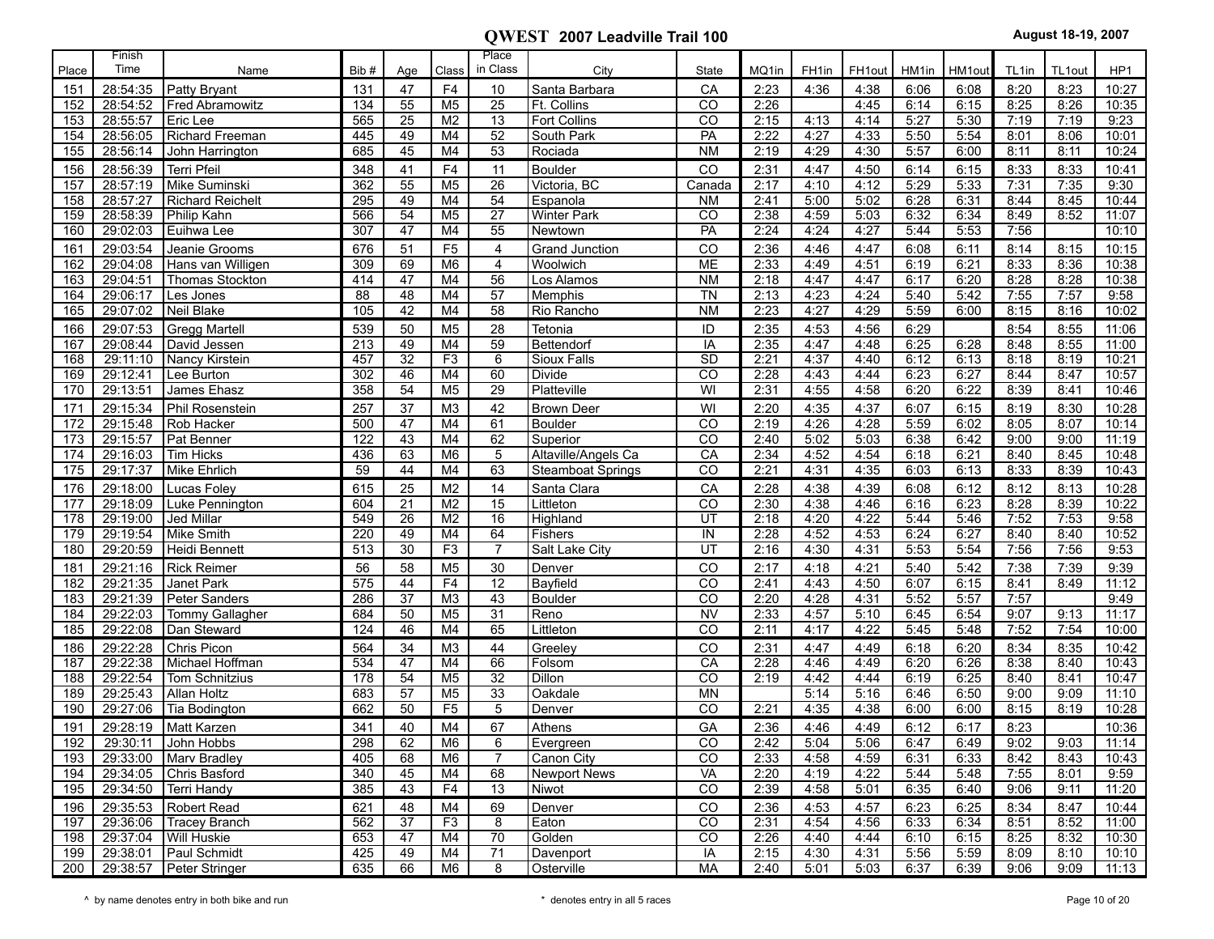# QWEST 2007 Leadville Trail 100

August 18-19, 2007

| Place | Finish Time | Name | Bib # | Age | Class | Place in Class | City | State | MQ1in | FH1in | FH1out | HM1in | HM1out | TL1in | TL1out | HP1 |
|---|---|---|---|---|---|---|---|---|---|---|---|---|---|---|---|---|
| 151 | 28:54:35 | Patty Bryant | 131 | 47 | F4 | 10 | Santa Barbara | CA | 2:23 | 4:36 | 4:38 | 6:06 | 6:08 | 8:20 | 8:23 | 10:27 |
| 152 | 28:54:52 | Fred Abramowitz | 134 | 55 | M5 | 25 | Ft. Collins | CO | 2:26 | | 4:45 | 6:14 | 6:15 | 8:25 | 8:26 | 10:35 |
| 153 | 28:55:57 | Eric Lee | 565 | 25 | M2 | 13 | Fort Collins | CO | 2:15 | 4:13 | 4:14 | 5:27 | 5:30 | 7:19 | 7:19 | 9:23 |
| 154 | 28:56:05 | Richard Freeman | 445 | 49 | M4 | 52 | South Park | PA | 2:22 | 4:27 | 4:33 | 5:50 | 5:54 | 8:01 | 8:06 | 10:01 |
| 155 | 28:56:14 | John Harrington | 685 | 45 | M4 | 53 | Rociada | NM | 2:19 | 4:29 | 4:30 | 5:57 | 6:00 | 8:11 | 8:11 | 10:24 |
| 156 | 28:56:39 | Terri Pfeil | 348 | 41 | F4 | 11 | Boulder | CO | 2:31 | 4:47 | 4:50 | 6:14 | 6:15 | 8:33 | 8:33 | 10:41 |
| 157 | 28:57:19 | Mike Suminski | 362 | 55 | M5 | 26 | Victoria, BC | Canada | 2:17 | 4:10 | 4:12 | 5:29 | 5:33 | 7:31 | 7:35 | 9:30 |
| 158 | 28:57:27 | Richard Reichelt | 295 | 49 | M4 | 54 | Espanola | NM | 2:41 | 5:00 | 5:02 | 6:28 | 6:31 | 8:44 | 8:45 | 10:44 |
| 159 | 28:58:39 | Philip Kahn | 566 | 54 | M5 | 27 | Winter Park | CO | 2:38 | 4:59 | 5:03 | 6:32 | 6:34 | 8:49 | 8:52 | 11:07 |
| 160 | 29:02:03 | Euihwa Lee | 307 | 47 | M4 | 55 | Newtown | PA | 2:24 | 4:24 | 4:27 | 5:44 | 5:53 | 7:56 | | 10:10 |
| 161 | 29:03:54 | Jeanie Grooms | 676 | 51 | F5 | 4 | Grand Junction | CO | 2:36 | 4:46 | 4:47 | 6:08 | 6:11 | 8:14 | 8:15 | 10:15 |
| 162 | 29:04:08 | Hans van Willigen | 309 | 69 | M6 | 4 | Woolwich | ME | 2:33 | 4:49 | 4:51 | 6:19 | 6:21 | 8:33 | 8:36 | 10:38 |
| 163 | 29:04:51 | Thomas Stockton | 414 | 47 | M4 | 56 | Los Alamos | NM | 2:18 | 4:47 | 4:47 | 6:17 | 6:20 | 8:28 | 8:28 | 10:38 |
| 164 | 29:06:17 | Les Jones | 88 | 48 | M4 | 57 | Memphis | TN | 2:13 | 4:23 | 4:24 | 5:40 | 5:42 | 7:55 | 7:57 | 9:58 |
| 165 | 29:07:02 | Neil Blake | 105 | 42 | M4 | 58 | Rio Rancho | NM | 2:23 | 4:27 | 4:29 | 5:59 | 6:00 | 8:15 | 8:16 | 10:02 |
| 166 | 29:07:53 | Gregg Martell | 539 | 50 | M5 | 28 | Tetonia | ID | 2:35 | 4:53 | 4:56 | 6:29 | | 8:54 | 8:55 | 11:06 |
| 167 | 29:08:44 | David Jessen | 213 | 49 | M4 | 59 | Bettendorf | IA | 2:35 | 4:47 | 4:48 | 6:25 | 6:28 | 8:48 | 8:55 | 11:00 |
| 168 | 29:11:10 | Nancy Kirstein | 457 | 32 | F3 | 6 | Sioux Falls | SD | 2:21 | 4:37 | 4:40 | 6:12 | 6:13 | 8:18 | 8:19 | 10:21 |
| 169 | 29:12:41 | Lee Burton | 302 | 46 | M4 | 60 | Divide | CO | 2:28 | 4:43 | 4:44 | 6:23 | 6:27 | 8:44 | 8:47 | 10:57 |
| 170 | 29:13:51 | James Ehasz | 358 | 54 | M5 | 29 | Platteville | WI | 2:31 | 4:55 | 4:58 | 6:20 | 6:22 | 8:39 | 8:41 | 10:46 |
| 171 | 29:15:34 | Phil Rosenstein | 257 | 37 | M3 | 42 | Brown Deer | WI | 2:20 | 4:35 | 4:37 | 6:07 | 6:15 | 8:19 | 8:30 | 10:28 |
| 172 | 29:15:48 | Rob Hacker | 500 | 47 | M4 | 61 | Boulder | CO | 2:19 | 4:26 | 4:28 | 5:59 | 6:02 | 8:05 | 8:07 | 10:14 |
| 173 | 29:15:57 | Pat Benner | 122 | 43 | M4 | 62 | Superior | CO | 2:40 | 5:02 | 5:03 | 6:38 | 6:42 | 9:00 | 9:00 | 11:19 |
| 174 | 29:16:03 | Tim Hicks | 436 | 63 | M6 | 5 | Altaville/Angels Ca | CA | 2:34 | 4:52 | 4:54 | 6:18 | 6:21 | 8:40 | 8:45 | 10:48 |
| 175 | 29:17:37 | Mike Ehrlich | 59 | 44 | M4 | 63 | Steamboat Springs | CO | 2:21 | 4:31 | 4:35 | 6:03 | 6:13 | 8:33 | 8:39 | 10:43 |
| 176 | 29:18:00 | Lucas Foley | 615 | 25 | M2 | 14 | Santa Clara | CA | 2:28 | 4:38 | 4:39 | 6:08 | 6:12 | 8:12 | 8:13 | 10:28 |
| 177 | 29:18:09 | Luke Pennington | 604 | 21 | M2 | 15 | Littleton | CO | 2:30 | 4:38 | 4:46 | 6:16 | 6:23 | 8:28 | 8:39 | 10:22 |
| 178 | 29:19:00 | Jed Millar | 549 | 26 | M2 | 16 | Highland | UT | 2:18 | 4:20 | 4:22 | 5:44 | 5:46 | 7:52 | 7:53 | 9:58 |
| 179 | 29:19:54 | Mike Smith | 220 | 49 | M4 | 64 | Fishers | IN | 2:28 | 4:52 | 4:53 | 6:24 | 6:27 | 8:40 | 8:40 | 10:52 |
| 180 | 29:20:59 | Heidi Bennett | 513 | 30 | F3 | 7 | Salt Lake City | UT | 2:16 | 4:30 | 4:31 | 5:53 | 5:54 | 7:56 | 7:56 | 9:53 |
| 181 | 29:21:16 | Rick Reimer | 56 | 58 | M5 | 30 | Denver | CO | 2:17 | 4:18 | 4:21 | 5:40 | 5:42 | 7:38 | 7:39 | 9:39 |
| 182 | 29:21:35 | Janet Park | 575 | 44 | F4 | 12 | Bayfield | CO | 2:41 | 4:43 | 4:50 | 6:07 | 6:15 | 8:41 | 8:49 | 11:12 |
| 183 | 29:21:39 | Peter Sanders | 286 | 37 | M3 | 43 | Boulder | CO | 2:20 | 4:28 | 4:31 | 5:52 | 5:57 | 7:57 | | 9:49 |
| 184 | 29:22:03 | Tommy Gallagher | 684 | 50 | M5 | 31 | Reno | NV | 2:33 | 4:57 | 5:10 | 6:45 | 6:54 | 9:07 | 9:13 | 11:17 |
| 185 | 29:22:08 | Dan Steward | 124 | 46 | M4 | 65 | Littleton | CO | 2:11 | 4:17 | 4:22 | 5:45 | 5:48 | 7:52 | 7:54 | 10:00 |
| 186 | 29:22:28 | Chris Picon | 564 | 34 | M3 | 44 | Greeley | CO | 2:31 | 4:47 | 4:49 | 6:18 | 6:20 | 8:34 | 8:35 | 10:42 |
| 187 | 29:22:38 | Michael Hoffman | 534 | 47 | M4 | 66 | Folsom | CA | 2:28 | 4:46 | 4:49 | 6:20 | 6:26 | 8:38 | 8:40 | 10:43 |
| 188 | 29:22:54 | Tom Schnitzius | 178 | 54 | M5 | 32 | Dillon | CO | 2:19 | 4:42 | 4:44 | 6:19 | 6:25 | 8:40 | 8:41 | 10:47 |
| 189 | 29:25:43 | Allan Holtz | 683 | 57 | M5 | 33 | Oakdale | MN | | 5:14 | 5:16 | 6:46 | 6:50 | 9:00 | 9:09 | 11:10 |
| 190 | 29:27:06 | Tia Bodington | 662 | 50 | F5 | 5 | Denver | CO | 2:21 | 4:35 | 4:38 | 6:00 | 6:00 | 8:15 | 8:19 | 10:28 |
| 191 | 29:28:19 | Matt Karzen | 341 | 40 | M4 | 67 | Athens | GA | 2:36 | 4:46 | 4:49 | 6:12 | 6:17 | 8:23 | | 10:36 |
| 192 | 29:30:11 | John Hobbs | 298 | 62 | M6 | 6 | Evergreen | CO | 2:42 | 5:04 | 5:06 | 6:47 | 6:49 | 9:02 | 9:03 | 11:14 |
| 193 | 29:33:00 | Marv Bradley | 405 | 68 | M6 | 7 | Canon City | CO | 2:33 | 4:58 | 4:59 | 6:31 | 6:33 | 8:42 | 8:43 | 10:43 |
| 194 | 29:34:05 | Chris Basford | 340 | 45 | M4 | 68 | Newport News | VA | 2:20 | 4:19 | 4:22 | 5:44 | 5:48 | 7:55 | 8:01 | 9:59 |
| 195 | 29:34:50 | Terri Handy | 385 | 43 | F4 | 13 | Niwot | CO | 2:39 | 4:58 | 5:01 | 6:35 | 6:40 | 9:06 | 9:11 | 11:20 |
| 196 | 29:35:53 | Robert Read | 621 | 48 | M4 | 69 | Denver | CO | 2:36 | 4:53 | 4:57 | 6:23 | 6:25 | 8:34 | 8:47 | 10:44 |
| 197 | 29:36:06 | Tracey Branch | 562 | 37 | F3 | 8 | Eaton | CO | 2:31 | 4:54 | 4:56 | 6:33 | 6:34 | 8:51 | 8:52 | 11:00 |
| 198 | 29:37:04 | Will Huskie | 653 | 47 | M4 | 70 | Golden | CO | 2:26 | 4:40 | 4:44 | 6:10 | 6:15 | 8:25 | 8:32 | 10:30 |
| 199 | 29:38:01 | Paul Schmidt | 425 | 49 | M4 | 71 | Davenport | IA | 2:15 | 4:30 | 4:31 | 5:56 | 5:59 | 8:09 | 8:10 | 10:10 |
| 200 | 29:38:57 | Peter Stringer | 635 | 66 | M6 | 8 | Osterville | MA | 2:40 | 5:01 | 5:03 | 6:37 | 6:39 | 9:06 | 9:09 | 11:13 |

^ by name denotes entry in both bike and run

* denotes entry in all 5 races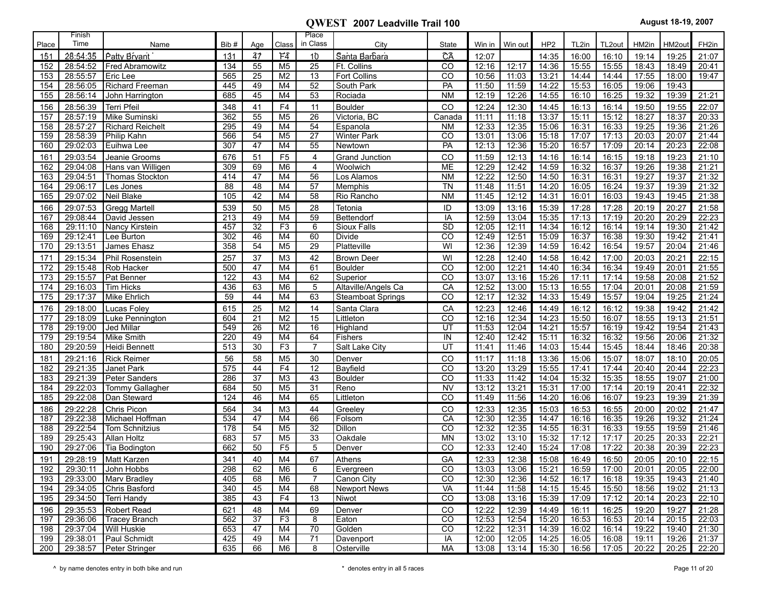# QWEST 2007 Leadville Trail 100

August 18-19, 2007

| Place | Finish Time | Name | Bib # | Age | Class | Place in Class | City | State | Win in | Win out | HP2 | TL2in | TL2out | HM2in | HM2out | FH2in |
|---|---|---|---|---|---|---|---|---|---|---|---|---|---|---|---|---|
| 151 | 28:54:35 | Patty Bryant | 131 | 47 | F4 | 10 | Santa Barbara | CA | 12:07 | | 14:35 | 16:00 | 16:10 | 19:14 | 19:25 | 21:07 |
| 152 | 28:54:52 | Fred Abramowitz | 134 | 55 | M5 | 25 | Ft. Collins | CO | 12:16 | 12:17 | 14:36 | 15:55 | 15:55 | 18:43 | 18:49 | 20:41 |
| 153 | 28:55:57 | Eric Lee | 565 | 25 | M2 | 13 | Fort Collins | CO | 10:56 | 11:03 | 13:21 | 14:44 | 14:44 | 17:55 | 18:00 | 19:47 |
| 154 | 28:56:05 | Richard Freeman | 445 | 49 | M4 | 52 | South Park | PA | 11:50 | 11:59 | 14:22 | 15:53 | 16:05 | 19:06 | 19:43 | |
| 155 | 28:56:14 | John Harrington | 685 | 45 | M4 | 53 | Rociada | NM | 12:19 | 12:26 | 14:55 | 16:10 | 16:25 | 19:32 | 19:39 | 21:21 |
| 156 | 28:56:39 | Terri Pfeil | 348 | 41 | F4 | 11 | Boulder | CO | 12:24 | 12:30 | 14:45 | 16:13 | 16:14 | 19:50 | 19:55 | 22:07 |
| 157 | 28:57:19 | Mike Suminski | 362 | 55 | M5 | 26 | Victoria, BC | Canada | 11:11 | 11:18 | 13:37 | 15:11 | 15:12 | 18:27 | 18:37 | 20:33 |
| 158 | 28:57:27 | Richard Reichelt | 295 | 49 | M4 | 54 | Espanola | NM | 12:33 | 12:35 | 15:06 | 16:31 | 16:33 | 19:25 | 19:36 | 21:26 |
| 159 | 28:58:39 | Philip Kahn | 566 | 54 | M5 | 27 | Winter Park | CO | 13:01 | 13:06 | 15:18 | 17:07 | 17:13 | 20:03 | 20:07 | 21:44 |
| 160 | 29:02:03 | Euihwa Lee | 307 | 47 | M4 | 55 | Newtown | PA | 12:13 | 12:36 | 15:20 | 16:57 | 17:09 | 20:14 | 20:23 | 22:08 |
| 161 | 29:03:54 | Jeanie Grooms | 676 | 51 | F5 | 4 | Grand Junction | CO | 11:59 | 12:13 | 14:16 | 16:14 | 16:15 | 19:18 | 19:23 | 21:10 |
| 162 | 29:04:08 | Hans van Willigen | 309 | 69 | M6 | 4 | Woolwich | ME | 12:29 | 12:42 | 14:59 | 16:32 | 16:37 | 19:26 | 19:38 | 21:21 |
| 163 | 29:04:51 | Thomas Stockton | 414 | 47 | M4 | 56 | Los Alamos | NM | 12:22 | 12:50 | 14:50 | 16:31 | 16:31 | 19:27 | 19:37 | 21:32 |
| 164 | 29:06:17 | Les Jones | 88 | 48 | M4 | 57 | Memphis | TN | 11:48 | 11:51 | 14:20 | 16:05 | 16:24 | 19:37 | 19:39 | 21:32 |
| 165 | 29:07:02 | Neil Blake | 105 | 42 | M4 | 58 | Rio Rancho | NM | 11:45 | 12:12 | 14:31 | 16:01 | 16:03 | 19:43 | 19:45 | 21:38 |
| 166 | 29:07:53 | Gregg Martell | 539 | 50 | M5 | 28 | Tetonia | ID | 13:09 | 13:16 | 15:39 | 17:28 | 17:28 | 20:19 | 20:27 | 21:58 |
| 167 | 29:08:44 | David Jessen | 213 | 49 | M4 | 59 | Bettendorf | IA | 12:59 | 13:04 | 15:35 | 17:13 | 17:19 | 20:20 | 20:29 | 22:23 |
| 168 | 29:11:10 | Nancy Kirstein | 457 | 32 | F3 | 6 | Sioux Falls | SD | 12:05 | 12:11 | 14:34 | 16:12 | 16:14 | 19:14 | 19:30 | 21:42 |
| 169 | 29:12:41 | Lee Burton | 302 | 46 | M4 | 60 | Divide | CO | 12:49 | 12:51 | 15:09 | 16:37 | 16:38 | 19:30 | 19:42 | 21:41 |
| 170 | 29:13:51 | James Ehasz | 358 | 54 | M5 | 29 | Platteville | WI | 12:36 | 12:39 | 14:59 | 16:42 | 16:54 | 19:57 | 20:04 | 21:46 |
| 171 | 29:15:34 | Phil Rosenstein | 257 | 37 | M3 | 42 | Brown Deer | WI | 12:28 | 12:40 | 14:58 | 16:42 | 17:00 | 20:03 | 20:21 | 22:15 |
| 172 | 29:15:48 | Rob Hacker | 500 | 47 | M4 | 61 | Boulder | CO | 12:00 | 12:21 | 14:40 | 16:34 | 16:34 | 19:49 | 20:01 | 21:55 |
| 173 | 29:15:57 | Pat Benner | 122 | 43 | M4 | 62 | Superior | CO | 13:07 | 13:16 | 15:26 | 17:11 | 17:14 | 19:58 | 20:08 | 21:52 |
| 174 | 29:16:03 | Tim Hicks | 436 | 63 | M6 | 5 | Altaville/Angels Ca | CA | 12:52 | 13:00 | 15:13 | 16:55 | 17:04 | 20:01 | 20:08 | 21:59 |
| 175 | 29:17:37 | Mike Ehrlich | 59 | 44 | M4 | 63 | Steamboat Springs | CO | 12:17 | 12:32 | 14:33 | 15:49 | 15:57 | 19:04 | 19:25 | 21:24 |
| 176 | 29:18:00 | Lucas Foley | 615 | 25 | M2 | 14 | Santa Clara | CA | 12:23 | 12:46 | 14:49 | 16:12 | 16:12 | 19:38 | 19:42 | 21:42 |
| 177 | 29:18:09 | Luke Pennington | 604 | 21 | M2 | 15 | Littleton | CO | 12:16 | 12:34 | 14:23 | 15:50 | 16:07 | 18:55 | 19:13 | 21:51 |
| 178 | 29:19:00 | Jed Millar | 549 | 26 | M2 | 16 | Highland | UT | 11:53 | 12:04 | 14:21 | 15:57 | 16:19 | 19:42 | 19:54 | 21:43 |
| 179 | 29:19:54 | Mike Smith | 220 | 49 | M4 | 64 | Fishers | IN | 12:40 | 12:42 | 15:11 | 16:32 | 16:32 | 19:56 | 20:06 | 21:32 |
| 180 | 29:20:59 | Heidi Bennett | 513 | 30 | F3 | 7 | Salt Lake City | UT | 11:41 | 11:46 | 14:03 | 15:44 | 15:45 | 18:44 | 18:46 | 20:38 |
| 181 | 29:21:16 | Rick Reimer | 56 | 58 | M5 | 30 | Denver | CO | 11:17 | 11:18 | 13:36 | 15:06 | 15:07 | 18:07 | 18:10 | 20:05 |
| 182 | 29:21:35 | Janet Park | 575 | 44 | F4 | 12 | Bayfield | CO | 13:20 | 13:29 | 15:55 | 17:41 | 17:44 | 20:40 | 20:44 | 22:23 |
| 183 | 29:21:39 | Peter Sanders | 286 | 37 | M3 | 43 | Boulder | CO | 11:33 | 11:42 | 14:04 | 15:32 | 15:35 | 18:55 | 19:07 | 21:00 |
| 184 | 29:22:03 | Tommy Gallagher | 684 | 50 | M5 | 31 | Reno | NV | 13:12 | 13:21 | 15:31 | 17:00 | 17:14 | 20:19 | 20:41 | 22:32 |
| 185 | 29:22:08 | Dan Steward | 124 | 46 | M4 | 65 | Littleton | CO | 11:49 | 11:56 | 14:20 | 16:06 | 16:07 | 19:23 | 19:39 | 21:39 |
| 186 | 29:22:28 | Chris Picon | 564 | 34 | M3 | 44 | Greeley | CO | 12:33 | 12:35 | 15:03 | 16:53 | 16:55 | 20:00 | 20:02 | 21:47 |
| 187 | 29:22:38 | Michael Hoffman | 534 | 47 | M4 | 66 | Folsom | CA | 12:30 | 12:35 | 14:47 | 16:16 | 16:35 | 19:26 | 19:32 | 21:24 |
| 188 | 29:22:54 | Tom Schnitzius | 178 | 54 | M5 | 32 | Dillon | CO | 12:32 | 12:35 | 14:55 | 16:31 | 16:33 | 19:55 | 19:59 | 21:46 |
| 189 | 29:25:43 | Allan Holtz | 683 | 57 | M5 | 33 | Oakdale | MN | 13:02 | 13:10 | 15:32 | 17:12 | 17:17 | 20:25 | 20:33 | 22:21 |
| 190 | 29:27:06 | Tia Bodington | 662 | 50 | F5 | 5 | Denver | CO | 12:33 | 12:40 | 15:24 | 17:08 | 17:22 | 20:38 | 20:39 | 22:23 |
| 191 | 29:28:19 | Matt Karzen | 341 | 40 | M4 | 67 | Athens | GA | 12:33 | 12:38 | 15:08 | 16:49 | 16:50 | 20:05 | 20:10 | 22:15 |
| 192 | 29:30:11 | John Hobbs | 298 | 62 | M6 | 6 | Evergreen | CO | 13:03 | 13:06 | 15:21 | 16:59 | 17:00 | 20:01 | 20:05 | 22:00 |
| 193 | 29:33:00 | Marv Bradley | 405 | 68 | M6 | 7 | Canon City | CO | 12:30 | 12:36 | 14:52 | 16:17 | 16:18 | 19:35 | 19:43 | 21:40 |
| 194 | 29:34:05 | Chris Basford | 340 | 45 | M4 | 68 | Newport News | VA | 11:44 | 11:58 | 14:15 | 15:45 | 15:50 | 18:56 | 19:02 | 21:13 |
| 195 | 29:34:50 | Terri Handy | 385 | 43 | F4 | 13 | Niwot | CO | 13:08 | 13:16 | 15:39 | 17:09 | 17:12 | 20:14 | 20:23 | 22:10 |
| 196 | 29:35:53 | Robert Read | 621 | 48 | M4 | 69 | Denver | CO | 12:22 | 12:39 | 14:49 | 16:11 | 16:25 | 19:20 | 19:27 | 21:28 |
| 197 | 29:36:06 | Tracey Branch | 562 | 37 | F3 | 8 | Eaton | CO | 12:53 | 12:54 | 15:20 | 16:53 | 16:53 | 20:14 | 20:15 | 22:03 |
| 198 | 29:37:04 | Will Huskie | 653 | 47 | M4 | 70 | Golden | CO | 12:22 | 12:31 | 14:39 | 16:02 | 16:14 | 19:22 | 19:40 | 21:30 |
| 199 | 29:38:01 | Paul Schmidt | 425 | 49 | M4 | 71 | Davenport | IA | 12:00 | 12:05 | 14:25 | 16:05 | 16:08 | 19:11 | 19:26 | 21:37 |
| 200 | 29:38:57 | Peter Stringer | 635 | 66 | M6 | 8 | Osterville | MA | 13:08 | 13:14 | 15:30 | 16:56 | 17:05 | 20:22 | 20:25 | 22:20 |

^ by name denotes entry in both bike and run

* denotes entry in all 5 races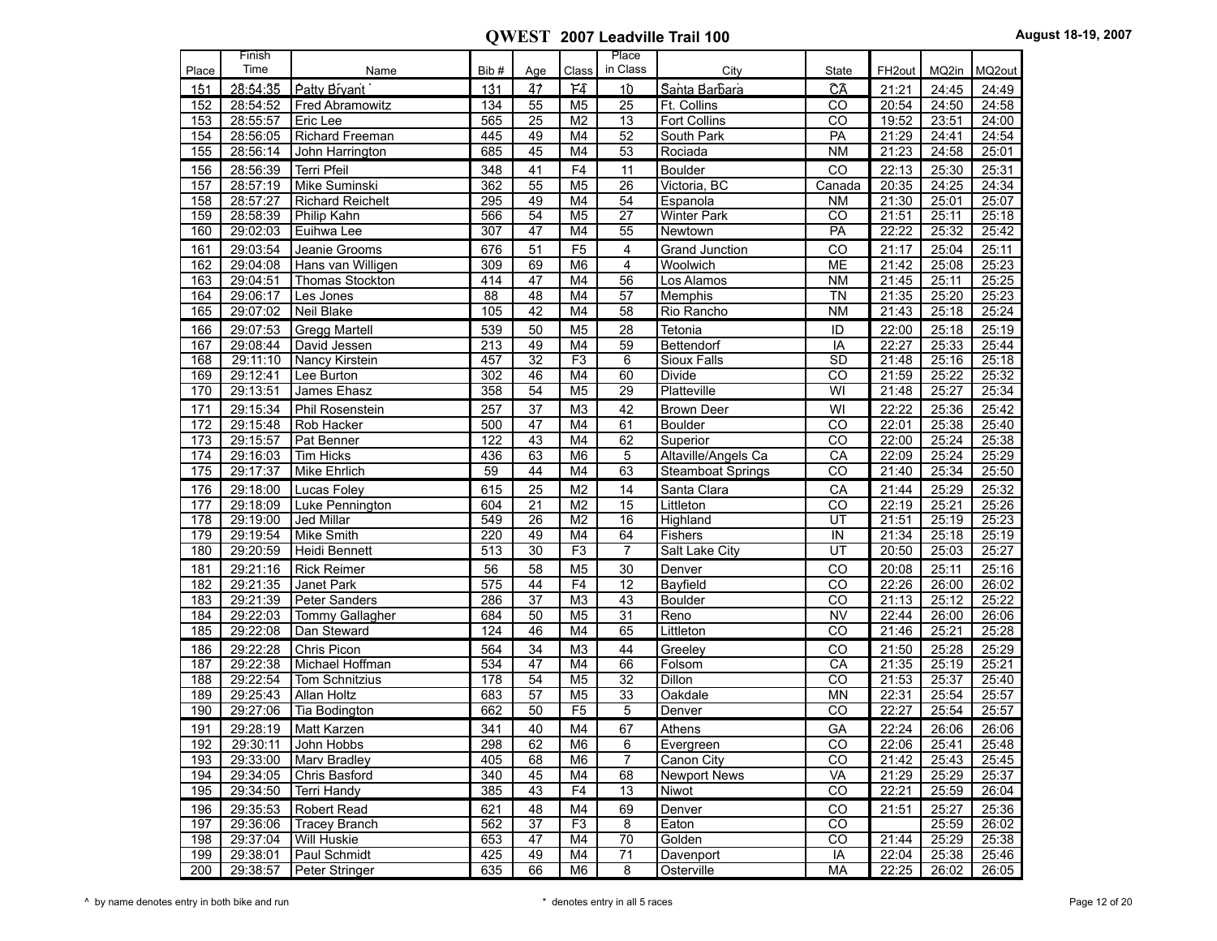# QWEST 2007 Leadville Trail 100

August 18-19, 2007

| Place | Finish Time | Name | Bib # | Age | Class | Place in Class | City | State | FH2out | MQ2in | MQ2out |
|---|---|---|---|---|---|---|---|---|---|---|---|
| 151 | 28:54:35 | Patty Bryant | 131 | 47 | F4 | 10 | Santa Barbara | CA | 21:21 | 24:45 | 24:49 |
| 152 | 28:54:52 | Fred Abramowitz | 134 | 55 | M5 | 25 | Ft. Collins | CO | 20:54 | 24:50 | 24:58 |
| 153 | 28:55:57 | Eric Lee | 565 | 25 | M2 | 13 | Fort Collins | CO | 19:52 | 23:51 | 24:00 |
| 154 | 28:56:05 | Richard Freeman | 445 | 49 | M4 | 52 | South Park | PA | 21:29 | 24:41 | 24:54 |
| 155 | 28:56:14 | John Harrington | 685 | 45 | M4 | 53 | Rociada | NM | 21:23 | 24:58 | 25:01 |
| 156 | 28:56:39 | Terri Pfeil | 348 | 41 | F4 | 11 | Boulder | CO | 22:13 | 25:30 | 25:31 |
| 157 | 28:57:19 | Mike Suminski | 362 | 55 | M5 | 26 | Victoria, BC | Canada | 20:35 | 24:25 | 24:34 |
| 158 | 28:57:27 | Richard Reichelt | 295 | 49 | M4 | 54 | Espanola | NM | 21:30 | 25:01 | 25:07 |
| 159 | 28:58:39 | Philip Kahn | 566 | 54 | M5 | 27 | Winter Park | CO | 21:51 | 25:11 | 25:18 |
| 160 | 29:02:03 | Euihwa Lee | 307 | 47 | M4 | 55 | Newtown | PA | 22:22 | 25:32 | 25:42 |
| 161 | 29:03:54 | Jeanie Grooms | 676 | 51 | F5 | 4 | Grand Junction | CO | 21:17 | 25:04 | 25:11 |
| 162 | 29:04:08 | Hans van Willigen | 309 | 69 | M6 | 4 | Woolwich | ME | 21:42 | 25:08 | 25:23 |
| 163 | 29:04:51 | Thomas Stockton | 414 | 47 | M4 | 56 | Los Alamos | NM | 21:45 | 25:11 | 25:25 |
| 164 | 29:06:17 | Les Jones | 88 | 48 | M4 | 57 | Memphis | TN | 21:35 | 25:20 | 25:23 |
| 165 | 29:07:02 | Neil Blake | 105 | 42 | M4 | 58 | Rio Rancho | NM | 21:43 | 25:18 | 25:24 |
| 166 | 29:07:53 | Gregg Martell | 539 | 50 | M5 | 28 | Tetonia | ID | 22:00 | 25:18 | 25:19 |
| 167 | 29:08:44 | David Jessen | 213 | 49 | M4 | 59 | Bettendorf | IA | 22:27 | 25:33 | 25:44 |
| 168 | 29:11:10 | Nancy Kirstein | 457 | 32 | F3 | 6 | Sioux Falls | SD | 21:48 | 25:16 | 25:18 |
| 169 | 29:12:41 | Lee Burton | 302 | 46 | M4 | 60 | Divide | CO | 21:59 | 25:22 | 25:32 |
| 170 | 29:13:51 | James Ehasz | 358 | 54 | M5 | 29 | Platteville | WI | 21:48 | 25:27 | 25:34 |
| 171 | 29:15:34 | Phil Rosenstein | 257 | 37 | M3 | 42 | Brown Deer | WI | 22:22 | 25:36 | 25:42 |
| 172 | 29:15:48 | Rob Hacker | 500 | 47 | M4 | 61 | Boulder | CO | 22:01 | 25:38 | 25:40 |
| 173 | 29:15:57 | Pat Benner | 122 | 43 | M4 | 62 | Superior | CO | 22:00 | 25:24 | 25:38 |
| 174 | 29:16:03 | Tim Hicks | 436 | 63 | M6 | 5 | Altaville/Angels Ca | CA | 22:09 | 25:24 | 25:29 |
| 175 | 29:17:37 | Mike Ehrlich | 59 | 44 | M4 | 63 | Steamboat Springs | CO | 21:40 | 25:34 | 25:50 |
| 176 | 29:18:00 | Lucas Foley | 615 | 25 | M2 | 14 | Santa Clara | CA | 21:44 | 25:29 | 25:32 |
| 177 | 29:18:09 | Luke Pennington | 604 | 21 | M2 | 15 | Littleton | CO | 22:19 | 25:21 | 25:26 |
| 178 | 29:19:00 | Jed Millar | 549 | 26 | M2 | 16 | Highland | UT | 21:51 | 25:19 | 25:23 |
| 179 | 29:19:54 | Mike Smith | 220 | 49 | M4 | 64 | Fishers | IN | 21:34 | 25:18 | 25:19 |
| 180 | 29:20:59 | Heidi Bennett | 513 | 30 | F3 | 7 | Salt Lake City | UT | 20:50 | 25:03 | 25:27 |
| 181 | 29:21:16 | Rick Reimer | 56 | 58 | M5 | 30 | Denver | CO | 20:08 | 25:11 | 25:16 |
| 182 | 29:21:35 | Janet Park | 575 | 44 | F4 | 12 | Bayfield | CO | 22:26 | 26:00 | 26:02 |
| 183 | 29:21:39 | Peter Sanders | 286 | 37 | M3 | 43 | Boulder | CO | 21:13 | 25:12 | 25:22 |
| 184 | 29:22:03 | Tommy Gallagher | 684 | 50 | M5 | 31 | Reno | NV | 22:44 | 26:00 | 26:06 |
| 185 | 29:22:08 | Dan Steward | 124 | 46 | M4 | 65 | Littleton | CO | 21:46 | 25:21 | 25:28 |
| 186 | 29:22:28 | Chris Picon | 564 | 34 | M3 | 44 | Greeley | CO | 21:50 | 25:28 | 25:29 |
| 187 | 29:22:38 | Michael Hoffman | 534 | 47 | M4 | 66 | Folsom | CA | 21:35 | 25:19 | 25:21 |
| 188 | 29:22:54 | Tom Schnitzius | 178 | 54 | M5 | 32 | Dillon | CO | 21:53 | 25:37 | 25:40 |
| 189 | 29:25:43 | Allan Holtz | 683 | 57 | M5 | 33 | Oakdale | MN | 22:31 | 25:54 | 25:57 |
| 190 | 29:27:06 | Tia Bodington | 662 | 50 | F5 | 5 | Denver | CO | 22:27 | 25:54 | 25:57 |
| 191 | 29:28:19 | Matt Karzen | 341 | 40 | M4 | 67 | Athens | GA | 22:24 | 26:06 | 26:06 |
| 192 | 29:30:11 | John Hobbs | 298 | 62 | M6 | 6 | Evergreen | CO | 22:06 | 25:41 | 25:48 |
| 193 | 29:33:00 | Marv Bradley | 405 | 68 | M6 | 7 | Canon City | CO | 21:42 | 25:43 | 25:45 |
| 194 | 29:34:05 | Chris Basford | 340 | 45 | M4 | 68 | Newport News | VA | 21:29 | 25:29 | 25:37 |
| 195 | 29:34:50 | Terri Handy | 385 | 43 | F4 | 13 | Niwot | CO | 22:21 | 25:59 | 26:04 |
| 196 | 29:35:53 | Robert Read | 621 | 48 | M4 | 69 | Denver | CO | 21:51 | 25:27 | 25:36 |
| 197 | 29:36:06 | Tracey Branch | 562 | 37 | F3 | 8 | Eaton | CO | | 25:59 | 26:02 |
| 198 | 29:37:04 | Will Huskie | 653 | 47 | M4 | 70 | Golden | CO | 21:44 | 25:29 | 25:38 |
| 199 | 29:38:01 | Paul Schmidt | 425 | 49 | M4 | 71 | Davenport | IA | 22:04 | 25:38 | 25:46 |
| 200 | 29:38:57 | Peter Stringer | 635 | 66 | M6 | 8 | Osterville | MA | 22:25 | 26:02 | 26:05 |

^ by name denotes entry in both bike and run

\* denotes entry in all 5 races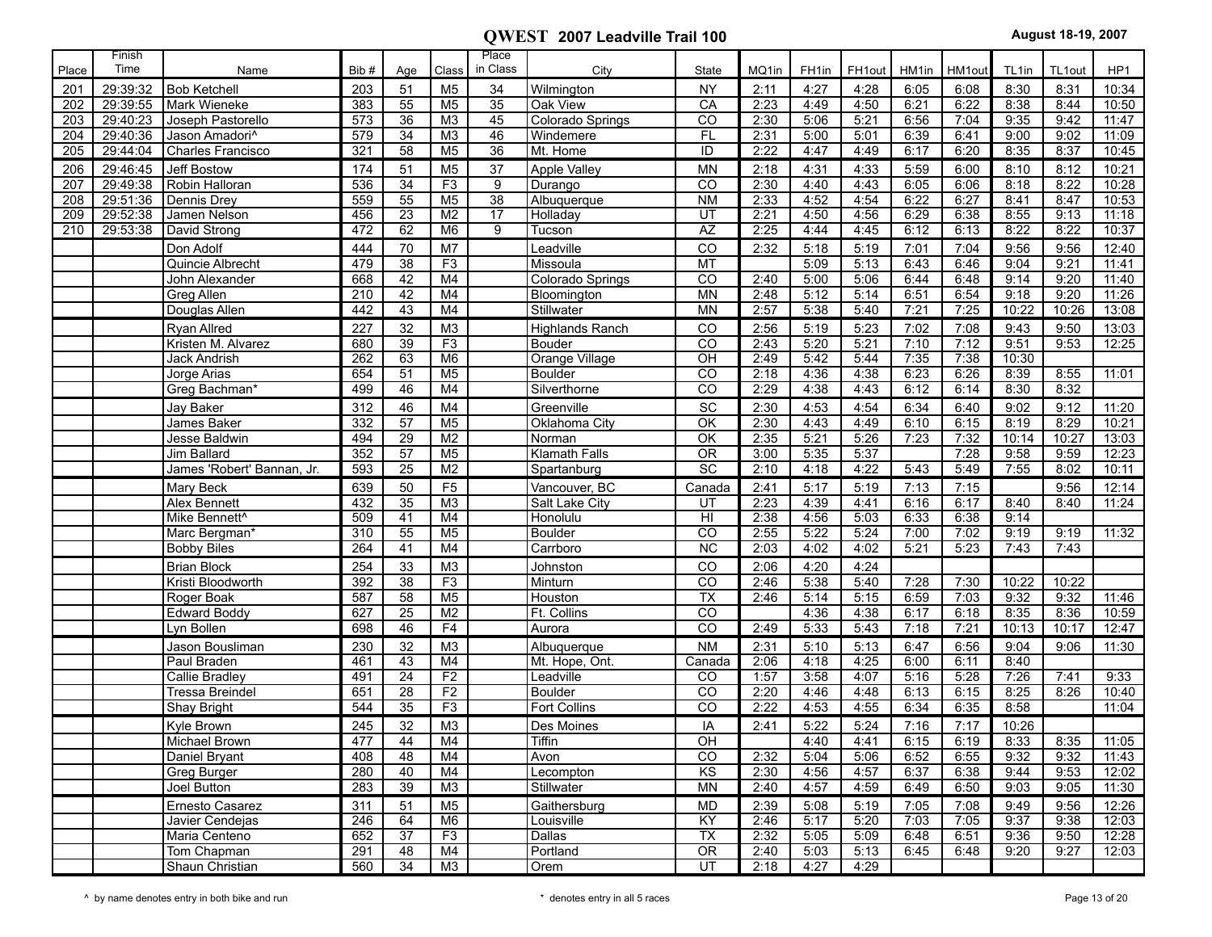| Place | Finish Time | Name | Bib # | Age | Class | Place in Class | City | State | MQ1in | FH1in | FH1out | HM1in | HM1out | TL1in | TL1out | HP1 |
|---|---|---|---|---|---|---|---|---|---|---|---|---|---|---|---|---|
| 201 | 29:39:32 | Bob Ketchell | 203 | 51 | M5 | 34 | Wilmington | NY | 2:11 | 4:27 | 4:28 | 6:05 | 6:08 | 8:30 | 8:31 | 10:34 |
| 202 | 29:39:55 | Mark Wieneke | 383 | 55 | M5 | 35 | Oak View | CA | 2:23 | 4:49 | 4:50 | 6:21 | 6:22 | 8:38 | 8:44 | 10:50 |
| 203 | 29:40:23 | Joseph Pastorello | 573 | 36 | M3 | 45 | Colorado Springs | CO | 2:30 | 5:06 | 5:21 | 6:56 | 7:04 | 9:35 | 9:42 | 11:47 |
| 204 | 29:40:36 | Jason Amadori^ | 579 | 34 | M3 | 46 | Windemere | FL | 2:31 | 5:00 | 5:01 | 6:39 | 6:41 | 9:00 | 9:02 | 11:09 |
| 205 | 29:44:04 | Charles Francisco | 321 | 58 | M5 | 36 | Mt. Home | ID | 2:22 | 4:47 | 4:49 | 6:17 | 6:20 | 8:35 | 8:37 | 10:45 |
| 206 | 29:46:45 | Jeff Bostow | 174 | 51 | M5 | 37 | Apple Valley | MN | 2:18 | 4:31 | 4:33 | 5:59 | 6:00 | 8:10 | 8:12 | 10:21 |
| 207 | 29:49:38 | Robin Halloran | 536 | 34 | F3 | 9 | Durango | CO | 2:30 | 4:40 | 4:43 | 6:05 | 6:06 | 8:18 | 8:22 | 10:28 |
| 208 | 29:51:36 | Dennis Drey | 559 | 55 | M5 | 38 | Albuquerque | NM | 2:33 | 4:52 | 4:54 | 6:22 | 6:27 | 8:41 | 8:47 | 10:53 |
| 209 | 29:52:38 | Jamen Nelson | 456 | 23 | M2 | 17 | Holladay | UT | 2:21 | 4:50 | 4:56 | 6:29 | 6:38 | 8:55 | 9:13 | 11:18 |
| 210 | 29:53:38 | David Strong | 472 | 62 | M6 | 9 | Tucson | AZ | 2:25 | 4:44 | 4:45 | 6:12 | 6:13 | 8:22 | 8:22 | 10:37 |
| | | Don Adolf | 444 | 70 | M7 | | Leadville | CO | 2:32 | 5:18 | 5:19 | 7:01 | 7:04 | 9:56 | 9:56 | 12:40 |
| | | Quincie Albrecht | 479 | 38 | F3 | | Missoula | MT | | 5:09 | 5:13 | 6:43 | 6:46 | 9:04 | 9:21 | 11:41 |
| | | John Alexander | 668 | 42 | M4 | | Colorado Springs | CO | 2:40 | 5:00 | 5:06 | 6:44 | 6:48 | 9:14 | 9:20 | 11:40 |
| | | Greg Allen | 210 | 42 | M4 | | Bloomington | MN | 2:48 | 5:12 | 5:14 | 6:51 | 6:54 | 9:18 | 9:20 | 11:26 |
| | | Douglas Allen | 442 | 43 | M4 | | Stillwater | MN | 2:57 | 5:38 | 5:40 | 7:21 | 7:25 | 10:22 | 10:26 | 13:08 |
| | | Ryan Allred | 227 | 32 | M3 | | Highlands Ranch | CO | 2:56 | 5:19 | 5:23 | 7:02 | 7:08 | 9:43 | 9:50 | 13:03 |
| | | Kristen M. Alvarez | 680 | 39 | F3 | | Bouder | CO | 2:43 | 5:20 | 5:21 | 7:10 | 7:12 | 9:51 | 9:53 | 12:25 |
| | | Jack Andrish | 262 | 63 | M6 | | Orange Village | OH | 2:49 | 5:42 | 5:44 | 7:35 | 7:38 | 10:30 | | |
| | | Jorge Arias | 654 | 51 | M5 | | Boulder | CO | 2:18 | 4:36 | 4:38 | 6:23 | 6:26 | 8:39 | 8:55 | 11:01 |
| | | Greg Bachman* | 499 | 46 | M4 | | Silverthorne | CO | 2:29 | 4:38 | 4:43 | 6:12 | 6:14 | 8:30 | 8:32 | |
| | | Jay Baker | 312 | 46 | M4 | | Greenville | SC | 2:30 | 4:53 | 4:54 | 6:34 | 6:40 | 9:02 | 9:12 | 11:20 |
| | | James Baker | 332 | 57 | M5 | | Oklahoma City | OK | 2:30 | 4:43 | 4:49 | 6:10 | 6:15 | 8:19 | 8:29 | 10:21 |
| | | Jesse Baldwin | 494 | 29 | M2 | | Norman | OK | 2:35 | 5:21 | 5:26 | 7:23 | 7:32 | 10:14 | 10:27 | 13:03 |
| | | Jim Ballard | 352 | 57 | M5 | | Klamath Falls | OR | 3:00 | 5:35 | 5:37 | | 7:28 | 9:58 | 9:59 | 12:23 |
| | | James 'Robert' Bannan, Jr. | 593 | 25 | M2 | | Spartanburg | SC | 2:10 | 4:18 | 4:22 | 5:43 | 5:49 | 7:55 | 8:02 | 10:11 |
| | | Mary Beck | 639 | 50 | F5 | | Vancouver, BC | Canada | 2:41 | 5:17 | 5:19 | 7:13 | 7:15 | | 9:56 | 12:14 |
| | | Alex Bennett | 432 | 35 | M3 | | Salt Lake City | UT | 2:23 | 4:39 | 4:41 | 6:16 | 6:17 | 8:40 | 8:40 | 11:24 |
| | | Mike Bennett^ | 509 | 41 | M4 | | Honolulu | HI | 2:38 | 4:56 | 5:03 | 6:33 | 6:38 | 9:14 | | |
| | | Marc Bergman* | 310 | 55 | M5 | | Boulder | CO | 2:55 | 5:22 | 5:24 | 7:00 | 7:02 | 9:19 | 9:19 | 11:32 |
| | | Bobby Biles | 264 | 41 | M4 | | Carrboro | NC | 2:03 | 4:02 | 4:02 | 5:21 | 5:23 | 7:43 | 7:43 | |
| | | Brian Block | 254 | 33 | M3 | | Johnston | CO | 2:06 | 4:20 | 4:24 | | | | | |
| | | Kristi Bloodworth | 392 | 38 | F3 | | Minturn | CO | 2:46 | 5:38 | 5:40 | 7:28 | 7:30 | 10:22 | 10:22 | |
| | | Roger Boak | 587 | 58 | M5 | | Houston | TX | 2:46 | 5:14 | 5:15 | 6:59 | 7:03 | 9:32 | 9:32 | 11:46 |
| | | Edward Boddy | 627 | 25 | M2 | | Ft. Collins | CO | | 4:36 | 4:38 | 6:17 | 6:18 | 8:35 | 8:36 | 10:59 |
| | | Lyn Bollen | 698 | 46 | F4 | | Aurora | CO | 2:49 | 5:33 | 5:43 | 7:18 | 7:21 | 10:13 | 10:17 | 12:47 |
| | | Jason Bousliman | 230 | 32 | M3 | | Albuquerque | NM | 2:31 | 5:10 | 5:13 | 6:47 | 6:56 | 9:04 | 9:06 | 11:30 |
| | | Paul Braden | 461 | 43 | M4 | | Mt. Hope, Ont. | Canada | 2:06 | 4:18 | 4:25 | 6:00 | 6:11 | 8:40 | | |
| | | Callie Bradley | 491 | 24 | F2 | | Leadville | CO | 1:57 | 3:58 | 4:07 | 5:16 | 5:28 | 7:26 | 7:41 | 9:33 |
| | | Tressa Breindel | 651 | 28 | F2 | | Boulder | CO | 2:20 | 4:46 | 4:48 | 6:13 | 6:15 | 8:25 | 8:26 | 10:40 |
| | | Shay Bright | 544 | 35 | F3 | | Fort Collins | CO | 2:22 | 4:53 | 4:55 | 6:34 | 6:35 | 8:58 | | 11:04 |
| | | Kyle Brown | 245 | 32 | M3 | | Des Moines | IA | 2:41 | 5:22 | 5:24 | 7:16 | 7:17 | 10:26 | | |
| | | Michael Brown | 477 | 44 | M4 | | Tiffin | OH | | 4:40 | 4:41 | 6:15 | 6:19 | 8:33 | 8:35 | 11:05 |
| | | Daniel Bryant | 408 | 48 | M4 | | Avon | CO | 2:32 | 5:04 | 5:06 | 6:52 | 6:55 | 9:32 | 9:32 | 11:43 |
| | | Greg Burger | 280 | 40 | M4 | | Lecompton | KS | 2:30 | 4:56 | 4:57 | 6:37 | 6:38 | 9:44 | 9:53 | 12:02 |
| | | Joel Button | 283 | 39 | M3 | | Stillwater | MN | 2:40 | 4:57 | 4:59 | 6:49 | 6:50 | 9:03 | 9:05 | 11:30 |
| | | Ernesto Casarez | 311 | 51 | M5 | | Gaithersburg | MD | 2:39 | 5:08 | 5:19 | 7:05 | 7:08 | 9:49 | 9:56 | 12:26 |
| | | Javier Cendejas | 246 | 64 | M6 | | Louisville | KY | 2:46 | 5:17 | 5:20 | 7:03 | 7:05 | 9:37 | 9:38 | 12:03 |
| | | Maria Centeno | 652 | 37 | F3 | | Dallas | TX | 2:32 | 5:05 | 5:09 | 6:48 | 6:51 | 9:36 | 9:50 | 12:28 |
| | | Tom Chapman | 291 | 48 | M4 | | Portland | OR | 2:40 | 5:03 | 5:13 | 6:45 | 6:48 | 9:20 | 9:27 | 12:03 |
| | | Shaun Christian | 560 | 34 | M3 | | Orem | UT | 2:18 | 4:27 | 4:29 | | | | | |

^ by name denotes entry in both bike and run

\* denotes entry in all 5 races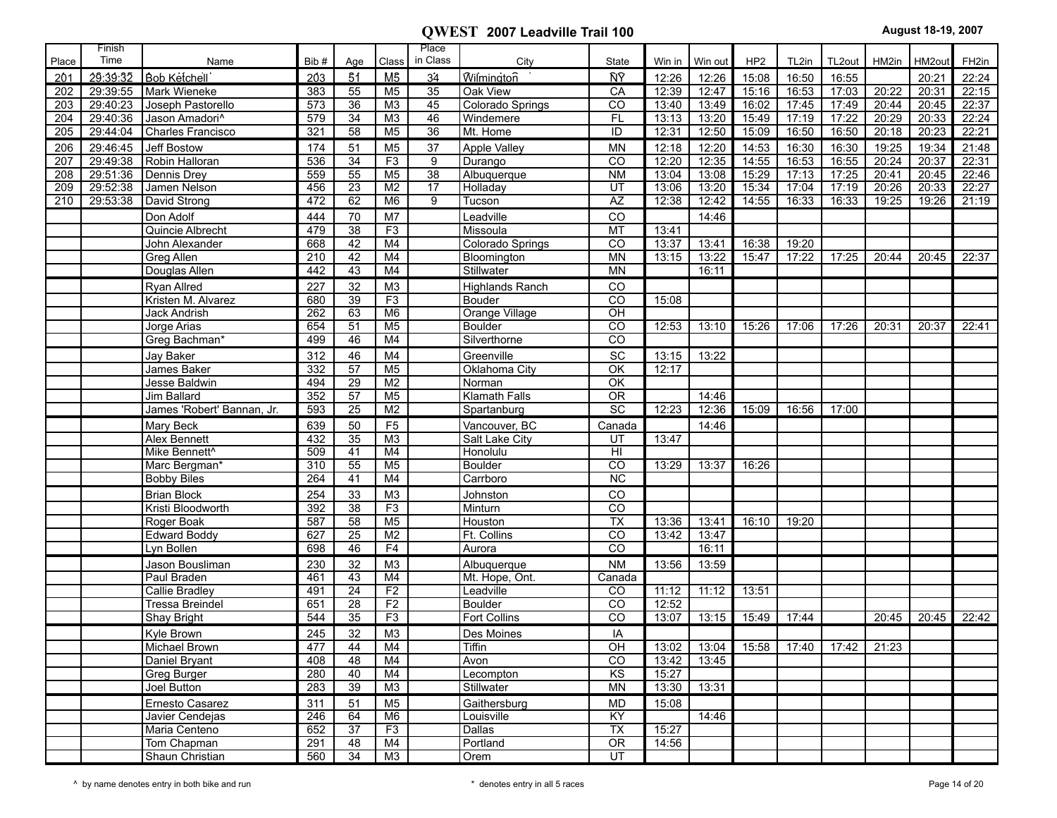# QWEST 2007 Leadville Trail 100

August 18-19, 2007

| Place | Finish Time | Name | Bib # | Age | Class | Place in Class | City | State | Win in | Win out | HP2 | TL2in | TL2out | HM2in | HM2out | FH2in |
|---|---|---|---|---|---|---|---|---|---|---|---|---|---|---|---|---|
| 201 | 29:39:32 | Bob Ketchell | 203 | 51 | M5 | 34 | Wilmington | NY | 12:26 | 12:26 | 15:08 | 16:50 | 16:55 | | 20:21 | 22:24 |
| 202 | 29:39:55 | Mark Wieneke | 383 | 55 | M5 | 35 | Oak View | CA | 12:39 | 12:47 | 15:16 | 16:53 | 17:03 | 20:22 | 20:31 | 22:15 |
| 203 | 29:40:23 | Joseph Pastorello | 573 | 36 | M3 | 45 | Colorado Springs | CO | 13:40 | 13:49 | 16:02 | 17:45 | 17:49 | 20:44 | 20:45 | 22:37 |
| 204 | 29:40:36 | Jason Amadori^ | 579 | 34 | M3 | 46 | Windemere | FL | 13:13 | 13:20 | 15:49 | 17:19 | 17:22 | 20:29 | 20:33 | 22:24 |
| 205 | 29:44:04 | Charles Francisco | 321 | 58 | M5 | 36 | Mt. Home | ID | 12:31 | 12:50 | 15:09 | 16:50 | 16:50 | 20:18 | 20:23 | 22:21 |
| 206 | 29:46:45 | Jeff Bostow | 174 | 51 | M5 | 37 | Apple Valley | MN | 12:18 | 12:20 | 14:53 | 16:30 | 16:30 | 19:25 | 19:34 | 21:48 |
| 207 | 29:49:38 | Robin Halloran | 536 | 34 | F3 | 9 | Durango | CO | 12:20 | 12:35 | 14:55 | 16:53 | 16:55 | 20:24 | 20:37 | 22:31 |
| 208 | 29:51:36 | Dennis Drey | 559 | 55 | M5 | 38 | Albuquerque | NM | 13:04 | 13:08 | 15:29 | 17:13 | 17:25 | 20:41 | 20:45 | 22:46 |
| 209 | 29:52:38 | Jamen Nelson | 456 | 23 | M2 | 17 | Holladay | UT | 13:06 | 13:20 | 15:34 | 17:04 | 17:19 | 20:26 | 20:33 | 22:27 |
| 210 | 29:53:38 | David Strong | 472 | 62 | M6 | 9 | Tucson | AZ | 12:38 | 12:42 | 14:55 | 16:33 | 16:33 | 19:25 | 19:26 | 21:19 |
| | | Don Adolf | 444 | 70 | M7 | | Leadville | CO | | 14:46 | | | | | | |
| | | Quincie Albrecht | 479 | 38 | F3 | | Missoula | MT | 13:41 | | | | | | | |
| | | John Alexander | 668 | 42 | M4 | | Colorado Springs | CO | 13:37 | 13:41 | 16:38 | 19:20 | | | | |
| | | Greg Allen | 210 | 42 | M4 | | Bloomington | MN | 13:15 | 13:22 | 15:47 | 17:22 | 17:25 | 20:44 | 20:45 | 22:37 |
| | | Douglas Allen | 442 | 43 | M4 | | Stillwater | MN | | 16:11 | | | | | | |
| | | Ryan Allred | 227 | 32 | M3 | | Highlands Ranch | CO | | | | | | | | |
| | | Kristen M. Alvarez | 680 | 39 | F3 | | Bouder | CO | 15:08 | | | | | | | |
| | | Jack Andrish | 262 | 63 | M6 | | Orange Village | OH | | | | | | | | |
| | | Jorge Arias | 654 | 51 | M5 | | Boulder | CO | 12:53 | 13:10 | 15:26 | 17:06 | 17:26 | 20:31 | 20:37 | 22:41 |
| | | Greg Bachman* | 499 | 46 | M4 | | Silverthorne | CO | | | | | | | | |
| | | Jay Baker | 312 | 46 | M4 | | Greenville | SC | 13:15 | 13:22 | | | | | | |
| | | James Baker | 332 | 57 | M5 | | Oklahoma City | OK | 12:17 | | | | | | | |
| | | Jesse Baldwin | 494 | 29 | M2 | | Norman | OK | | | | | | | | |
| | | Jim Ballard | 352 | 57 | M5 | | Klamath Falls | OR | | 14:46 | | | | | | |
| | | James 'Robert' Bannan, Jr. | 593 | 25 | M2 | | Spartanburg | SC | 12:23 | 12:36 | 15:09 | 16:56 | 17:00 | | | |
| | | Mary Beck | 639 | 50 | F5 | | Vancouver, BC | Canada | | 14:46 | | | | | | |
| | | Alex Bennett | 432 | 35 | M3 | | Salt Lake City | UT | 13:47 | | | | | | | |
| | | Mike Bennett^ | 509 | 41 | M4 | | Honolulu | HI | | | | | | | | |
| | | Marc Bergman* | 310 | 55 | M5 | | Boulder | CO | 13:29 | 13:37 | 16:26 | | | | | |
| | | Bobby Biles | 264 | 41 | M4 | | Carrboro | NC | | | | | | | | |
| | | Brian Block | 254 | 33 | M3 | | Johnston | CO | | | | | | | | |
| | | Kristi Bloodworth | 392 | 38 | F3 | | Minturn | CO | | | | | | | | |
| | | Roger Boak | 587 | 58 | M5 | | Houston | TX | 13:36 | 13:41 | 16:10 | 19:20 | | | | |
| | | Edward Boddy | 627 | 25 | M2 | | Ft. Collins | CO | 13:42 | 13:47 | | | | | | |
| | | Lyn Bollen | 698 | 46 | F4 | | Aurora | CO | | 16:11 | | | | | | |
| | | Jason Bousliman | 230 | 32 | M3 | | Albuquerque | NM | 13:56 | 13:59 | | | | | | |
| | | Paul Braden | 461 | 43 | M4 | | Mt. Hope, Ont. | Canada | | | | | | | | |
| | | Callie Bradley | 491 | 24 | F2 | | Leadville | CO | 11:12 | 11:12 | 13:51 | | | | | |
| | | Tressa Breindel | 651 | 28 | F2 | | Boulder | CO | 12:52 | | | | | | | |
| | | Shay Bright | 544 | 35 | F3 | | Fort Collins | CO | 13:07 | 13:15 | 15:49 | 17:44 | | 20:45 | 20:45 | 22:42 |
| | | Kyle Brown | 245 | 32 | M3 | | Des Moines | IA | | | | | | | | |
| | | Michael Brown | 477 | 44 | M4 | | Tiffin | OH | 13:02 | 13:04 | 15:58 | 17:40 | 17:42 | 21:23 | | |
| | | Daniel Bryant | 408 | 48 | M4 | | Avon | CO | 13:42 | 13:45 | | | | | | |
| | | Greg Burger | 280 | 40 | M4 | | Lecompton | KS | 15:27 | | | | | | | |
| | | Joel Button | 283 | 39 | M3 | | Stillwater | MN | 13:30 | 13:31 | | | | | | |
| | | Ernesto Casarez | 311 | 51 | M5 | | Gaithersburg | MD | 15:08 | | | | | | | |
| | | Javier Cendejas | 246 | 64 | M6 | | Louisville | KY | | 14:46 | | | | | | |
| | | Maria Centeno | 652 | 37 | F3 | | Dallas | TX | 15:27 | | | | | | | |
| | | Tom Chapman | 291 | 48 | M4 | | Portland | OR | 14:56 | | | | | | | |
| | | Shaun Christian | 560 | 34 | M3 | | Orem | UT | | | | | | | | |

^ by name denotes entry in both bike and run

* denotes entry in all 5 races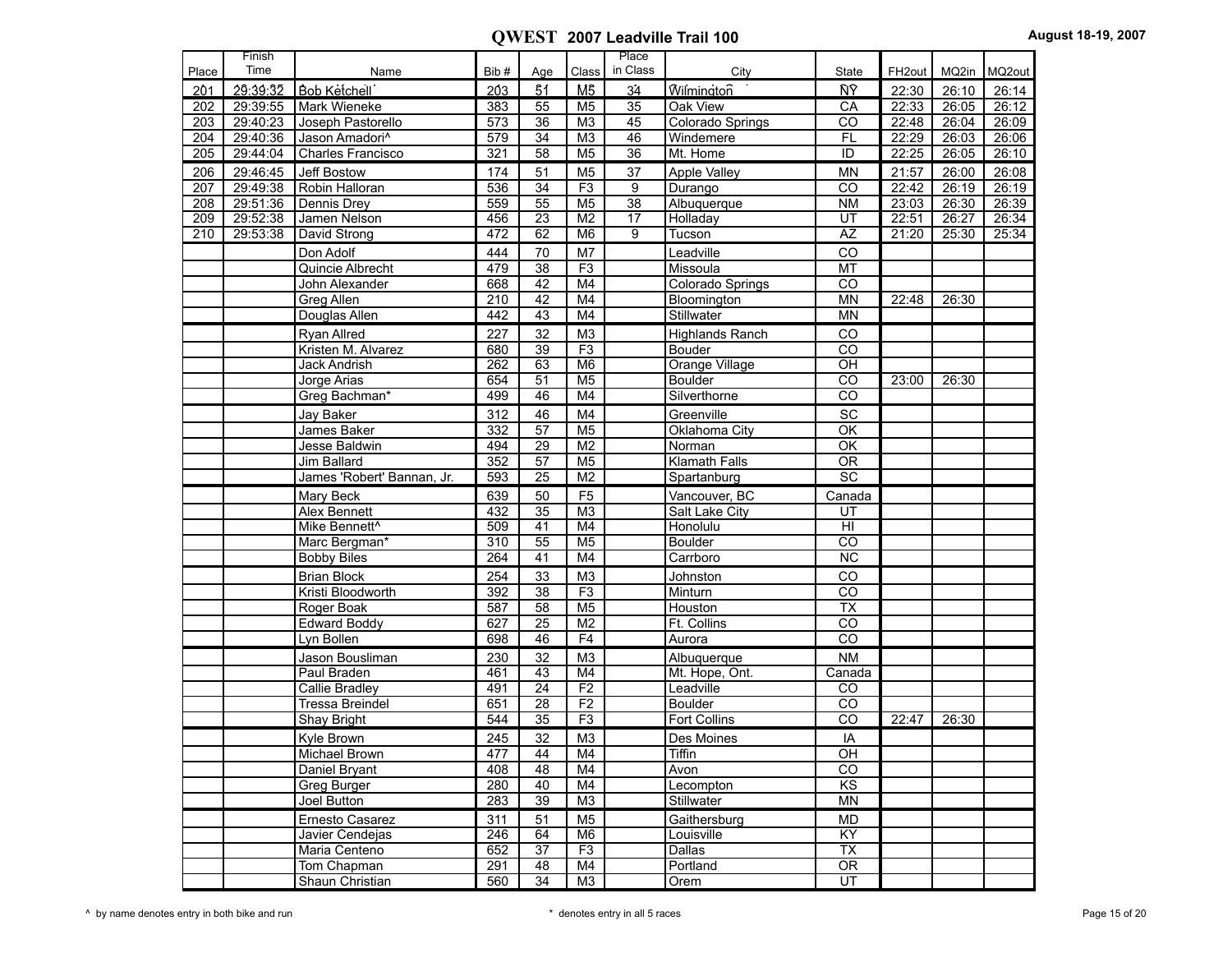# QWEST 2007 Leadville Trail 100

August 18-19, 2007

| Place | Finish Time | Name | Bib # | Age | Class | Place in Class | City | State | FH2out | MQ2in | MQ2out |
|---|---|---|---|---|---|---|---|---|---|---|---|
| 201 | 29:39:32 | Bob Ketchell | 203 | 51 | M5 | 34 | Wilmington | NY | 22:30 | 26:10 | 26:14 |
| 202 | 29:39:55 | Mark Wieneke | 383 | 55 | M5 | 35 | Oak View | CA | 22:33 | 26:05 | 26:12 |
| 203 | 29:40:23 | Joseph Pastorello | 573 | 36 | M3 | 45 | Colorado Springs | CO | 22:48 | 26:04 | 26:09 |
| 204 | 29:40:36 | Jason Amadori^ | 579 | 34 | M3 | 46 | Windemere | FL | 22:29 | 26:03 | 26:06 |
| 205 | 29:44:04 | Charles Francisco | 321 | 58 | M5 | 36 | Mt. Home | ID | 22:25 | 26:05 | 26:10 |
| 206 | 29:46:45 | Jeff Bostow | 174 | 51 | M5 | 37 | Apple Valley | MN | 21:57 | 26:00 | 26:08 |
| 207 | 29:49:38 | Robin Halloran | 536 | 34 | F3 | 9 | Durango | CO | 22:42 | 26:19 | 26:19 |
| 208 | 29:51:36 | Dennis Drey | 559 | 55 | M5 | 38 | Albuquerque | NM | 23:03 | 26:30 | 26:39 |
| 209 | 29:52:38 | Jamen Nelson | 456 | 23 | M2 | 17 | Holladay | UT | 22:51 | 26:27 | 26:34 |
| 210 | 29:53:38 | David Strong | 472 | 62 | M6 | 9 | Tucson | AZ | 21:20 | 25:30 | 25:34 |
| | | Don Adolf | 444 | 70 | M7 | | Leadville | CO | | | |
| | | Quincie Albrecht | 479 | 38 | F3 | | Missoula | MT | | | |
| | | John Alexander | 668 | 42 | M4 | | Colorado Springs | CO | | | |
| | | Greg Allen | 210 | 42 | M4 | | Bloomington | MN | 22:48 | 26:30 | |
| | | Douglas Allen | 442 | 43 | M4 | | Stillwater | MN | | | |
| | | Ryan Allred | 227 | 32 | M3 | | Highlands Ranch | CO | | | |
| | | Kristen M. Alvarez | 680 | 39 | F3 | | Bouder | CO | | | |
| | | Jack Andrish | 262 | 63 | M6 | | Orange Village | OH | | | |
| | | Jorge Arias | 654 | 51 | M5 | | Boulder | CO | 23:00 | 26:30 | |
| | | Greg Bachman* | 499 | 46 | M4 | | Silverthorne | CO | | | |
| | | Jay Baker | 312 | 46 | M4 | | Greenville | SC | | | |
| | | James Baker | 332 | 57 | M5 | | Oklahoma City | OK | | | |
| | | Jesse Baldwin | 494 | 29 | M2 | | Norman | OK | | | |
| | | Jim Ballard | 352 | 57 | M5 | | Klamath Falls | OR | | | |
| | | James 'Robert' Bannan, Jr. | 593 | 25 | M2 | | Spartanburg | SC | | | |
| | | Mary Beck | 639 | 50 | F5 | | Vancouver, BC | Canada | | | |
| | | Alex Bennett | 432 | 35 | M3 | | Salt Lake City | UT | | | |
| | | Mike Bennett^ | 509 | 41 | M4 | | Honolulu | HI | | | |
| | | Marc Bergman* | 310 | 55 | M5 | | Boulder | CO | | | |
| | | Bobby Biles | 264 | 41 | M4 | | Carrboro | NC | | | |
| | | Brian Block | 254 | 33 | M3 | | Johnston | CO | | | |
| | | Kristi Bloodworth | 392 | 38 | F3 | | Minturn | CO | | | |
| | | Roger Boak | 587 | 58 | M5 | | Houston | TX | | | |
| | | Edward Boddy | 627 | 25 | M2 | | Ft. Collins | CO | | | |
| | | Lyn Bollen | 698 | 46 | F4 | | Aurora | CO | | | |
| | | Jason Bousliman | 230 | 32 | M3 | | Albuquerque | NM | | | |
| | | Paul Braden | 461 | 43 | M4 | | Mt. Hope, Ont. | Canada | | | |
| | | Callie Bradley | 491 | 24 | F2 | | Leadville | CO | | | |
| | | Tressa Breindel | 651 | 28 | F2 | | Boulder | CO | | | |
| | | Shay Bright | 544 | 35 | F3 | | Fort Collins | CO | 22:47 | 26:30 | |
| | | Kyle Brown | 245 | 32 | M3 | | Des Moines | IA | | | |
| | | Michael Brown | 477 | 44 | M4 | | Tiffin | OH | | | |
| | | Daniel Bryant | 408 | 48 | M4 | | Avon | CO | | | |
| | | Greg Burger | 280 | 40 | M4 | | Lecompton | KS | | | |
| | | Joel Button | 283 | 39 | M3 | | Stillwater | MN | | | |
| | | Ernesto Casarez | 311 | 51 | M5 | | Gaithersburg | MD | | | |
| | | Javier Cendejas | 246 | 64 | M6 | | Louisville | KY | | | |
| | | Maria Centeno | 652 | 37 | F3 | | Dallas | TX | | | |
| | | Tom Chapman | 291 | 48 | M4 | | Portland | OR | | | |
| | | Shaun Christian | 560 | 34 | M3 | | Orem | UT | | | |

^ by name denotes entry in both bike and run

* denotes entry in all 5 races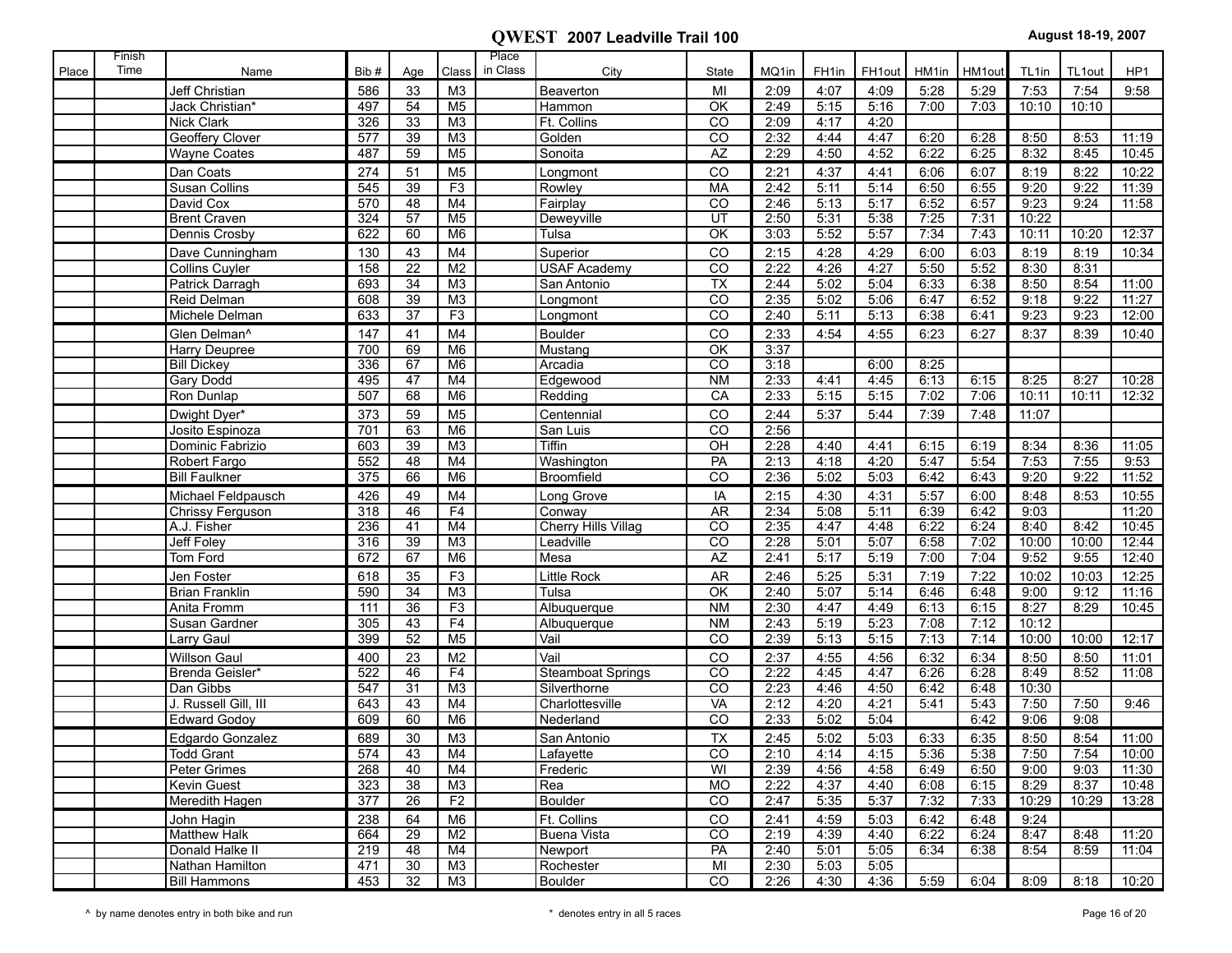# QWEST 2007 Leadville Trail 100

August 18-19, 2007

| Place | Finish Time | Name | Bib # | Age | Class | Place in Class | City | State | MQ1in | FH1in | FH1out | HM1in | HM1out | TL1in | TL1out | HP1 |
|---|---|---|---|---|---|---|---|---|---|---|---|---|---|---|---|---|
| | | Jeff Christian | 586 | 33 | M3 | | Beaverton | MI | 2:09 | 4:07 | 4:09 | 5:28 | 5:29 | 7:53 | 7:54 | 9:58 |
| | | Jack Christian* | 497 | 54 | M5 | | Hammon | OK | 2:49 | 5:15 | 5:16 | 7:00 | 7:03 | 10:10 | 10:10 | |
| | | Nick Clark | 326 | 33 | M3 | | Ft. Collins | CO | 2:09 | 4:17 | 4:20 | | | | | |
| | | Geoffery Clover | 577 | 39 | M3 | | Golden | CO | 2:32 | 4:44 | 4:47 | 6:20 | 6:28 | 8:50 | 8:53 | 11:19 |
| | | Wayne Coates | 487 | 59 | M5 | | Sonoita | AZ | 2:29 | 4:50 | 4:52 | 6:22 | 6:25 | 8:32 | 8:45 | 10:45 |
| | | Dan Coats | 274 | 51 | M5 | | Longmont | CO | 2:21 | 4:37 | 4:41 | 6:06 | 6:07 | 8:19 | 8:22 | 10:22 |
| | | Susan Collins | 545 | 39 | F3 | | Rowley | MA | 2:42 | 5:11 | 5:14 | 6:50 | 6:55 | 9:20 | 9:22 | 11:39 |
| | | David Cox | 570 | 48 | M4 | | Fairplay | CO | 2:46 | 5:13 | 5:17 | 6:52 | 6:57 | 9:23 | 9:24 | 11:58 |
| | | Brent Craven | 324 | 57 | M5 | | Deweyville | UT | 2:50 | 5:31 | 5:38 | 7:25 | 7:31 | 10:22 | | |
| | | Dennis Crosby | 622 | 60 | M6 | | Tulsa | OK | 3:03 | 5:52 | 5:57 | 7:34 | 7:43 | 10:11 | 10:20 | 12:37 |
| | | Dave Cunningham | 130 | 43 | M4 | | Superior | CO | 2:15 | 4:28 | 4:29 | 6:00 | 6:03 | 8:19 | 8:19 | 10:34 |
| | | Collins Cuyler | 158 | 22 | M2 | | USAF Academy | CO | 2:22 | 4:26 | 4:27 | 5:50 | 5:52 | 8:30 | 8:31 | |
| | | Patrick Darragh | 693 | 34 | M3 | | San Antonio | TX | 2:44 | 5:02 | 5:04 | 6:33 | 6:38 | 8:50 | 8:54 | 11:00 |
| | | Reid Delman | 608 | 39 | M3 | | Longmont | CO | 2:35 | 5:02 | 5:06 | 6:47 | 6:52 | 9:18 | 9:22 | 11:27 |
| | | Michele Delman | 633 | 37 | F3 | | Longmont | CO | 2:40 | 5:11 | 5:13 | 6:38 | 6:41 | 9:23 | 9:23 | 12:00 |
| | | Glen Delman^ | 147 | 41 | M4 | | Boulder | CO | 2:33 | 4:54 | 4:55 | 6:23 | 6:27 | 8:37 | 8:39 | 10:40 |
| | | Harry Deupree | 700 | 69 | M6 | | Mustang | OK | 3:37 | | | | | | | |
| | | Bill Dickey | 336 | 67 | M6 | | Arcadia | CO | 3:18 | | 6:00 | 8:25 | | | | |
| | | Gary Dodd | 495 | 47 | M4 | | Edgewood | NM | 2:33 | 4:41 | 4:45 | 6:13 | 6:15 | 8:25 | 8:27 | 10:28 |
| | | Ron Dunlap | 507 | 68 | M6 | | Redding | CA | 2:33 | 5:15 | 5:15 | 7:02 | 7:06 | 10:11 | 10:11 | 12:32 |
| | | Dwight Dyer* | 373 | 59 | M5 | | Centennial | CO | 2:44 | 5:37 | 5:44 | 7:39 | 7:48 | 11:07 | | |
| | | Josito Espinoza | 701 | 63 | M6 | | San Luis | CO | 2:56 | | | | | | | |
| | | Dominic Fabrizio | 603 | 39 | M3 | | Tiffin | OH | 2:28 | 4:40 | 4:41 | 6:15 | 6:19 | 8:34 | 8:36 | 11:05 |
| | | Robert Fargo | 552 | 48 | M4 | | Washington | PA | 2:13 | 4:18 | 4:20 | 5:47 | 5:54 | 7:53 | 7:55 | 9:53 |
| | | Bill Faulkner | 375 | 66 | M6 | | Broomfield | CO | 2:36 | 5:02 | 5:03 | 6:42 | 6:43 | 9:20 | 9:22 | 11:52 |
| | | Michael Feldpausch | 426 | 49 | M4 | | Long Grove | IA | 2:15 | 4:30 | 4:31 | 5:57 | 6:00 | 8:48 | 8:53 | 10:55 |
| | | Chrissy Ferguson | 318 | 46 | F4 | | Conway | AR | 2:34 | 5:08 | 5:11 | 6:39 | 6:42 | 9:03 | | 11:20 |
| | | A.J. Fisher | 236 | 41 | M4 | | Cherry Hills Villag | CO | 2:35 | 4:47 | 4:48 | 6:22 | 6:24 | 8:40 | 8:42 | 10:45 |
| | | Jeff Foley | 316 | 39 | M3 | | Leadville | CO | 2:28 | 5:01 | 5:07 | 6:58 | 7:02 | 10:00 | 10:00 | 12:44 |
| | | Tom Ford | 672 | 67 | M6 | | Mesa | AZ | 2:41 | 5:17 | 5:19 | 7:00 | 7:04 | 9:52 | 9:55 | 12:40 |
| | | Jen Foster | 618 | 35 | F3 | | Little Rock | AR | 2:46 | 5:25 | 5:31 | 7:19 | 7:22 | 10:02 | 10:03 | 12:25 |
| | | Brian Franklin | 590 | 34 | M3 | | Tulsa | OK | 2:40 | 5:07 | 5:14 | 6:46 | 6:48 | 9:00 | 9:12 | 11:16 |
| | | Anita Fromm | 111 | 36 | F3 | | Albuquerque | NM | 2:30 | 4:47 | 4:49 | 6:13 | 6:15 | 8:27 | 8:29 | 10:45 |
| | | Susan Gardner | 305 | 43 | F4 | | Albuquerque | NM | 2:43 | 5:19 | 5:23 | 7:08 | 7:12 | 10:12 | | |
| | | Larry Gaul | 399 | 52 | M5 | | Vail | CO | 2:39 | 5:13 | 5:15 | 7:13 | 7:14 | 10:00 | 10:00 | 12:17 |
| | | Willson Gaul | 400 | 23 | M2 | | Vail | CO | 2:37 | 4:55 | 4:56 | 6:32 | 6:34 | 8:50 | 8:50 | 11:01 |
| | | Brenda Geisler* | 522 | 46 | F4 | | Steamboat Springs | CO | 2:22 | 4:45 | 4:47 | 6:26 | 6:28 | 8:49 | 8:52 | 11:08 |
| | | Dan Gibbs | 547 | 31 | M3 | | Silverthorne | CO | 2:23 | 4:46 | 4:50 | 6:42 | 6:48 | 10:30 | | |
| | | J. Russell Gill, III | 643 | 43 | M4 | | Charlottesville | VA | 2:12 | 4:20 | 4:21 | 5:41 | 5:43 | 7:50 | 7:50 | 9:46 |
| | | Edward Godoy | 609 | 60 | M6 | | Nederland | CO | 2:33 | 5:02 | 5:04 | | 6:42 | 9:06 | 9:08 | |
| | | Edgardo Gonzalez | 689 | 30 | M3 | | San Antonio | TX | 2:45 | 5:02 | 5:03 | 6:33 | 6:35 | 8:50 | 8:54 | 11:00 |
| | | Todd Grant | 574 | 43 | M4 | | Lafayette | CO | 2:10 | 4:14 | 4:15 | 5:36 | 5:38 | 7:50 | 7:54 | 10:00 |
| | | Peter Grimes | 268 | 40 | M4 | | Frederic | WI | 2:39 | 4:56 | 4:58 | 6:49 | 6:50 | 9:00 | 9:03 | 11:30 |
| | | Kevin Guest | 323 | 38 | M3 | | Rea | MO | 2:22 | 4:37 | 4:40 | 6:08 | 6:15 | 8:29 | 8:37 | 10:48 |
| | | Meredith Hagen | 377 | 26 | F2 | | Boulder | CO | 2:47 | 5:35 | 5:37 | 7:32 | 7:33 | 10:29 | 10:29 | 13:28 |
| | | John Hagin | 238 | 64 | M6 | | Ft. Collins | CO | 2:41 | 4:59 | 5:03 | 6:42 | 6:48 | 9:24 | | |
| | | Matthew Halk | 664 | 29 | M2 | | Buena Vista | CO | 2:19 | 4:39 | 4:40 | 6:22 | 6:24 | 8:47 | 8:48 | 11:20 |
| | | Donald Halke II | 219 | 48 | M4 | | Newport | PA | 2:40 | 5:01 | 5:05 | 6:34 | 6:38 | 8:54 | 8:59 | 11:04 |
| | | Nathan Hamilton | 471 | 30 | M3 | | Rochester | MI | 2:30 | 5:03 | 5:05 | | | | | |
| | | Bill Hammons | 453 | 32 | M3 | | Boulder | CO | 2:26 | 4:30 | 4:36 | 5:59 | 6:04 | 8:09 | 8:18 | 10:20 |

^ by name denotes entry in both bike and run

* denotes entry in all 5 races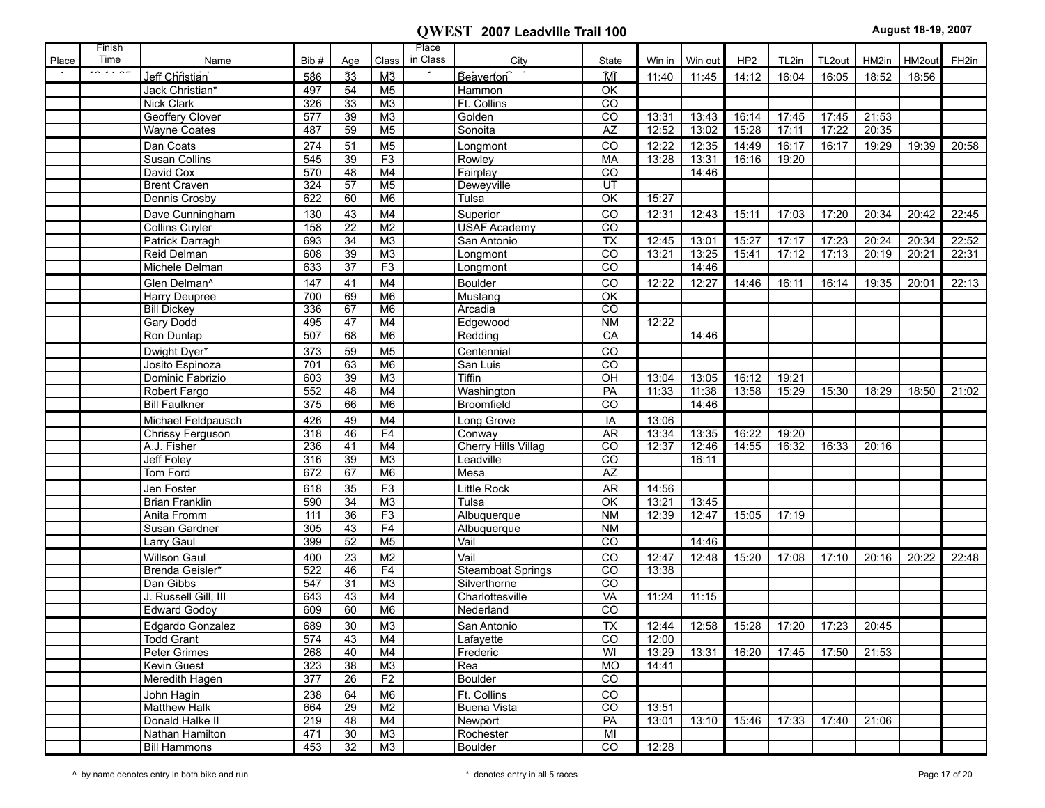# QWEST 2007 Leadville Trail 100

August 18-19, 2007

| Place | Finish Time | Name | Bib # | Age | Class | Place in Class | City | State | Win in | Win out | HP2 | TL2in | TL2out | HM2in | HM2out | FH2in |
|---|---|---|---|---|---|---|---|---|---|---|---|---|---|---|---|---|
| | | Jeff Christian | 586 | 33 | M3 | | Beaverton | MI | 11:40 | 11:45 | 14:12 | 16:04 | 16:05 | 18:52 | 18:56 | |
| | | Jack Christian* | 497 | 54 | M5 | | Hammon | OK | | | | | | | | |
| | | Nick Clark | 326 | 33 | M3 | | Ft. Collins | CO | | | | | | | | |
| | | Geoffery Clover | 577 | 39 | M3 | | Golden | CO | 13:31 | 13:43 | 16:14 | 17:45 | 17:45 | 21:53 | | |
| | | Wayne Coates | 487 | 59 | M5 | | Sonoita | AZ | 12:52 | 13:02 | 15:28 | 17:11 | 17:22 | 20:35 | | |
| | | Dan Coats | 274 | 51 | M5 | | Longmont | CO | 12:22 | 12:35 | 14:49 | 16:17 | 16:17 | 19:29 | 19:39 | 20:58 |
| | | Susan Collins | 545 | 39 | F3 | | Rowley | MA | 13:28 | 13:31 | 16:16 | 19:20 | | | | |
| | | David Cox | 570 | 48 | M4 | | Fairplay | CO | | 14:46 | | | | | | |
| | | Brent Craven | 324 | 57 | M5 | | Deweyville | UT | | | | | | | | |
| | | Dennis Crosby | 622 | 60 | M6 | | Tulsa | OK | 15:27 | | | | | | | |
| | | Dave Cunningham | 130 | 43 | M4 | | Superior | CO | 12:31 | 12:43 | 15:11 | 17:03 | 17:20 | 20:34 | 20:42 | 22:45 |
| | | Collins Cuyler | 158 | 22 | M2 | | USAF Academy | CO | | | | | | | | |
| | | Patrick Darragh | 693 | 34 | M3 | | San Antonio | TX | 12:45 | 13:01 | 15:27 | 17:17 | 17:23 | 20:24 | 20:34 | 22:52 |
| | | Reid Delman | 608 | 39 | M3 | | Longmont | CO | 13:21 | 13:25 | 15:41 | 17:12 | 17:13 | 20:19 | 20:21 | 22:31 |
| | | Michele Delman | 633 | 37 | F3 | | Longmont | CO | | 14:46 | | | | | | |
| | | Glen Delman^ | 147 | 41 | M4 | | Boulder | CO | 12:22 | 12:27 | 14:46 | 16:11 | 16:14 | 19:35 | 20:01 | 22:13 |
| | | Harry Deupree | 700 | 69 | M6 | | Mustang | OK | | | | | | | | |
| | | Bill Dickey | 336 | 67 | M6 | | Arcadia | CO | | | | | | | | |
| | | Gary Dodd | 495 | 47 | M4 | | Edgewood | NM | 12:22 | | | | | | | |
| | | Ron Dunlap | 507 | 68 | M6 | | Redding | CA | | 14:46 | | | | | | |
| | | Dwight Dyer* | 373 | 59 | M5 | | Centennial | CO | | | | | | | | |
| | | Josito Espinoza | 701 | 63 | M6 | | San Luis | CO | | | | | | | | |
| | | Dominic Fabrizio | 603 | 39 | M3 | | Tiffin | OH | 13:04 | 13:05 | 16:12 | 19:21 | | | | |
| | | Robert Fargo | 552 | 48 | M4 | | Washington | PA | 11:33 | 11:38 | 13:58 | 15:29 | 15:30 | 18:29 | 18:50 | 21:02 |
| | | Bill Faulkner | 375 | 66 | M6 | | Broomfield | CO | | 14:46 | | | | | | |
| | | Michael Feldpausch | 426 | 49 | M4 | | Long Grove | IA | 13:06 | | | | | | | |
| | | Chrissy Ferguson | 318 | 46 | F4 | | Conway | AR | 13:34 | 13:35 | 16:22 | 19:20 | | | | |
| | | A.J. Fisher | 236 | 41 | M4 | | Cherry Hills Villag | CO | 12:37 | 12:46 | 14:55 | 16:32 | 16:33 | 20:16 | | |
| | | Jeff Foley | 316 | 39 | M3 | | Leadville | CO | | 16:11 | | | | | | |
| | | Tom Ford | 672 | 67 | M6 | | Mesa | AZ | | | | | | | | |
| | | Jen Foster | 618 | 35 | F3 | | Little Rock | AR | 14:56 | | | | | | | |
| | | Brian Franklin | 590 | 34 | M3 | | Tulsa | OK | 13:21 | 13:45 | | | | | | |
| | | Anita Fromm | 111 | 36 | F3 | | Albuquerque | NM | 12:39 | 12:47 | 15:05 | 17:19 | | | | |
| | | Susan Gardner | 305 | 43 | F4 | | Albuquerque | NM | | | | | | | | |
| | | Larry Gaul | 399 | 52 | M5 | | Vail | CO | | 14:46 | | | | | | |
| | | Willson Gaul | 400 | 23 | M2 | | Vail | CO | 12:47 | 12:48 | 15:20 | 17:08 | 17:10 | 20:16 | 20:22 | 22:48 |
| | | Brenda Geisler* | 522 | 46 | F4 | | Steamboat Springs | CO | 13:38 | | | | | | | |
| | | Dan Gibbs | 547 | 31 | M3 | | Silverthorne | CO | | | | | | | | |
| | | J. Russell Gill, III | 643 | 43 | M4 | | Charlottesville | VA | 11:24 | 11:15 | | | | | | |
| | | Edward Godoy | 609 | 60 | M6 | | Nederland | CO | | | | | | | | |
| | | Edgardo Gonzalez | 689 | 30 | M3 | | San Antonio | TX | 12:44 | 12:58 | 15:28 | 17:20 | 17:23 | 20:45 | | |
| | | Todd Grant | 574 | 43 | M4 | | Lafayette | CO | 12:00 | | | | | | | |
| | | Peter Grimes | 268 | 40 | M4 | | Frederic | WI | 13:29 | 13:31 | 16:20 | 17:45 | 17:50 | 21:53 | | |
| | | Kevin Guest | 323 | 38 | M3 | | Rea | MO | 14:41 | | | | | | | |
| | | Meredith Hagen | 377 | 26 | F2 | | Boulder | CO | | | | | | | | |
| | | John Hagin | 238 | 64 | M6 | | Ft. Collins | CO | | | | | | | | |
| | | Matthew Halk | 664 | 29 | M2 | | Buena Vista | CO | 13:51 | | | | | | | |
| | | Donald Halke II | 219 | 48 | M4 | | Newport | PA | 13:01 | 13:10 | 15:46 | 17:33 | 17:40 | 21:06 | | |
| | | Nathan Hamilton | 471 | 30 | M3 | | Rochester | MI | | | | | | | | |
| | | Bill Hammons | 453 | 32 | M3 | | Boulder | CO | 12:28 | | | | | | | |

^ by name denotes entry in both bike and run

* denotes entry in all 5 races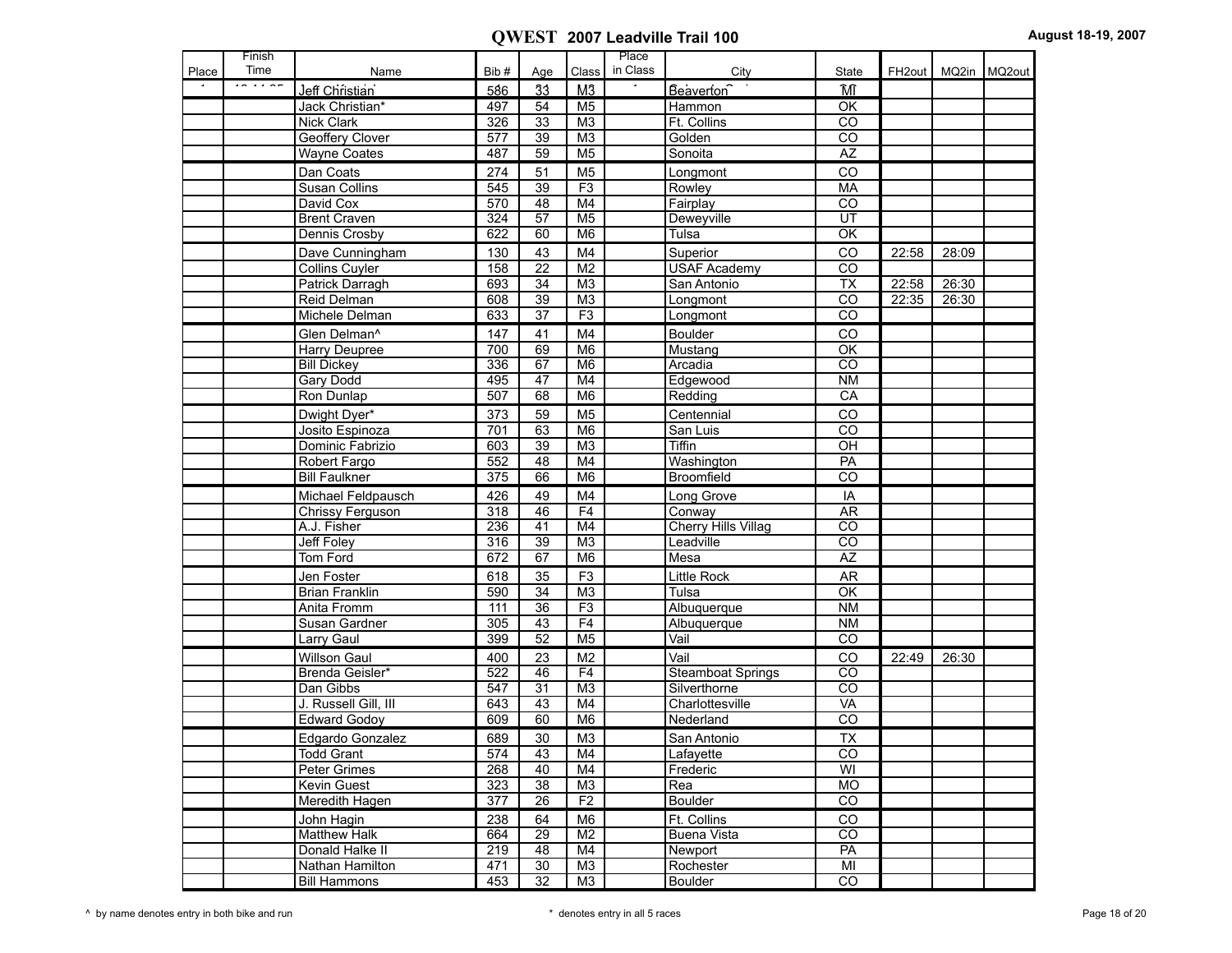# QWEST 2007 Leadville Trail 100

August 18-19, 2007

| Place | Finish Time | Name | Bib # | Age | Class | Place in Class | City | State | FH2out | MQ2in | MQ2out |
|---|---|---|---|---|---|---|---|---|---|---|---|
| | | Jeff Christian | 586 | 33 | M3 | | Beaverton | MI | | | |
| | | Jack Christian* | 497 | 54 | M5 | | Hammon | OK | | | |
| | | Nick Clark | 326 | 33 | M3 | | Ft. Collins | CO | | | |
| | | Geoffery Clover | 577 | 39 | M3 | | Golden | CO | | | |
| | | Wayne Coates | 487 | 59 | M5 | | Sonoita | AZ | | | |
| | | Dan Coats | 274 | 51 | M5 | | Longmont | CO | | | |
| | | Susan Collins | 545 | 39 | F3 | | Rowley | MA | | | |
| | | David Cox | 570 | 48 | M4 | | Fairplay | CO | | | |
| | | Brent Craven | 324 | 57 | M5 | | Deweyville | UT | | | |
| | | Dennis Crosby | 622 | 60 | M6 | | Tulsa | OK | | | |
| | | Dave Cunningham | 130 | 43 | M4 | | Superior | CO | 22:58 | 28:09 | |
| | | Collins Cuyler | 158 | 22 | M2 | | USAF Academy | CO | | | |
| | | Patrick Darragh | 693 | 34 | M3 | | San Antonio | TX | 22:58 | 26:30 | |
| | | Reid Delman | 608 | 39 | M3 | | Longmont | CO | 22:35 | 26:30 | |
| | | Michele Delman | 633 | 37 | F3 | | Longmont | CO | | | |
| | | Glen Delman^ | 147 | 41 | M4 | | Boulder | CO | | | |
| | | Harry Deupree | 700 | 69 | M6 | | Mustang | OK | | | |
| | | Bill Dickey | 336 | 67 | M6 | | Arcadia | CO | | | |
| | | Gary Dodd | 495 | 47 | M4 | | Edgewood | NM | | | |
| | | Ron Dunlap | 507 | 68 | M6 | | Redding | CA | | | |
| | | Dwight Dyer* | 373 | 59 | M5 | | Centennial | CO | | | |
| | | Josito Espinoza | 701 | 63 | M6 | | San Luis | CO | | | |
| | | Dominic Fabrizio | 603 | 39 | M3 | | Tiffin | OH | | | |
| | | Robert Fargo | 552 | 48 | M4 | | Washington | PA | | | |
| | | Bill Faulkner | 375 | 66 | M6 | | Broomfield | CO | | | |
| | | Michael Feldpausch | 426 | 49 | M4 | | Long Grove | IA | | | |
| | | Chrissy Ferguson | 318 | 46 | F4 | | Conway | AR | | | |
| | | A.J. Fisher | 236 | 41 | M4 | | Cherry Hills Villag | CO | | | |
| | | Jeff Foley | 316 | 39 | M3 | | Leadville | CO | | | |
| | | Tom Ford | 672 | 67 | M6 | | Mesa | AZ | | | |
| | | Jen Foster | 618 | 35 | F3 | | Little Rock | AR | | | |
| | | Brian Franklin | 590 | 34 | M3 | | Tulsa | OK | | | |
| | | Anita Fromm | 111 | 36 | F3 | | Albuquerque | NM | | | |
| | | Susan Gardner | 305 | 43 | F4 | | Albuquerque | NM | | | |
| | | Larry Gaul | 399 | 52 | M5 | | Vail | CO | | | |
| | | Willson Gaul | 400 | 23 | M2 | | Vail | CO | 22:49 | 26:30 | |
| | | Brenda Geisler* | 522 | 46 | F4 | | Steamboat Springs | CO | | | |
| | | Dan Gibbs | 547 | 31 | M3 | | Silverthorne | CO | | | |
| | | J. Russell Gill, III | 643 | 43 | M4 | | Charlottesville | VA | | | |
| | | Edward Godoy | 609 | 60 | M6 | | Nederland | CO | | | |
| | | Edgardo Gonzalez | 689 | 30 | M3 | | San Antonio | TX | | | |
| | | Todd Grant | 574 | 43 | M4 | | Lafayette | CO | | | |
| | | Peter Grimes | 268 | 40 | M4 | | Frederic | WI | | | |
| | | Kevin Guest | 323 | 38 | M3 | | Rea | MO | | | |
| | | Meredith Hagen | 377 | 26 | F2 | | Boulder | CO | | | |
| | | John Hagin | 238 | 64 | M6 | | Ft. Collins | CO | | | |
| | | Matthew Halk | 664 | 29 | M2 | | Buena Vista | CO | | | |
| | | Donald Halke II | 219 | 48 | M4 | | Newport | PA | | | |
| | | Nathan Hamilton | 471 | 30 | M3 | | Rochester | MI | | | |
| | | Bill Hammons | 453 | 32 | M3 | | Boulder | CO | | | |

^ by name denotes entry in both bike and run

* denotes entry in all 5 races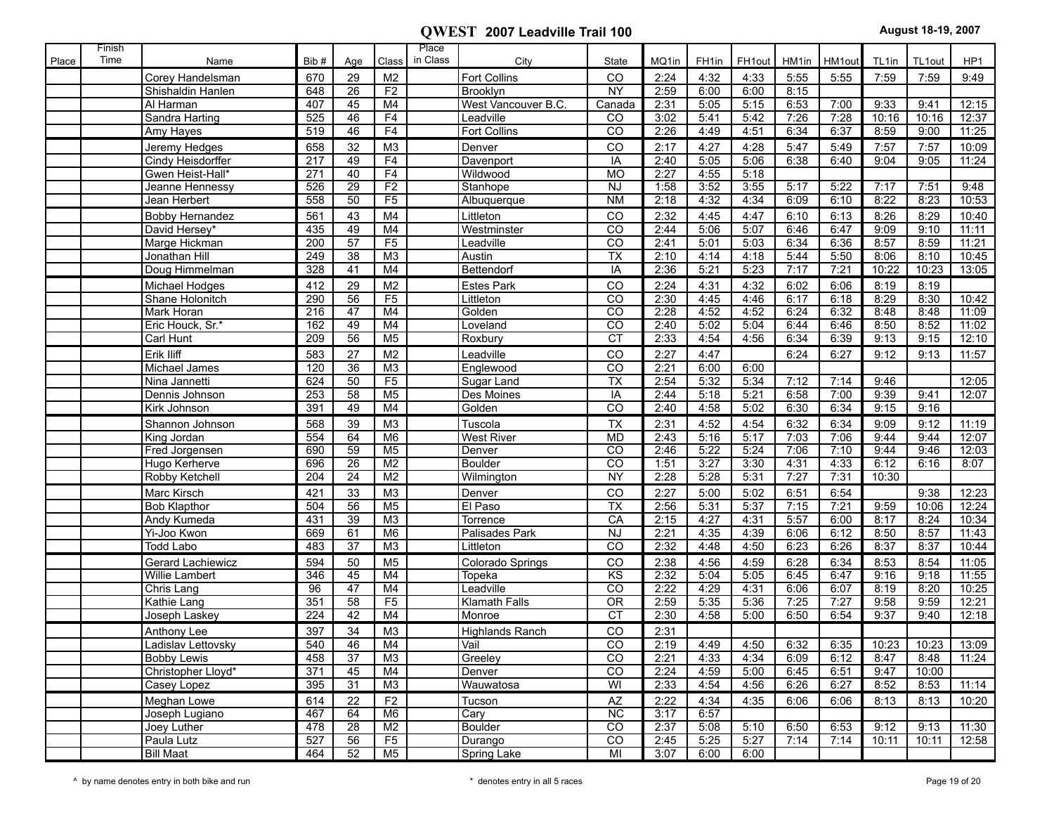| Place | Finish Time | Name | Bib # | Age | Class | Place in Class | City | State | MQ1in | FH1in | FH1out | HM1in | HM1out | TL1in | TL1out | HP1 |
|---|---|---|---|---|---|---|---|---|---|---|---|---|---|---|---|---|
| | | Corey Handelsman | 670 | 29 | M2 | | Fort Collins | CO | 2:24 | 4:32 | 4:33 | 5:55 | 5:55 | 7:59 | 7:59 | 9:49 |
| | | Shishaldin Hanlen | 648 | 26 | F2 | | Brooklyn | NY | 2:59 | 6:00 | 6:00 | 8:15 | | | | |
| | | Al Harman | 407 | 45 | M4 | | West Vancouver B.C. | Canada | 2:31 | 5:05 | 5:15 | 6:53 | 7:00 | 9:33 | 9:41 | 12:15 |
| | | Sandra Harting | 525 | 46 | F4 | | Leadville | CO | 3:02 | 5:41 | 5:42 | 7:26 | 7:28 | 10:16 | 10:16 | 12:37 |
| | | Amy Hayes | 519 | 46 | F4 | | Fort Collins | CO | 2:26 | 4:49 | 4:51 | 6:34 | 6:37 | 8:59 | 9:00 | 11:25 |
| | | Jeremy Hedges | 658 | 32 | M3 | | Denver | CO | 2:17 | 4:27 | 4:28 | 5:47 | 5:49 | 7:57 | 7:57 | 10:09 |
| | | Cindy Heisdorffer | 217 | 49 | F4 | | Davenport | IA | 2:40 | 5:05 | 5:06 | 6:38 | 6:40 | 9:04 | 9:05 | 11:24 |
| | | Gwen Heist-Hall* | 271 | 40 | F4 | | Wildwood | MO | 2:27 | 4:55 | 5:18 | | | | | |
| | | Jeanne Hennessy | 526 | 29 | F2 | | Stanhope | NJ | 1:58 | 3:52 | 3:55 | 5:17 | 5:22 | 7:17 | 7:51 | 9:48 |
| | | Jean Herbert | 558 | 50 | F5 | | Albuquerque | NM | 2:18 | 4:32 | 4:34 | 6:09 | 6:10 | 8:22 | 8:23 | 10:53 |
| | | Bobby Hernandez | 561 | 43 | M4 | | Littleton | CO | 2:32 | 4:45 | 4:47 | 6:10 | 6:13 | 8:26 | 8:29 | 10:40 |
| | | David Hersey* | 435 | 49 | M4 | | Westminster | CO | 2:44 | 5:06 | 5:07 | 6:46 | 6:47 | 9:09 | 9:10 | 11:11 |
| | | Marge Hickman | 200 | 57 | F5 | | Leadville | CO | 2:41 | 5:01 | 5:03 | 6:34 | 6:36 | 8:57 | 8:59 | 11:21 |
| | | Jonathan Hill | 249 | 38 | M3 | | Austin | TX | 2:10 | 4:14 | 4:18 | 5:44 | 5:50 | 8:06 | 8:10 | 10:45 |
| | | Doug Himmelman | 328 | 41 | M4 | | Bettendorf | IA | 2:36 | 5:21 | 5:23 | 7:17 | 7:21 | 10:22 | 10:23 | 13:05 |
| | | Michael Hodges | 412 | 29 | M2 | | Estes Park | CO | 2:24 | 4:31 | 4:32 | 6:02 | 6:06 | 8:19 | 8:19 | |
| | | Shane Holonitch | 290 | 56 | F5 | | Littleton | CO | 2:30 | 4:45 | 4:46 | 6:17 | 6:18 | 8:29 | 8:30 | 10:42 |
| | | Mark Horan | 216 | 47 | M4 | | Golden | CO | 2:28 | 4:52 | 4:52 | 6:24 | 6:32 | 8:48 | 8:48 | 11:09 |
| | | Eric Houck, Sr.* | 162 | 49 | M4 | | Loveland | CO | 2:40 | 5:02 | 5:04 | 6:44 | 6:46 | 8:50 | 8:52 | 11:02 |
| | | Carl Hunt | 209 | 56 | M5 | | Roxbury | CT | 2:33 | 4:54 | 4:56 | 6:34 | 6:39 | 9:13 | 9:15 | 12:10 |
| | | Erik Iliff | 583 | 27 | M2 | | Leadville | CO | 2:27 | 4:47 | | 6:24 | 6:27 | 9:12 | 9:13 | 11:57 |
| | | Michael James | 120 | 36 | M3 | | Englewood | CO | 2:21 | 6:00 | 6:00 | | | | | |
| | | Nina Jannetti | 624 | 50 | F5 | | Sugar Land | TX | 2:54 | 5:32 | 5:34 | 7:12 | 7:14 | 9:46 | | 12:05 |
| | | Dennis Johnson | 253 | 58 | M5 | | Des Moines | IA | 2:44 | 5:18 | 5:21 | 6:58 | 7:00 | 9:39 | 9:41 | 12:07 |
| | | Kirk Johnson | 391 | 49 | M4 | | Golden | CO | 2:40 | 4:58 | 5:02 | 6:30 | 6:34 | 9:15 | 9:16 | |
| | | Shannon Johnson | 568 | 39 | M3 | | Tuscola | TX | 2:31 | 4:52 | 4:54 | 6:32 | 6:34 | 9:09 | 9:12 | 11:19 |
| | | King Jordan | 554 | 64 | M6 | | West River | MD | 2:43 | 5:16 | 5:17 | 7:03 | 7:06 | 9:44 | 9:44 | 12:07 |
| | | Fred Jorgensen | 690 | 59 | M5 | | Denver | CO | 2:46 | 5:22 | 5:24 | 7:06 | 7:10 | 9:44 | 9:46 | 12:03 |
| | | Hugo Kerherve | 696 | 26 | M2 | | Boulder | CO | 1:51 | 3:27 | 3:30 | 4:31 | 4:33 | 6:12 | 6:16 | 8:07 |
| | | Robby Ketchell | 204 | 24 | M2 | | Wilmington | NY | 2:28 | 5:28 | 5:31 | 7:27 | 7:31 | 10:30 | | |
| | | Marc Kirsch | 421 | 33 | M3 | | Denver | CO | 2:27 | 5:00 | 5:02 | 6:51 | 6:54 | | 9:38 | 12:23 |
| | | Bob Klapthor | 504 | 56 | M5 | | El Paso | TX | 2:56 | 5:31 | 5:37 | 7:15 | 7:21 | 9:59 | 10:06 | 12:24 |
| | | Andy Kumeda | 431 | 39 | M3 | | Torrence | CA | 2:15 | 4:27 | 4:31 | 5:57 | 6:00 | 8:17 | 8:24 | 10:34 |
| | | Yi-Joo Kwon | 669 | 61 | M6 | | Palisades Park | NJ | 2:21 | 4:35 | 4:39 | 6:06 | 6:12 | 8:50 | 8:57 | 11:43 |
| | | Todd Labo | 483 | 37 | M3 | | Littleton | CO | 2:32 | 4:48 | 4:50 | 6:23 | 6:26 | 8:37 | 8:37 | 10:44 |
| | | Gerard Lachiewicz | 594 | 50 | M5 | | Colorado Springs | CO | 2:38 | 4:56 | 4:59 | 6:28 | 6:34 | 8:53 | 8:54 | 11:05 |
| | | Willie Lambert | 346 | 45 | M4 | | Topeka | KS | 2:32 | 5:04 | 5:05 | 6:45 | 6:47 | 9:16 | 9:18 | 11:55 |
| | | Chris Lang | 96 | 47 | M4 | | Leadville | CO | 2:22 | 4:29 | 4:31 | 6:06 | 6:07 | 8:19 | 8:20 | 10:25 |
| | | Kathie Lang | 351 | 58 | F5 | | Klamath Falls | OR | 2:59 | 5:35 | 5:36 | 7:25 | 7:27 | 9:58 | 9:59 | 12:21 |
| | | Joseph Laskey | 224 | 42 | M4 | | Monroe | CT | 2:30 | 4:58 | 5:00 | 6:50 | 6:54 | 9:37 | 9:40 | 12:18 |
| | | Anthony Lee | 397 | 34 | M3 | | Highlands Ranch | CO | 2:31 | | | | | | | |
| | | Ladislav Lettovsky | 540 | 46 | M4 | | Vail | CO | 2:19 | 4:49 | 4:50 | 6:32 | 6:35 | 10:23 | 10:23 | 13:09 |
| | | Bobby Lewis | 458 | 37 | M3 | | Greeley | CO | 2:21 | 4:33 | 4:34 | 6:09 | 6:12 | 8:47 | 8:48 | 11:24 |
| | | Christopher Lloyd* | 371 | 45 | M4 | | Denver | CO | 2:24 | 4:59 | 5:00 | 6:45 | 6:51 | 9:47 | 10:00 | |
| | | Casey Lopez | 395 | 31 | M3 | | Wauwatosa | WI | 2:33 | 4:54 | 4:56 | 6:26 | 6:27 | 8:52 | 8:53 | 11:14 |
| | | Meghan Lowe | 614 | 22 | F2 | | Tucson | AZ | 2:22 | 4:34 | 4:35 | 6:06 | 6:06 | 8:13 | 8:13 | 10:20 |
| | | Joseph Lugiano | 467 | 64 | M6 | | Cary | NC | 3:17 | 6:57 | | | | | | |
| | | Joey Luther | 478 | 28 | M2 | | Boulder | CO | 2:37 | 5:08 | 5:10 | 6:50 | 6:53 | 9:12 | 9:13 | 11:30 |
| | | Paula Lutz | 527 | 56 | F5 | | Durango | CO | 2:45 | 5:25 | 5:27 | 7:14 | 7:14 | 10:11 | 10:11 | 12:58 |
| | | Bill Maat | 464 | 52 | M5 | | Spring Lake | MI | 3:07 | 6:00 | 6:00 | | | | | |

^ by name denotes entry in both bike and run

* denotes entry in all 5 races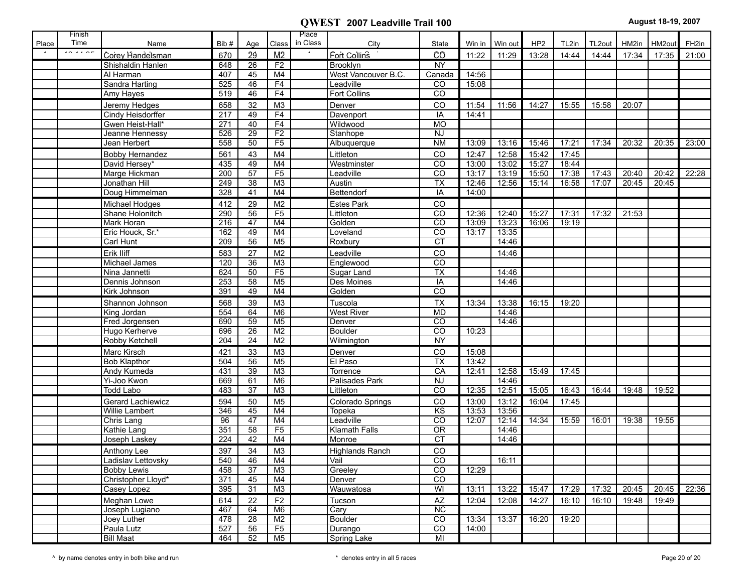| Place | Finish Time | Name | Bib # | Age | Class | Place in Class | City | State | Win in | Win out | HP2 | TL2in | TL2out | HM2in | HM2out | FH2in |
|---|---|---|---|---|---|---|---|---|---|---|---|---|---|---|---|---|
| | | Corey Handelsman | 670 | 29 | M2 | | Fort Collins | CO | 11:22 | 11:29 | 13:28 | 14:44 | 14:44 | 17:34 | 17:35 | 21:00 |
| | | Shishaldin Hanlen | 648 | 26 | F2 | | Brooklyn | NY | | | | | | | | |
| | | Al Harman | 407 | 45 | M4 | | West Vancouver B.C. | Canada | 14:56 | | | | | | | |
| | | Sandra Harting | 525 | 46 | F4 | | Leadville | CO | 15:08 | | | | | | | |
| | | Amy Hayes | 519 | 46 | F4 | | Fort Collins | CO | | | | | | | | |
| | | Jeremy Hedges | 658 | 32 | M3 | | Denver | CO | 11:54 | 11:56 | 14:27 | 15:55 | 15:58 | 20:07 | | |
| | | Cindy Heisdorffer | 217 | 49 | F4 | | Davenport | IA | 14:41 | | | | | | | |
| | | Gwen Heist-Hall* | 271 | 40 | F4 | | Wildwood | MO | | | | | | | | |
| | | Jeanne Hennessy | 526 | 29 | F2 | | Stanhope | NJ | | | | | | | | |
| | | Jean Herbert | 558 | 50 | F5 | | Albuquerque | NM | 13:09 | 13:16 | 15:46 | 17:21 | 17:34 | 20:32 | 20:35 | 23:00 |
| | | Bobby Hernandez | 561 | 43 | M4 | | Littleton | CO | 12:47 | 12:58 | 15:42 | 17:45 | | | | |
| | | David Hersey* | 435 | 49 | M4 | | Westminster | CO | 13:00 | 13:02 | 15:27 | 18:44 | | | | |
| | | Marge Hickman | 200 | 57 | F5 | | Leadville | CO | 13:17 | 13:19 | 15:50 | 17:38 | 17:43 | 20:40 | 20:42 | 22:28 |
| | | Jonathan Hill | 249 | 38 | M3 | | Austin | TX | 12:46 | 12:56 | 15:14 | 16:58 | 17:07 | 20:45 | 20:45 | |
| | | Doug Himmelman | 328 | 41 | M4 | | Bettendorf | IA | 14:00 | | | | | | | |
| | | Michael Hodges | 412 | 29 | M2 | | Estes Park | CO | | | | | | | | |
| | | Shane Holonitch | 290 | 56 | F5 | | Littleton | CO | 12:36 | 12:40 | 15:27 | 17:31 | 17:32 | 21:53 | | |
| | | Mark Horan | 216 | 47 | M4 | | Golden | CO | 13:09 | 13:23 | 16:06 | 19:19 | | | | |
| | | Eric Houck, Sr.* | 162 | 49 | M4 | | Loveland | CO | 13:17 | 13:35 | | | | | | |
| | | Carl Hunt | 209 | 56 | M5 | | Roxbury | CT | | 14:46 | | | | | | |
| | | Erik Iliff | 583 | 27 | M2 | | Leadville | CO | | 14:46 | | | | | | |
| | | Michael James | 120 | 36 | M3 | | Englewood | CO | | | | | | | | |
| | | Nina Jannetti | 624 | 50 | F5 | | Sugar Land | TX | | 14:46 | | | | | | |
| | | Dennis Johnson | 253 | 58 | M5 | | Des Moines | IA | | 14:46 | | | | | | |
| | | Kirk Johnson | 391 | 49 | M4 | | Golden | CO | | | | | | | | |
| | | Shannon Johnson | 568 | 39 | M3 | | Tuscola | TX | 13:34 | 13:38 | 16:15 | 19:20 | | | | |
| | | King Jordan | 554 | 64 | M6 | | West River | MD | | 14:46 | | | | | | |
| | | Fred Jorgensen | 690 | 59 | M5 | | Denver | CO | | 14:46 | | | | | | |
| | | Hugo Kerherve | 696 | 26 | M2 | | Boulder | CO | 10:23 | | | | | | | |
| | | Robby Ketchell | 204 | 24 | M2 | | Wilmington | NY | | | | | | | | |
| | | Marc Kirsch | 421 | 33 | M3 | | Denver | CO | 15:08 | | | | | | | |
| | | Bob Klapthor | 504 | 56 | M5 | | El Paso | TX | 13:42 | | | | | | | |
| | | Andy Kumeda | 431 | 39 | M3 | | Torrence | CA | 12:41 | 12:58 | 15:49 | 17:45 | | | | |
| | | Yi-Joo Kwon | 669 | 61 | M6 | | Palisades Park | NJ | | 14:46 | | | | | | |
| | | Todd Labo | 483 | 37 | M3 | | Littleton | CO | 12:35 | 12:51 | 15:05 | 16:43 | 16:44 | 19:48 | 19:52 | |
| | | Gerard Lachiewicz | 594 | 50 | M5 | | Colorado Springs | CO | 13:00 | 13:12 | 16:04 | 17:45 | | | | |
| | | Willie Lambert | 346 | 45 | M4 | | Topeka | KS | 13:53 | 13:56 | | | | | | |
| | | Chris Lang | 96 | 47 | M4 | | Leadville | CO | 12:07 | 12:14 | 14:34 | 15:59 | 16:01 | 19:38 | 19:55 | |
| | | Kathie Lang | 351 | 58 | F5 | | Klamath Falls | OR | | 14:46 | | | | | | |
| | | Joseph Laskey | 224 | 42 | M4 | | Monroe | CT | | 14:46 | | | | | | |
| | | Anthony Lee | 397 | 34 | M3 | | Highlands Ranch | CO | | | | | | | | |
| | | Ladislav Lettovsky | 540 | 46 | M4 | | Vail | CO | | 16:11 | | | | | | |
| | | Bobby Lewis | 458 | 37 | M3 | | Greeley | CO | 12:29 | | | | | | | |
| | | Christopher Lloyd* | 371 | 45 | M4 | | Denver | CO | | | | | | | | |
| | | Casey Lopez | 395 | 31 | M3 | | Wauwatosa | WI | 13:11 | 13:22 | 15:47 | 17:29 | 17:32 | 20:45 | 20:45 | 22:36 |
| | | Meghan Lowe | 614 | 22 | F2 | | Tucson | AZ | 12:04 | 12:08 | 14:27 | 16:10 | 16:10 | 19:48 | 19:49 | |
| | | Joseph Lugiano | 467 | 64 | M6 | | Cary | NC | | | | | | | | |
| | | Joey Luther | 478 | 28 | M2 | | Boulder | CO | 13:34 | 13:37 | 16:20 | 19:20 | | | | |
| | | Paula Lutz | 527 | 56 | F5 | | Durango | CO | 14:00 | | | | | | | |
| | | Bill Maat | 464 | 52 | M5 | | Spring Lake | MI | | | | | | | | |

^ by name denotes entry in both bike and run

* denotes entry in all 5 races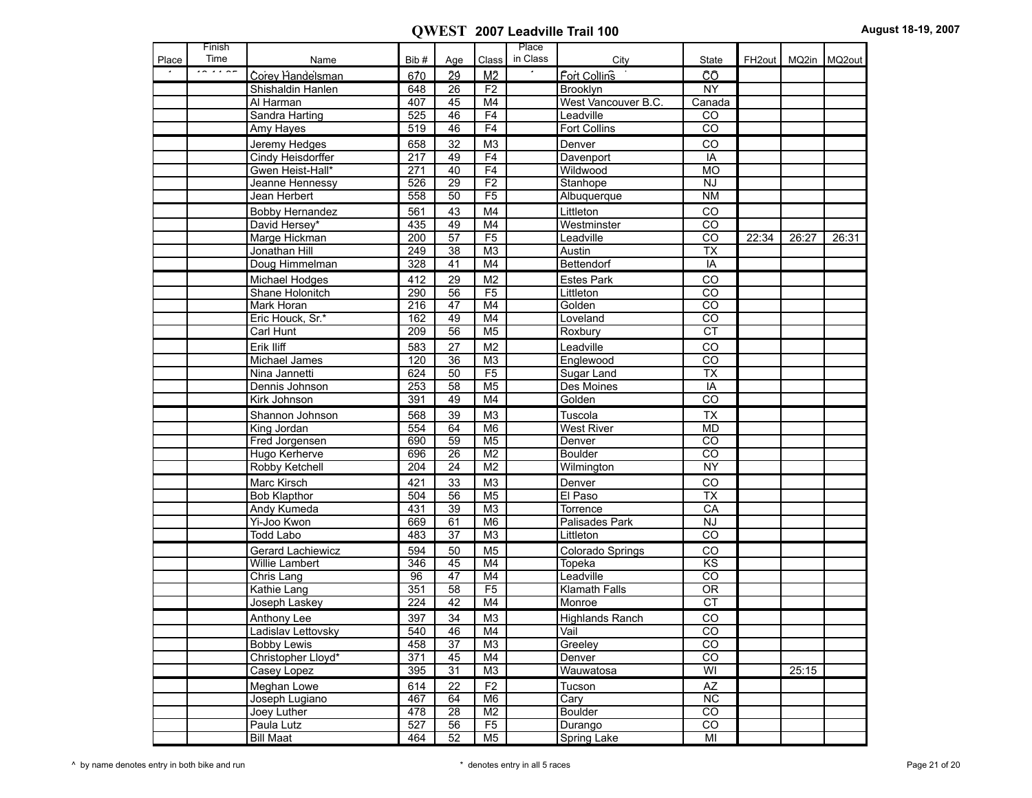# QWEST 2007 Leadville Trail 100

August 18-19, 2007

| Place | Finish Time | Name | Bib # | Age | Class | Place in Class | City | State | FH2out | MQ2in | MQ2out |
|---|---|---|---|---|---|---|---|---|---|---|---|
| | | Corey Handelsman | 670 | 29 | M2 | | Fort Collins | CO | | | |
| | | Shishaldin Hanlen | 648 | 26 | F2 | | Brooklyn | NY | | | |
| | | Al Harman | 407 | 45 | M4 | | West Vancouver B.C. | Canada | | | |
| | | Sandra Harting | 525 | 46 | F4 | | Leadville | CO | | | |
| | | Amy Hayes | 519 | 46 | F4 | | Fort Collins | CO | | | |
| | | Jeremy Hedges | 658 | 32 | M3 | | Denver | CO | | | |
| | | Cindy Heisdorffer | 217 | 49 | F4 | | Davenport | IA | | | |
| | | Gwen Heist-Hall* | 271 | 40 | F4 | | Wildwood | MO | | | |
| | | Jeanne Hennessy | 526 | 29 | F2 | | Stanhope | NJ | | | |
| | | Jean Herbert | 558 | 50 | F5 | | Albuquerque | NM | | | |
| | | Bobby Hernandez | 561 | 43 | M4 | | Littleton | CO | | | |
| | | David Hersey* | 435 | 49 | M4 | | Westminster | CO | | | |
| | | Marge Hickman | 200 | 57 | F5 | | Leadville | CO | 22:34 | 26:27 | 26:31 |
| | | Jonathan Hill | 249 | 38 | M3 | | Austin | TX | | | |
| | | Doug Himmelman | 328 | 41 | M4 | | Bettendorf | IA | | | |
| | | Michael Hodges | 412 | 29 | M2 | | Estes Park | CO | | | |
| | | Shane Holonitch | 290 | 56 | F5 | | Littleton | CO | | | |
| | | Mark Horan | 216 | 47 | M4 | | Golden | CO | | | |
| | | Eric Houck, Sr.* | 162 | 49 | M4 | | Loveland | CO | | | |
| | | Carl Hunt | 209 | 56 | M5 | | Roxbury | CT | | | |
| | | Erik Iliff | 583 | 27 | M2 | | Leadville | CO | | | |
| | | Michael James | 120 | 36 | M3 | | Englewood | CO | | | |
| | | Nina Jannetti | 624 | 50 | F5 | | Sugar Land | TX | | | |
| | | Dennis Johnson | 253 | 58 | M5 | | Des Moines | IA | | | |
| | | Kirk Johnson | 391 | 49 | M4 | | Golden | CO | | | |
| | | Shannon Johnson | 568 | 39 | M3 | | Tuscola | TX | | | |
| | | King Jordan | 554 | 64 | M6 | | West River | MD | | | |
| | | Fred Jorgensen | 690 | 59 | M5 | | Denver | CO | | | |
| | | Hugo Kerherve | 696 | 26 | M2 | | Boulder | CO | | | |
| | | Robby Ketchell | 204 | 24 | M2 | | Wilmington | NY | | | |
| | | Marc Kirsch | 421 | 33 | M3 | | Denver | CO | | | |
| | | Bob Klapthor | 504 | 56 | M5 | | El Paso | TX | | | |
| | | Andy Kumeda | 431 | 39 | M3 | | Torrence | CA | | | |
| | | Yi-Joo Kwon | 669 | 61 | M6 | | Palisades Park | NJ | | | |
| | | Todd Labo | 483 | 37 | M3 | | Littleton | CO | | | |
| | | Gerard Lachiewicz | 594 | 50 | M5 | | Colorado Springs | CO | | | |
| | | Willie Lambert | 346 | 45 | M4 | | Topeka | KS | | | |
| | | Chris Lang | 96 | 47 | M4 | | Leadville | CO | | | |
| | | Kathie Lang | 351 | 58 | F5 | | Klamath Falls | OR | | | |
| | | Joseph Laskey | 224 | 42 | M4 | | Monroe | CT | | | |
| | | Anthony Lee | 397 | 34 | M3 | | Highlands Ranch | CO | | | |
| | | Ladislav Lettovsky | 540 | 46 | M4 | | Vail | CO | | | |
| | | Bobby Lewis | 458 | 37 | M3 | | Greeley | CO | | | |
| | | Christopher Lloyd* | 371 | 45 | M4 | | Denver | CO | | | |
| | | Casey Lopez | 395 | 31 | M3 | | Wauwatosa | WI | | 25:15 | |
| | | Meghan Lowe | 614 | 22 | F2 | | Tucson | AZ | | | |
| | | Joseph Lugiano | 467 | 64 | M6 | | Cary | NC | | | |
| | | Joey Luther | 478 | 28 | M2 | | Boulder | CO | | | |
| | | Paula Lutz | 527 | 56 | F5 | | Durango | CO | | | |
| | | Bill Maat | 464 | 52 | M5 | | Spring Lake | MI | | | |

^ by name denotes entry in both bike and run

\* denotes entry in all 5 races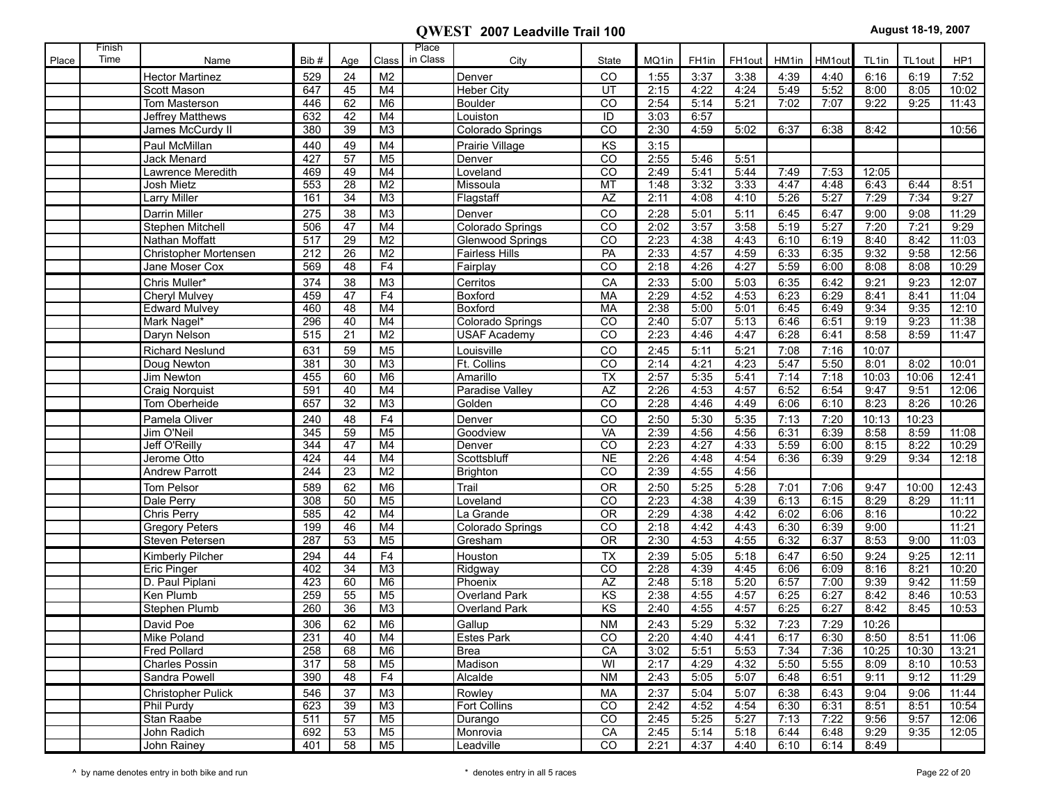# QWEST 2007 Leadville Trail 100

August 18-19, 2007

| Place | Finish Time | Name | Bib # | Age | Class | Place in Class | City | State | MQ1in | FH1in | FH1out | HM1in | HM1out | TL1in | TL1out | HP1 |
|---|---|---|---|---|---|---|---|---|---|---|---|---|---|---|---|---|
| | | Hector Martinez | 529 | 24 | M2 | | Denver | CO | 1:55 | 3:37 | 3:38 | 4:39 | 4:40 | 6:16 | 6:19 | 7:52 |
| | | Scott Mason | 647 | 45 | M4 | | Heber City | UT | 2:15 | 4:22 | 4:24 | 5:49 | 5:52 | 8:00 | 8:05 | 10:02 |
| | | Tom Masterson | 446 | 62 | M6 | | Boulder | CO | 2:54 | 5:14 | 5:21 | 7:02 | 7:07 | 9:22 | 9:25 | 11:43 |
| | | Jeffrey Matthews | 632 | 42 | M4 | | Louiston | ID | 3:03 | 6:57 | | | | | | |
| | | James McCurdy II | 380 | 39 | M3 | | Colorado Springs | CO | 2:30 | 4:59 | 5:02 | 6:37 | 6:38 | 8:42 | | 10:56 |
| | | Paul McMillan | 440 | 49 | M4 | | Prairie Village | KS | 3:15 | | | | | | | |
| | | Jack Menard | 427 | 57 | M5 | | Denver | CO | 2:55 | 5:46 | 5:51 | | | | | |
| | | Lawrence Meredith | 469 | 49 | M4 | | Loveland | CO | 2:49 | 5:41 | 5:44 | 7:49 | 7:53 | 12:05 | | |
| | | Josh Mietz | 553 | 28 | M2 | | Missoula | MT | 1:48 | 3:32 | 3:33 | 4:47 | 4:48 | 6:43 | 6:44 | 8:51 |
| | | Larry Miller | 161 | 34 | M3 | | Flagstaff | AZ | 2:11 | 4:08 | 4:10 | 5:26 | 5:27 | 7:29 | 7:34 | 9:27 |
| | | Darrin Miller | 275 | 38 | M3 | | Denver | CO | 2:28 | 5:01 | 5:11 | 6:45 | 6:47 | 9:00 | 9:08 | 11:29 |
| | | Stephen Mitchell | 506 | 47 | M4 | | Colorado Springs | CO | 2:02 | 3:57 | 3:58 | 5:19 | 5:27 | 7:20 | 7:21 | 9:29 |
| | | Nathan Moffatt | 517 | 29 | M2 | | Glenwood Springs | CO | 2:23 | 4:38 | 4:43 | 6:10 | 6:19 | 8:40 | 8:42 | 11:03 |
| | | Christopher Mortensen | 212 | 26 | M2 | | Fairless Hills | PA | 2:33 | 4:57 | 4:59 | 6:33 | 6:35 | 9:32 | 9:58 | 12:56 |
| | | Jane Moser Cox | 569 | 48 | F4 | | Fairplay | CO | 2:18 | 4:26 | 4:27 | 5:59 | 6:00 | 8:08 | 8:08 | 10:29 |
| | | Chris Muller* | 374 | 38 | M3 | | Cerritos | CA | 2:33 | 5:00 | 5:03 | 6:35 | 6:42 | 9:21 | 9:23 | 12:07 |
| | | Cheryl Mulvey | 459 | 47 | F4 | | Boxford | MA | 2:29 | 4:52 | 4:53 | 6:23 | 6:29 | 8:41 | 8:41 | 11:04 |
| | | Edward Mulvey | 460 | 48 | M4 | | Boxford | MA | 2:38 | 5:00 | 5:01 | 6:45 | 6:49 | 9:34 | 9:35 | 12:10 |
| | | Mark Nagel* | 296 | 40 | M4 | | Colorado Springs | CO | 2:40 | 5:07 | 5:13 | 6:46 | 6:51 | 9:19 | 9:23 | 11:38 |
| | | Daryn Nelson | 515 | 21 | M2 | | USAF Academy | CO | 2:23 | 4:46 | 4:47 | 6:28 | 6:41 | 8:58 | 8:59 | 11:47 |
| | | Richard Neslund | 631 | 59 | M5 | | Louisville | CO | 2:45 | 5:11 | 5:21 | 7:08 | 7:16 | 10:07 | | |
| | | Doug Newton | 381 | 30 | M3 | | Ft. Collins | CO | 2:14 | 4:21 | 4:23 | 5:47 | 5:50 | 8:01 | 8:02 | 10:01 |
| | | Jim Newton | 455 | 60 | M6 | | Amarillo | TX | 2:57 | 5:35 | 5:41 | 7:14 | 7:18 | 10:03 | 10:06 | 12:41 |
| | | Craig Norquist | 591 | 40 | M4 | | Paradise Valley | AZ | 2:26 | 4:53 | 4:57 | 6:52 | 6:54 | 9:47 | 9:51 | 12:06 |
| | | Tom Oberheide | 657 | 32 | M3 | | Golden | CO | 2:28 | 4:46 | 4:49 | 6:06 | 6:10 | 8:23 | 8:26 | 10:26 |
| | | Pamela Oliver | 240 | 48 | F4 | | Denver | CO | 2:50 | 5:30 | 5:35 | 7:13 | 7:20 | 10:13 | 10:23 | |
| | | Jim O'Neil | 345 | 59 | M5 | | Goodview | VA | 2:39 | 4:56 | 4:56 | 6:31 | 6:39 | 8:58 | 8:59 | 11:08 |
| | | Jeff O'Reilly | 344 | 47 | M4 | | Denver | CO | 2:23 | 4:27 | 4:33 | 5:59 | 6:00 | 8:15 | 8:22 | 10:29 |
| | | Jerome Otto | 424 | 44 | M4 | | Scottsbluff | NE | 2:26 | 4:48 | 4:54 | 6:36 | 6:39 | 9:29 | 9:34 | 12:18 |
| | | Andrew Parrott | 244 | 23 | M2 | | Brighton | CO | 2:39 | 4:55 | 4:56 | | | | | |
| | | Tom Pelsor | 589 | 62 | M6 | | Trail | OR | 2:50 | 5:25 | 5:28 | 7:01 | 7:06 | 9:47 | 10:00 | 12:43 |
| | | Dale Perry | 308 | 50 | M5 | | Loveland | CO | 2:23 | 4:38 | 4:39 | 6:13 | 6:15 | 8:29 | 8:29 | 11:11 |
| | | Chris Perry | 585 | 42 | M4 | | La Grande | OR | 2:29 | 4:38 | 4:42 | 6:02 | 6:06 | 8:16 | | 10:22 |
| | | Gregory Peters | 199 | 46 | M4 | | Colorado Springs | CO | 2:18 | 4:42 | 4:43 | 6:30 | 6:39 | 9:00 | | 11:21 |
| | | Steven Petersen | 287 | 53 | M5 | | Gresham | OR | 2:30 | 4:53 | 4:55 | 6:32 | 6:37 | 8:53 | 9:00 | 11:03 |
| | | Kimberly Pilcher | 294 | 44 | F4 | | Houston | TX | 2:39 | 5:05 | 5:18 | 6:47 | 6:50 | 9:24 | 9:25 | 12:11 |
| | | Eric Pinger | 402 | 34 | M3 | | Ridgway | CO | 2:28 | 4:39 | 4:45 | 6:06 | 6:09 | 8:16 | 8:21 | 10:20 |
| | | D. Paul Piplani | 423 | 60 | M6 | | Phoenix | AZ | 2:48 | 5:18 | 5:20 | 6:57 | 7:00 | 9:39 | 9:42 | 11:59 |
| | | Ken Plumb | 259 | 55 | M5 | | Overland Park | KS | 2:38 | 4:55 | 4:57 | 6:25 | 6:27 | 8:42 | 8:46 | 10:53 |
| | | Stephen Plumb | 260 | 36 | M3 | | Overland Park | KS | 2:40 | 4:55 | 4:57 | 6:25 | 6:27 | 8:42 | 8:45 | 10:53 |
| | | David Poe | 306 | 62 | M6 | | Gallup | NM | 2:43 | 5:29 | 5:32 | 7:23 | 7:29 | 10:26 | | |
| | | Mike Poland | 231 | 40 | M4 | | Estes Park | CO | 2:20 | 4:40 | 4:41 | 6:17 | 6:30 | 8:50 | 8:51 | 11:06 |
| | | Fred Pollard | 258 | 68 | M6 | | Brea | CA | 3:02 | 5:51 | 5:53 | 7:34 | 7:36 | 10:25 | 10:30 | 13:21 |
| | | Charles Possin | 317 | 58 | M5 | | Madison | WI | 2:17 | 4:29 | 4:32 | 5:50 | 5:55 | 8:09 | 8:10 | 10:53 |
| | | Sandra Powell | 390 | 48 | F4 | | Alcalde | NM | 2:43 | 5:05 | 5:07 | 6:48 | 6:51 | 9:11 | 9:12 | 11:29 |
| | | Christopher Pulick | 546 | 37 | M3 | | Rowley | MA | 2:37 | 5:04 | 5:07 | 6:38 | 6:43 | 9:04 | 9:06 | 11:44 |
| | | Phil Purdy | 623 | 39 | M3 | | Fort Collins | CO | 2:42 | 4:52 | 4:54 | 6:30 | 6:31 | 8:51 | 8:51 | 10:54 |
| | | Stan Raabe | 511 | 57 | M5 | | Durango | CO | 2:45 | 5:25 | 5:27 | 7:13 | 7:22 | 9:56 | 9:57 | 12:06 |
| | | John Radich | 692 | 53 | M5 | | Monrovia | CA | 2:45 | 5:14 | 5:18 | 6:44 | 6:48 | 9:29 | 9:35 | 12:05 |
| | | John Rainey | 401 | 58 | M5 | | Leadville | CO | 2:21 | 4:37 | 4:40 | 6:10 | 6:14 | 8:49 | | |

^ by name denotes entry in both bike and run

\* denotes entry in all 5 races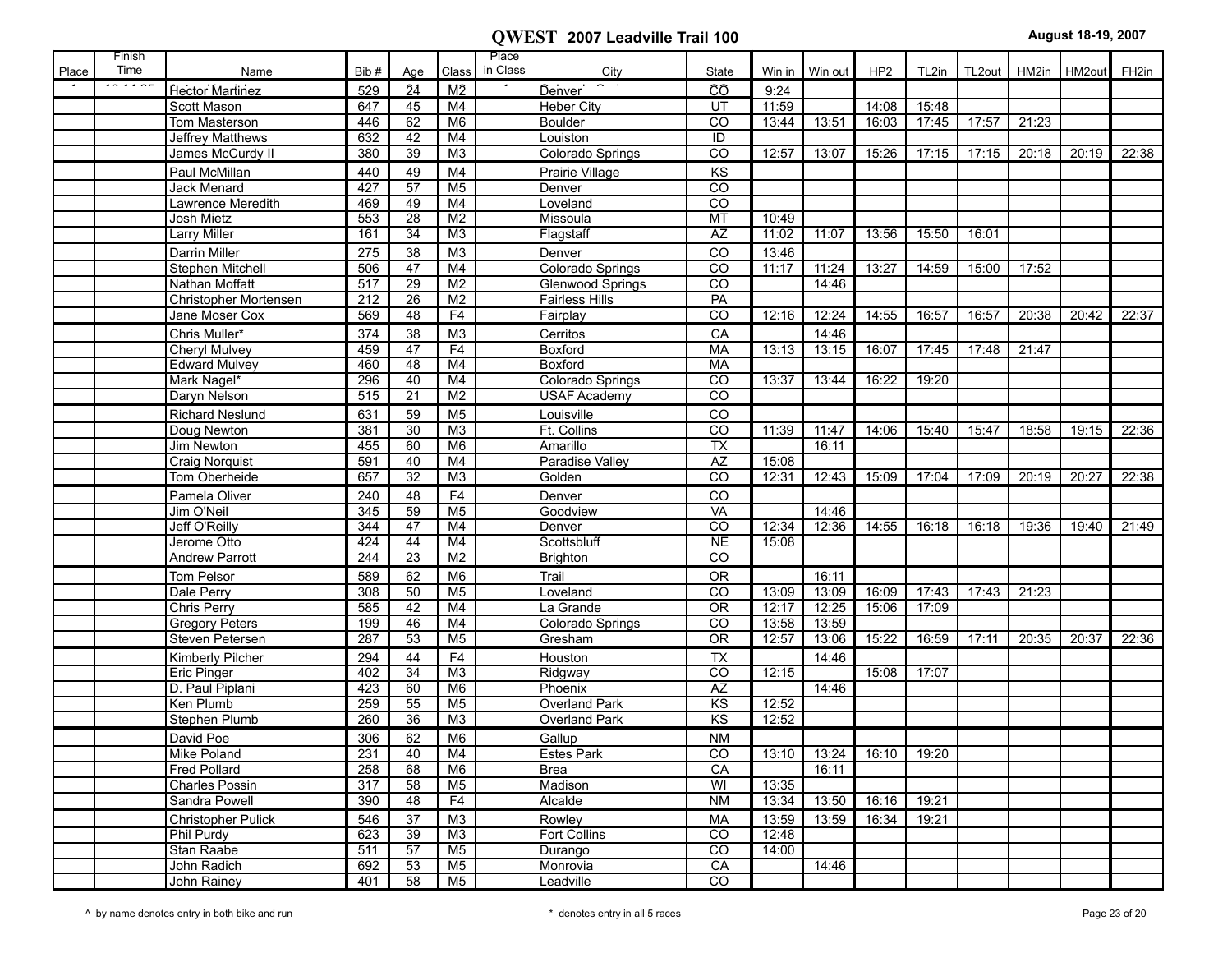# QWEST 2007 Leadville Trail 100

August 18-19, 2007

| Place | Finish Time | Name | Bib # | Age | Class | Place in Class | City | State | Win in | Win out | HP2 | TL2in | TL2out | HM2in | HM2out | FH2in |
|---|---|---|---|---|---|---|---|---|---|---|---|---|---|---|---|---|
| | | Hector Martinez | 529 | 24 | M2 | | Denver | CO | 9:24 | | | | | | | |
| | | Scott Mason | 647 | 45 | M4 | | Heber City | UT | 11:59 | | 14:08 | 15:48 | | | | |
| | | Tom Masterson | 446 | 62 | M6 | | Boulder | CO | 13:44 | 13:51 | 16:03 | 17:45 | 17:57 | 21:23 | | |
| | | Jeffrey Matthews | 632 | 42 | M4 | | Louiston | ID | | | | | | | | |
| | | James McCurdy II | 380 | 39 | M3 | | Colorado Springs | CO | 12:57 | 13:07 | 15:26 | 17:15 | 17:15 | 20:18 | 20:19 | 22:38 |
| | | Paul McMillan | 440 | 49 | M4 | | Prairie Village | KS | | | | | | | | |
| | | Jack Menard | 427 | 57 | M5 | | Denver | CO | | | | | | | | |
| | | Lawrence Meredith | 469 | 49 | M4 | | Loveland | CO | | | | | | | | |
| | | Josh Mietz | 553 | 28 | M2 | | Missoula | MT | 10:49 | | | | | | | |
| | | Larry Miller | 161 | 34 | M3 | | Flagstaff | AZ | 11:02 | 11:07 | 13:56 | 15:50 | 16:01 | | | |
| | | Darrin Miller | 275 | 38 | M3 | | Denver | CO | 13:46 | | | | | | | |
| | | Stephen Mitchell | 506 | 47 | M4 | | Colorado Springs | CO | 11:17 | 11:24 | 13:27 | 14:59 | 15:00 | 17:52 | | |
| | | Nathan Moffatt | 517 | 29 | M2 | | Glenwood Springs | CO | | 14:46 | | | | | | |
| | | Christopher Mortensen | 212 | 26 | M2 | | Fairless Hills | PA | | | | | | | | |
| | | Jane Moser Cox | 569 | 48 | F4 | | Fairplay | CO | 12:16 | 12:24 | 14:55 | 16:57 | 16:57 | 20:38 | 20:42 | 22:37 |
| | | Chris Muller* | 374 | 38 | M3 | | Cerritos | CA | | 14:46 | | | | | | |
| | | Cheryl Mulvey | 459 | 47 | F4 | | Boxford | MA | 13:13 | 13:15 | 16:07 | 17:45 | 17:48 | 21:47 | | |
| | | Edward Mulvey | 460 | 48 | M4 | | Boxford | MA | | | | | | | | |
| | | Mark Nagel* | 296 | 40 | M4 | | Colorado Springs | CO | 13:37 | 13:44 | 16:22 | 19:20 | | | | |
| | | Daryn Nelson | 515 | 21 | M2 | | USAF Academy | CO | | | | | | | | |
| | | Richard Neslund | 631 | 59 | M5 | | Louisville | CO | | | | | | | | |
| | | Doug Newton | 381 | 30 | M3 | | Ft. Collins | CO | 11:39 | 11:47 | 14:06 | 15:40 | 15:47 | 18:58 | 19:15 | 22:36 |
| | | Jim Newton | 455 | 60 | M6 | | Amarillo | TX | | 16:11 | | | | | | |
| | | Craig Norquist | 591 | 40 | M4 | | Paradise Valley | AZ | 15:08 | | | | | | | |
| | | Tom Oberheide | 657 | 32 | M3 | | Golden | CO | 12:31 | 12:43 | 15:09 | 17:04 | 17:09 | 20:19 | 20:27 | 22:38 |
| | | Pamela Oliver | 240 | 48 | F4 | | Denver | CO | | | | | | | | |
| | | Jim O'Neil | 345 | 59 | M5 | | Goodview | VA | | 14:46 | | | | | | |
| | | Jeff O'Reilly | 344 | 47 | M4 | | Denver | CO | 12:34 | 12:36 | 14:55 | 16:18 | 16:18 | 19:36 | 19:40 | 21:49 |
| | | Jerome Otto | 424 | 44 | M4 | | Scottsbluff | NE | 15:08 | | | | | | | |
| | | Andrew Parrott | 244 | 23 | M2 | | Brighton | CO | | | | | | | | |
| | | Tom Pelsor | 589 | 62 | M6 | | Trail | OR | | 16:11 | | | | | | |
| | | Dale Perry | 308 | 50 | M5 | | Loveland | CO | 13:09 | 13:09 | 16:09 | 17:43 | 17:43 | 21:23 | | |
| | | Chris Perry | 585 | 42 | M4 | | La Grande | OR | 12:17 | 12:25 | 15:06 | 17:09 | | | | |
| | | Gregory Peters | 199 | 46 | M4 | | Colorado Springs | CO | 13:58 | 13:59 | | | | | | |
| | | Steven Petersen | 287 | 53 | M5 | | Gresham | OR | 12:57 | 13:06 | 15:22 | 16:59 | 17:11 | 20:35 | 20:37 | 22:36 |
| | | Kimberly Pilcher | 294 | 44 | F4 | | Houston | TX | | 14:46 | | | | | | |
| | | Eric Pinger | 402 | 34 | M3 | | Ridgway | CO | 12:15 | | 15:08 | 17:07 | | | | |
| | | D. Paul Piplani | 423 | 60 | M6 | | Phoenix | AZ | | 14:46 | | | | | | |
| | | Ken Plumb | 259 | 55 | M5 | | Overland Park | KS | 12:52 | | | | | | | |
| | | Stephen Plumb | 260 | 36 | M3 | | Overland Park | KS | 12:52 | | | | | | | |
| | | David Poe | 306 | 62 | M6 | | Gallup | NM | | | | | | | | |
| | | Mike Poland | 231 | 40 | M4 | | Estes Park | CO | 13:10 | 13:24 | 16:10 | 19:20 | | | | |
| | | Fred Pollard | 258 | 68 | M6 | | Brea | CA | | 16:11 | | | | | | |
| | | Charles Possin | 317 | 58 | M5 | | Madison | WI | 13:35 | | | | | | | |
| | | Sandra Powell | 390 | 48 | F4 | | Alcalde | NM | 13:34 | 13:50 | 16:16 | 19:21 | | | | |
| | | Christopher Pulick | 546 | 37 | M3 | | Rowley | MA | 13:59 | 13:59 | 16:34 | 19:21 | | | | |
| | | Phil Purdy | 623 | 39 | M3 | | Fort Collins | CO | 12:48 | | | | | | | |
| | | Stan Raabe | 511 | 57 | M5 | | Durango | CO | 14:00 | | | | | | | |
| | | John Radich | 692 | 53 | M5 | | Monrovia | CA | | 14:46 | | | | | | |
| | | John Rainey | 401 | 58 | M5 | | Leadville | CO | | | | | | | | |

^ by name denotes entry in both bike and run

* denotes entry in all 5 races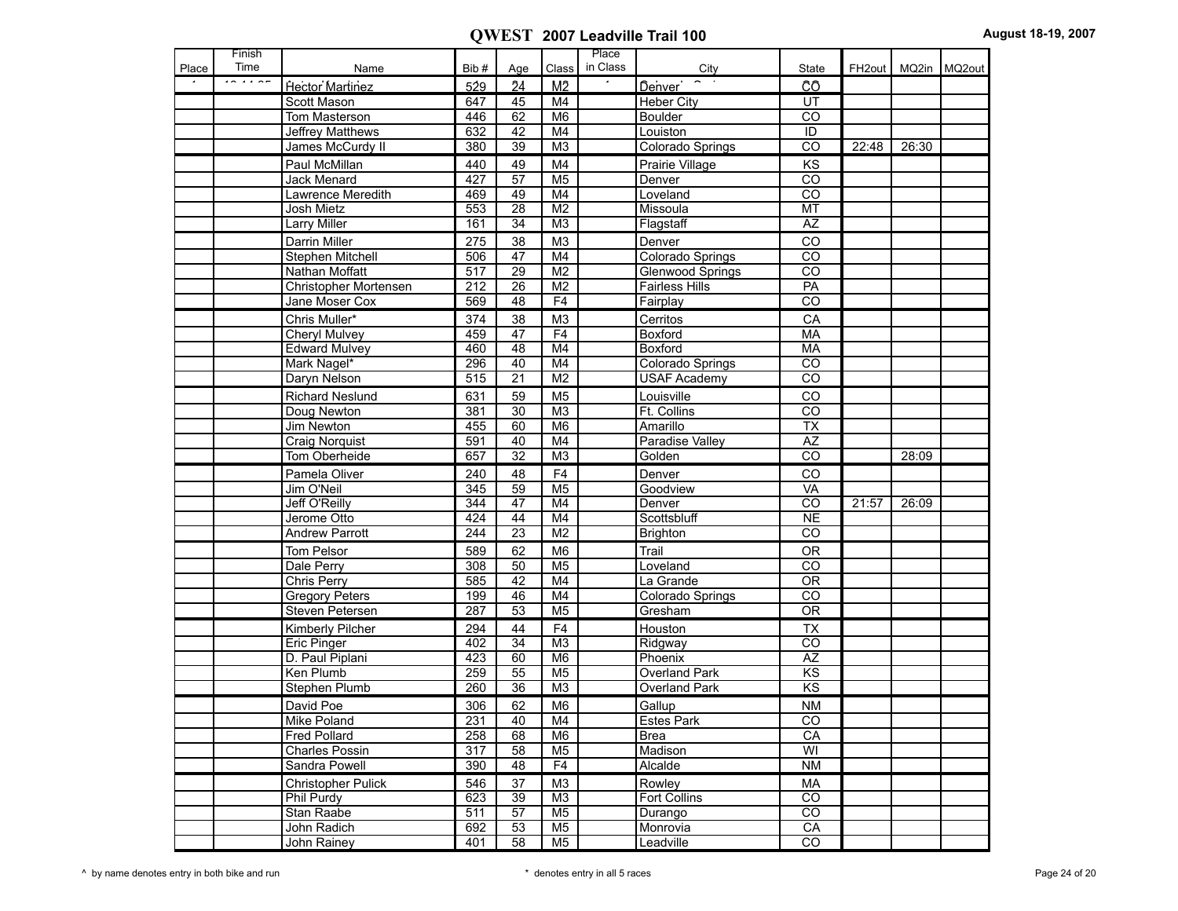# QWEST 2007 Leadville Trail 100

August 18-19, 2007

| Place | Finish Time | Name | Bib # | Age | Class | Place in Class | City | State | FH2out | MQ2in | MQ2out |
|---|---|---|---|---|---|---|---|---|---|---|---|
| | | Hector Martinez | 529 | 24 | M2 | | Denver | CO | | | |
| | | Scott Mason | 647 | 45 | M4 | | Heber City | UT | | | |
| | | Tom Masterson | 446 | 62 | M6 | | Boulder | CO | | | |
| | | Jeffrey Matthews | 632 | 42 | M4 | | Louiston | ID | | | |
| | | James McCurdy II | 380 | 39 | M3 | | Colorado Springs | CO | 22:48 | 26:30 | |
| | | Paul McMillan | 440 | 49 | M4 | | Prairie Village | KS | | | |
| | | Jack Menard | 427 | 57 | M5 | | Denver | CO | | | |
| | | Lawrence Meredith | 469 | 49 | M4 | | Loveland | CO | | | |
| | | Josh Mietz | 553 | 28 | M2 | | Missoula | MT | | | |
| | | Larry Miller | 161 | 34 | M3 | | Flagstaff | AZ | | | |
| | | Darrin Miller | 275 | 38 | M3 | | Denver | CO | | | |
| | | Stephen Mitchell | 506 | 47 | M4 | | Colorado Springs | CO | | | |
| | | Nathan Moffatt | 517 | 29 | M2 | | Glenwood Springs | CO | | | |
| | | Christopher Mortensen | 212 | 26 | M2 | | Fairless Hills | PA | | | |
| | | Jane Moser Cox | 569 | 48 | F4 | | Fairplay | CO | | | |
| | | Chris Muller* | 374 | 38 | M3 | | Cerritos | CA | | | |
| | | Cheryl Mulvey | 459 | 47 | F4 | | Boxford | MA | | | |
| | | Edward Mulvey | 460 | 48 | M4 | | Boxford | MA | | | |
| | | Mark Nagel* | 296 | 40 | M4 | | Colorado Springs | CO | | | |
| | | Daryn Nelson | 515 | 21 | M2 | | USAF Academy | CO | | | |
| | | Richard Neslund | 631 | 59 | M5 | | Louisville | CO | | | |
| | | Doug Newton | 381 | 30 | M3 | | Ft. Collins | CO | | | |
| | | Jim Newton | 455 | 60 | M6 | | Amarillo | TX | | | |
| | | Craig Norquist | 591 | 40 | M4 | | Paradise Valley | AZ | | | |
| | | Tom Oberheide | 657 | 32 | M3 | | Golden | CO | | 28:09 | |
| | | Pamela Oliver | 240 | 48 | F4 | | Denver | CO | | | |
| | | Jim O'Neil | 345 | 59 | M5 | | Goodview | VA | | | |
| | | Jeff O'Reilly | 344 | 47 | M4 | | Denver | CO | 21:57 | 26:09 | |
| | | Jerome Otto | 424 | 44 | M4 | | Scottsbluff | NE | | | |
| | | Andrew Parrott | 244 | 23 | M2 | | Brighton | CO | | | |
| | | Tom Pelsor | 589 | 62 | M6 | | Trail | OR | | | |
| | | Dale Perry | 308 | 50 | M5 | | Loveland | CO | | | |
| | | Chris Perry | 585 | 42 | M4 | | La Grande | OR | | | |
| | | Gregory Peters | 199 | 46 | M4 | | Colorado Springs | CO | | | |
| | | Steven Petersen | 287 | 53 | M5 | | Gresham | OR | | | |
| | | Kimberly Pilcher | 294 | 44 | F4 | | Houston | TX | | | |
| | | Eric Pinger | 402 | 34 | M3 | | Ridgway | CO | | | |
| | | D. Paul Piplani | 423 | 60 | M6 | | Phoenix | AZ | | | |
| | | Ken Plumb | 259 | 55 | M5 | | Overland Park | KS | | | |
| | | Stephen Plumb | 260 | 36 | M3 | | Overland Park | KS | | | |
| | | David Poe | 306 | 62 | M6 | | Gallup | NM | | | |
| | | Mike Poland | 231 | 40 | M4 | | Estes Park | CO | | | |
| | | Fred Pollard | 258 | 68 | M6 | | Brea | CA | | | |
| | | Charles Possin | 317 | 58 | M5 | | Madison | WI | | | |
| | | Sandra Powell | 390 | 48 | F4 | | Alcalde | NM | | | |
| | | Christopher Pulick | 546 | 37 | M3 | | Rowley | MA | | | |
| | | Phil Purdy | 623 | 39 | M3 | | Fort Collins | CO | | | |
| | | Stan Raabe | 511 | 57 | M5 | | Durango | CO | | | |
| | | John Radich | 692 | 53 | M5 | | Monrovia | CA | | | |
| | | John Rainey | 401 | 58 | M5 | | Leadville | CO | | | |

^ by name denotes entry in both bike and run

\* denotes entry in all 5 races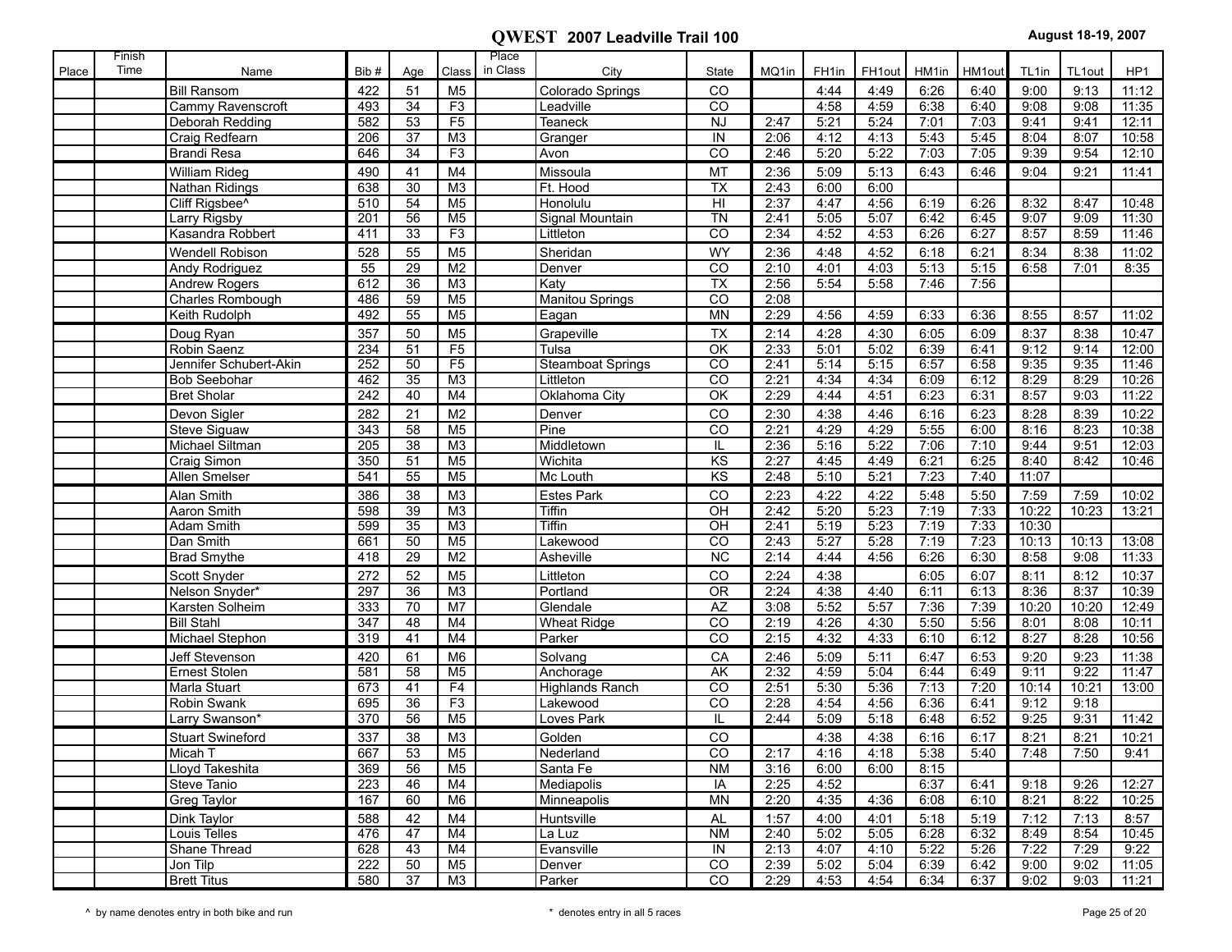# QWEST 2007 Leadville Trail 100

August 18-19, 2007

| Place | Finish Time | Name | Bib # | Age | Class | Place in Class | City | State | MQ1in | FH1in | FH1out | HM1in | HM1out | TL1in | TL1out | HP1 |
|---|---|---|---|---|---|---|---|---|---|---|---|---|---|---|---|---|
| | | Bill Ransom | 422 | 51 | M5 | | Colorado Springs | CO | | 4:44 | 4:49 | 6:26 | 6:40 | 9:00 | 9:13 | 11:12 |
| | | Cammy Ravenscroft | 493 | 34 | F3 | | Leadville | CO | | 4:58 | 4:59 | 6:38 | 6:40 | 9:08 | 9:08 | 11:35 |
| | | Deborah Redding | 582 | 53 | F5 | | Teaneck | NJ | 2:47 | 5:21 | 5:24 | 7:01 | 7:03 | 9:41 | 9:41 | 12:11 |
| | | Craig Redfearn | 206 | 37 | M3 | | Granger | IN | 2:06 | 4:12 | 4:13 | 5:43 | 5:45 | 8:04 | 8:07 | 10:58 |
| | | Brandi Resa | 646 | 34 | F3 | | Avon | CO | 2:46 | 5:20 | 5:22 | 7:03 | 7:05 | 9:39 | 9:54 | 12:10 |
| | | William Rideg | 490 | 41 | M4 | | Missoula | MT | 2:36 | 5:09 | 5:13 | 6:43 | 6:46 | 9:04 | 9:21 | 11:41 |
| | | Nathan Ridings | 638 | 30 | M3 | | Ft. Hood | TX | 2:43 | 6:00 | 6:00 | | | | | |
| | | Cliff Rigsbee^ | 510 | 54 | M5 | | Honolulu | HI | 2:37 | 4:47 | 4:56 | 6:19 | 6:26 | 8:32 | 8:47 | 10:48 |
| | | Larry Rigsby | 201 | 56 | M5 | | Signal Mountain | TN | 2:41 | 5:05 | 5:07 | 6:42 | 6:45 | 9:07 | 9:09 | 11:30 |
| | | Kasandra Robbert | 411 | 33 | F3 | | Littleton | CO | 2:34 | 4:52 | 4:53 | 6:26 | 6:27 | 8:57 | 8:59 | 11:46 |
| | | Wendell Robison | 528 | 55 | M5 | | Sheridan | WY | 2:36 | 4:48 | 4:52 | 6:18 | 6:21 | 8:34 | 8:38 | 11:02 |
| | | Andy Rodriguez | 55 | 29 | M2 | | Denver | CO | 2:10 | 4:01 | 4:03 | 5:13 | 5:15 | 6:58 | 7:01 | 8:35 |
| | | Andrew Rogers | 612 | 36 | M3 | | Katy | TX | 2:56 | 5:54 | 5:58 | 7:46 | 7:56 | | | |
| | | Charles Rombough | 486 | 59 | M5 | | Manitou Springs | CO | 2:08 | | | | | | | |
| | | Keith Rudolph | 492 | 55 | M5 | | Eagan | MN | 2:29 | 4:56 | 4:59 | 6:33 | 6:36 | 8:55 | 8:57 | 11:02 |
| | | Doug Ryan | 357 | 50 | M5 | | Grapeville | TX | 2:14 | 4:28 | 4:30 | 6:05 | 6:09 | 8:37 | 8:38 | 10:47 |
| | | Robin Saenz | 234 | 51 | F5 | | Tulsa | OK | 2:33 | 5:01 | 5:02 | 6:39 | 6:41 | 9:12 | 9:14 | 12:00 |
| | | Jennifer Schubert-Akin | 252 | 50 | F5 | | Steamboat Springs | CO | 2:41 | 5:14 | 5:15 | 6:57 | 6:58 | 9:35 | 9:35 | 11:46 |
| | | Bob Seebohar | 462 | 35 | M3 | | Littleton | CO | 2:21 | 4:34 | 4:34 | 6:09 | 6:12 | 8:29 | 8:29 | 10:26 |
| | | Bret Sholar | 242 | 40 | M4 | | Oklahoma City | OK | 2:29 | 4:44 | 4:51 | 6:23 | 6:31 | 8:57 | 9:03 | 11:22 |
| | | Devon Sigler | 282 | 21 | M2 | | Denver | CO | 2:30 | 4:38 | 4:46 | 6:16 | 6:23 | 8:28 | 8:39 | 10:22 |
| | | Steve Siguaw | 343 | 58 | M5 | | Pine | CO | 2:21 | 4:29 | 4:29 | 5:55 | 6:00 | 8:16 | 8:23 | 10:38 |
| | | Michael Siltman | 205 | 38 | M3 | | Middletown | IL | 2:36 | 5:16 | 5:22 | 7:06 | 7:10 | 9:44 | 9:51 | 12:03 |
| | | Craig Simon | 350 | 51 | M5 | | Wichita | KS | 2:27 | 4:45 | 4:49 | 6:21 | 6:25 | 8:40 | 8:42 | 10:46 |
| | | Allen Smelser | 541 | 55 | M5 | | Mc Louth | KS | 2:48 | 5:10 | 5:21 | 7:23 | 7:40 | 11:07 | | |
| | | Alan Smith | 386 | 38 | M3 | | Estes Park | CO | 2:23 | 4:22 | 4:22 | 5:48 | 5:50 | 7:59 | 7:59 | 10:02 |
| | | Aaron Smith | 598 | 39 | M3 | | Tiffin | OH | 2:42 | 5:20 | 5:23 | 7:19 | 7:33 | 10:22 | 10:23 | 13:21 |
| | | Adam Smith | 599 | 35 | M3 | | Tiffin | OH | 2:41 | 5:19 | 5:23 | 7:19 | 7:33 | 10:30 | | |
| | | Dan Smith | 661 | 50 | M5 | | Lakewood | CO | 2:43 | 5:27 | 5:28 | 7:19 | 7:23 | 10:13 | 10:13 | 13:08 |
| | | Brad Smythe | 418 | 29 | M2 | | Asheville | NC | 2:14 | 4:44 | 4:56 | 6:26 | 6:30 | 8:58 | 9:08 | 11:33 |
| | | Scott Snyder | 272 | 52 | M5 | | Littleton | CO | 2:24 | 4:38 | | 6:05 | 6:07 | 8:11 | 8:12 | 10:37 |
| | | Nelson Snyder* | 297 | 36 | M3 | | Portland | OR | 2:24 | 4:38 | 4:40 | 6:11 | 6:13 | 8:36 | 8:37 | 10:39 |
| | | Karsten Solheim | 333 | 70 | M7 | | Glendale | AZ | 3:08 | 5:52 | 5:57 | 7:36 | 7:39 | 10:20 | 10:20 | 12:49 |
| | | Bill Stahl | 347 | 48 | M4 | | Wheat Ridge | CO | 2:19 | 4:26 | 4:30 | 5:50 | 5:56 | 8:01 | 8:08 | 10:11 |
| | | Michael Stephon | 319 | 41 | M4 | | Parker | CO | 2:15 | 4:32 | 4:33 | 6:10 | 6:12 | 8:27 | 8:28 | 10:56 |
| | | Jeff Stevenson | 420 | 61 | M6 | | Solvang | CA | 2:46 | 5:09 | 5:11 | 6:47 | 6:53 | 9:20 | 9:23 | 11:38 |
| | | Ernest Stolen | 581 | 58 | M5 | | Anchorage | AK | 2:32 | 4:59 | 5:04 | 6:44 | 6:49 | 9:11 | 9:22 | 11:47 |
| | | Marla Stuart | 673 | 41 | F4 | | Highlands Ranch | CO | 2:51 | 5:30 | 5:36 | 7:13 | 7:20 | 10:14 | 10:21 | 13:00 |
| | | Robin Swank | 695 | 36 | F3 | | Lakewood | CO | 2:28 | 4:54 | 4:56 | 6:36 | 6:41 | 9:12 | 9:18 | |
| | | Larry Swanson* | 370 | 56 | M5 | | Loves Park | IL | 2:44 | 5:09 | 5:18 | 6:48 | 6:52 | 9:25 | 9:31 | 11:42 |
| | | Stuart Swineford | 337 | 38 | M3 | | Golden | CO | | 4:38 | 4:38 | 6:16 | 6:17 | 8:21 | 8:21 | 10:21 |
| | | Micah T | 667 | 53 | M5 | | Nederland | CO | 2:17 | 4:16 | 4:18 | 5:38 | 5:40 | 7:48 | 7:50 | 9:41 |
| | | Lloyd Takeshita | 369 | 56 | M5 | | Santa Fe | NM | 3:16 | 6:00 | 6:00 | 8:15 | | | | |
| | | Steve Tanio | 223 | 46 | M4 | | Mediapolis | IA | 2:25 | 4:52 | | 6:37 | 6:41 | 9:18 | 9:26 | 12:27 |
| | | Greg Taylor | 167 | 60 | M6 | | Minneapolis | MN | 2:20 | 4:35 | 4:36 | 6:08 | 6:10 | 8:21 | 8:22 | 10:25 |
| | | Dink Taylor | 588 | 42 | M4 | | Huntsville | AL | 1:57 | 4:00 | 4:01 | 5:18 | 5:19 | 7:12 | 7:13 | 8:57 |
| | | Louis Telles | 476 | 47 | M4 | | La Luz | NM | 2:40 | 5:02 | 5:05 | 6:28 | 6:32 | 8:49 | 8:54 | 10:45 |
| | | Shane Thread | 628 | 43 | M4 | | Evansville | IN | 2:13 | 4:07 | 4:10 | 5:22 | 5:26 | 7:22 | 7:29 | 9:22 |
| | | Jon Tilp | 222 | 50 | M5 | | Denver | CO | 2:39 | 5:02 | 5:04 | 6:39 | 6:42 | 9:00 | 9:02 | 11:05 |
| | | Brett Titus | 580 | 37 | M3 | | Parker | CO | 2:29 | 4:53 | 4:54 | 6:34 | 6:37 | 9:02 | 9:03 | 11:21 |

^ by name denotes entry in both bike and run

\* denotes entry in all 5 races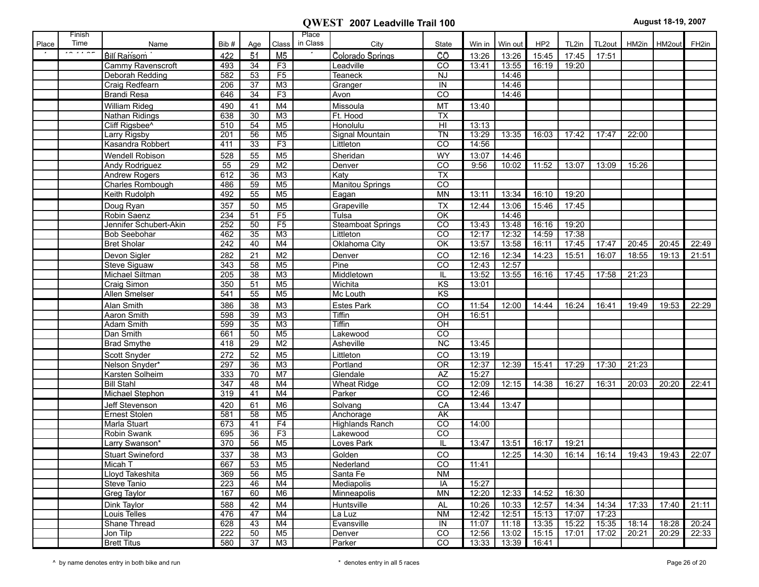| Place | Finish Time | Name | Bib # | Age | Class | Place in Class | City | State | Win in | Win out | HP2 | TL2in | TL2out | HM2in | HM2out | FH2in |
|---|---|---|---|---|---|---|---|---|---|---|---|---|---|---|---|---|
| | | Bill Ransom | 422 | 51 | M5 | | Colorado Springs | CO | 13:26 | 13:26 | 15:45 | 17:45 | 17:51 | | | |
| | | Cammy Ravenscroft | 493 | 34 | F3 | | Leadville | CO | 13:41 | 13:55 | 16:19 | 19:20 | | | | |
| | | Deborah Redding | 582 | 53 | F5 | | Teaneck | NJ | | 14:46 | | | | | | |
| | | Craig Redfearn | 206 | 37 | M3 | | Granger | IN | | 14:46 | | | | | | |
| | | Brandi Resa | 646 | 34 | F3 | | Avon | CO | | 14:46 | | | | | | |
| | | William Rideg | 490 | 41 | M4 | | Missoula | MT | 13:40 | | | | | | | |
| | | Nathan Ridings | 638 | 30 | M3 | | Ft. Hood | TX | | | | | | | | |
| | | Cliff Rigsbee^ | 510 | 54 | M5 | | Honolulu | HI | 13:13 | | | | | | | |
| | | Larry Rigsby | 201 | 56 | M5 | | Signal Mountain | TN | 13:29 | 13:35 | 16:03 | 17:42 | 17:47 | 22:00 | | |
| | | Kasandra Robbert | 411 | 33 | F3 | | Littleton | CO | 14:56 | | | | | | | |
| | | Wendell Robison | 528 | 55 | M5 | | Sheridan | WY | 13:07 | 14:46 | | | | | | |
| | | Andy Rodriguez | 55 | 29 | M2 | | Denver | CO | 9:56 | 10:02 | 11:52 | 13:07 | 13:09 | 15:26 | | |
| | | Andrew Rogers | 612 | 36 | M3 | | Katy | TX | | | | | | | | |
| | | Charles Rombough | 486 | 59 | M5 | | Manitou Springs | CO | | | | | | | | |
| | | Keith Rudolph | 492 | 55 | M5 | | Eagan | MN | 13:11 | 13:34 | 16:10 | 19:20 | | | | |
| | | Doug Ryan | 357 | 50 | M5 | | Grapeville | TX | 12:44 | 13:06 | 15:46 | 17:45 | | | | |
| | | Robin Saenz | 234 | 51 | F5 | | Tulsa | OK | | 14:46 | | | | | | |
| | | Jennifer Schubert-Akin | 252 | 50 | F5 | | Steamboat Springs | CO | 13:43 | 13:48 | 16:16 | 19:20 | | | | |
| | | Bob Seebohar | 462 | 35 | M3 | | Littleton | CO | 12:17 | 12:32 | 14:59 | 17:38 | | | | |
| | | Bret Sholar | 242 | 40 | M4 | | Oklahoma City | OK | 13:57 | 13:58 | 16:11 | 17:45 | 17:47 | 20:45 | 20:45 | 22:49 |
| | | Devon Sigler | 282 | 21 | M2 | | Denver | CO | 12:16 | 12:34 | 14:23 | 15:51 | 16:07 | 18:55 | 19:13 | 21:51 |
| | | Steve Siguaw | 343 | 58 | M5 | | Pine | CO | 12:43 | 12:57 | | | | | | |
| | | Michael Siltman | 205 | 38 | M3 | | Middletown | IL | 13:52 | 13:55 | 16:16 | 17:45 | 17:58 | 21:23 | | |
| | | Craig Simon | 350 | 51 | M5 | | Wichita | KS | 13:01 | | | | | | | |
| | | Allen Smelser | 541 | 55 | M5 | | Mc Louth | KS | | | | | | | | |
| | | Alan Smith | 386 | 38 | M3 | | Estes Park | CO | 11:54 | 12:00 | 14:44 | 16:24 | 16:41 | 19:49 | 19:53 | 22:29 |
| | | Aaron Smith | 598 | 39 | M3 | | Tiffin | OH | 16:51 | | | | | | | |
| | | Adam Smith | 599 | 35 | M3 | | Tiffin | OH | | | | | | | | |
| | | Dan Smith | 661 | 50 | M5 | | Lakewood | CO | | | | | | | | |
| | | Brad Smythe | 418 | 29 | M2 | | Asheville | NC | 13:45 | | | | | | | |
| | | Scott Snyder | 272 | 52 | M5 | | Littleton | CO | 13:19 | | | | | | | |
| | | Nelson Snyder* | 297 | 36 | M3 | | Portland | OR | 12:37 | 12:39 | 15:41 | 17:29 | 17:30 | 21:23 | | |
| | | Karsten Solheim | 333 | 70 | M7 | | Glendale | AZ | 15:27 | | | | | | | |
| | | Bill Stahl | 347 | 48 | M4 | | Wheat Ridge | CO | 12:09 | 12:15 | 14:38 | 16:27 | 16:31 | 20:03 | 20:20 | 22:41 |
| | | Michael Stephon | 319 | 41 | M4 | | Parker | CO | 12:46 | | | | | | | |
| | | Jeff Stevenson | 420 | 61 | M6 | | Solvang | CA | 13:44 | 13:47 | | | | | | |
| | | Ernest Stolen | 581 | 58 | M5 | | Anchorage | AK | | | | | | | | |
| | | Marla Stuart | 673 | 41 | F4 | | Highlands Ranch | CO | 14:00 | | | | | | | |
| | | Robin Swank | 695 | 36 | F3 | | Lakewood | CO | | | | | | | | |
| | | Larry Swanson* | 370 | 56 | M5 | | Loves Park | IL | 13:47 | 13:51 | 16:17 | 19:21 | | | | |
| | | Stuart Swineford | 337 | 38 | M3 | | Golden | CO | | 12:25 | 14:30 | 16:14 | 16:14 | 19:43 | 19:43 | 22:07 |
| | | Micah T | 667 | 53 | M5 | | Nederland | CO | 11:41 | | | | | | | |
| | | Lloyd Takeshita | 369 | 56 | M5 | | Santa Fe | NM | | | | | | | | |
| | | Steve Tanio | 223 | 46 | M4 | | Mediapolis | IA | 15:27 | | | | | | | |
| | | Greg Taylor | 167 | 60 | M6 | | Minneapolis | MN | 12:20 | 12:33 | 14:52 | 16:30 | | | | |
| | | Dink Taylor | 588 | 42 | M4 | | Huntsville | AL | 10:26 | 10:33 | 12:57 | 14:34 | 14:34 | 17:33 | 17:40 | 21:11 |
| | | Louis Telles | 476 | 47 | M4 | | La Luz | NM | 12:42 | 12:51 | 15:13 | 17:07 | 17:23 | | | |
| | | Shane Thread | 628 | 43 | M4 | | Evansville | IN | 11:07 | 11:18 | 13:35 | 15:22 | 15:35 | 18:14 | 18:28 | 20:24 |
| | | Jon Tilp | 222 | 50 | M5 | | Denver | CO | 12:56 | 13:02 | 15:15 | 17:01 | 17:02 | 20:21 | 20:29 | 22:33 |
| | | Brett Titus | 580 | 37 | M3 | | Parker | CO | 13:33 | 13:39 | 16:41 | | | | | |

^ by name denotes entry in both bike and run

\* denotes entry in all 5 races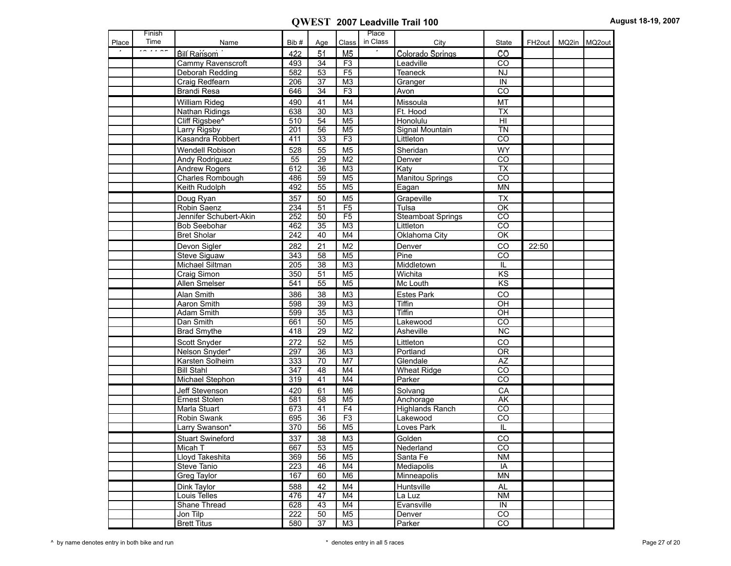# QWEST 2007 Leadville Trail 100

August 18-19, 2007

| Place | Finish Time | Name | Bib # | Age | Class | Place in Class | City | State | FH2out | MQ2in | MQ2out |
|---|---|---|---|---|---|---|---|---|---|---|---|
| | | Bill Ransom | 422 | 51 | M5 | | Colorado Springs | CO | | | |
| | | Cammy Ravenscroft | 493 | 34 | F3 | | Leadville | CO | | | |
| | | Deborah Redding | 582 | 53 | F5 | | Teaneck | NJ | | | |
| | | Craig Redfearn | 206 | 37 | M3 | | Granger | IN | | | |
| | | Brandi Resa | 646 | 34 | F3 | | Avon | CO | | | |
| | | William Rideg | 490 | 41 | M4 | | Missoula | MT | | | |
| | | Nathan Ridings | 638 | 30 | M3 | | Ft. Hood | TX | | | |
| | | Cliff Rigsbee^ | 510 | 54 | M5 | | Honolulu | HI | | | |
| | | Larry Rigsby | 201 | 56 | M5 | | Signal Mountain | TN | | | |
| | | Kasandra Robbert | 411 | 33 | F3 | | Littleton | CO | | | |
| | | Wendell Robison | 528 | 55 | M5 | | Sheridan | WY | | | |
| | | Andy Rodriguez | 55 | 29 | M2 | | Denver | CO | | | |
| | | Andrew Rogers | 612 | 36 | M3 | | Katy | TX | | | |
| | | Charles Rombough | 486 | 59 | M5 | | Manitou Springs | CO | | | |
| | | Keith Rudolph | 492 | 55 | M5 | | Eagan | MN | | | |
| | | Doug Ryan | 357 | 50 | M5 | | Grapeville | TX | | | |
| | | Robin Saenz | 234 | 51 | F5 | | Tulsa | OK | | | |
| | | Jennifer Schubert-Akin | 252 | 50 | F5 | | Steamboat Springs | CO | | | |
| | | Bob Seebohar | 462 | 35 | M3 | | Littleton | CO | | | |
| | | Bret Sholar | 242 | 40 | M4 | | Oklahoma City | OK | | | |
| | | Devon Sigler | 282 | 21 | M2 | | Denver | CO | 22:50 | | |
| | | Steve Siguaw | 343 | 58 | M5 | | Pine | CO | | | |
| | | Michael Siltman | 205 | 38 | M3 | | Middletown | IL | | | |
| | | Craig Simon | 350 | 51 | M5 | | Wichita | KS | | | |
| | | Allen Smelser | 541 | 55 | M5 | | Mc Louth | KS | | | |
| | | Alan Smith | 386 | 38 | M3 | | Estes Park | CO | | | |
| | | Aaron Smith | 598 | 39 | M3 | | Tiffin | OH | | | |
| | | Adam Smith | 599 | 35 | M3 | | Tiffin | OH | | | |
| | | Dan Smith | 661 | 50 | M5 | | Lakewood | CO | | | |
| | | Brad Smythe | 418 | 29 | M2 | | Asheville | NC | | | |
| | | Scott Snyder | 272 | 52 | M5 | | Littleton | CO | | | |
| | | Nelson Snyder* | 297 | 36 | M3 | | Portland | OR | | | |
| | | Karsten Solheim | 333 | 70 | M7 | | Glendale | AZ | | | |
| | | Bill Stahl | 347 | 48 | M4 | | Wheat Ridge | CO | | | |
| | | Michael Stephon | 319 | 41 | M4 | | Parker | CO | | | |
| | | Jeff Stevenson | 420 | 61 | M6 | | Solvang | CA | | | |
| | | Ernest Stolen | 581 | 58 | M5 | | Anchorage | AK | | | |
| | | Marla Stuart | 673 | 41 | F4 | | Highlands Ranch | CO | | | |
| | | Robin Swank | 695 | 36 | F3 | | Lakewood | CO | | | |
| | | Larry Swanson* | 370 | 56 | M5 | | Loves Park | IL | | | |
| | | Stuart Swineford | 337 | 38 | M3 | | Golden | CO | | | |
| | | Micah T | 667 | 53 | M5 | | Nederland | CO | | | |
| | | Lloyd Takeshita | 369 | 56 | M5 | | Santa Fe | NM | | | |
| | | Steve Tanio | 223 | 46 | M4 | | Mediapolis | IA | | | |
| | | Greg Taylor | 167 | 60 | M6 | | Minneapolis | MN | | | |
| | | Dink Taylor | 588 | 42 | M4 | | Huntsville | AL | | | |
| | | Louis Telles | 476 | 47 | M4 | | La Luz | NM | | | |
| | | Shane Thread | 628 | 43 | M4 | | Evansville | IN | | | |
| | | Jon Tilp | 222 | 50 | M5 | | Denver | CO | | | |
| | | Brett Titus | 580 | 37 | M3 | | Parker | CO | | | |

^ by name denotes entry in both bike and run

\* denotes entry in all 5 races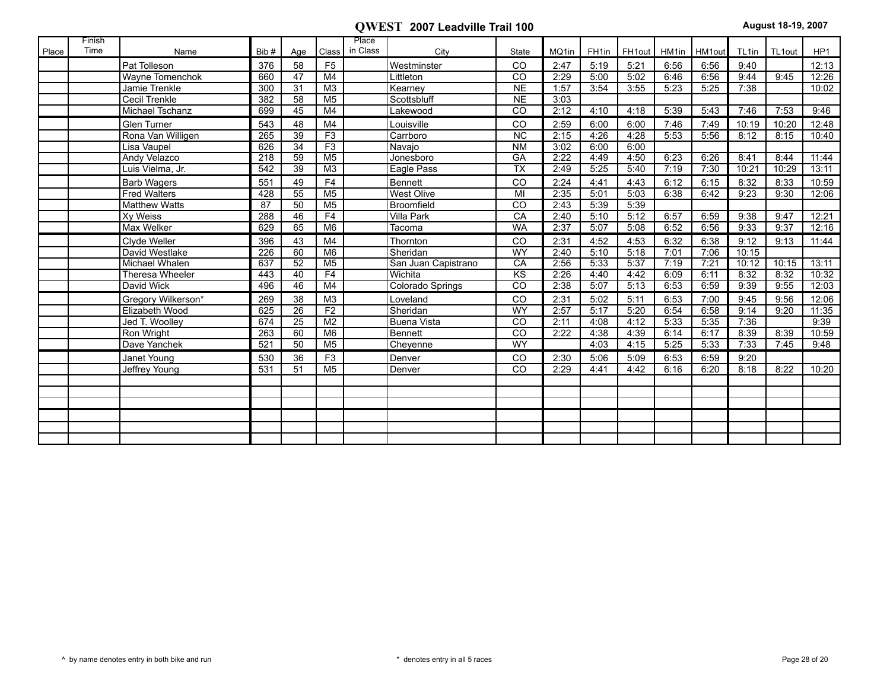# QWEST 2007 Leadville Trail 100

August 18-19, 2007

| Place | Finish Time | Name | Bib # | Age | Class | Place in Class | City | State | MQ1in | FH1in | FH1out | HM1in | HM1out | TL1in | TL1out | HP1 |
|---|---|---|---|---|---|---|---|---|---|---|---|---|---|---|---|---|
| | | Pat Tolleson | 376 | 58 | F5 | | Westminster | CO | 2:47 | 5:19 | 5:21 | 6:56 | 6:56 | 9:40 | | 12:13 |
| | | Wayne Tomenchok | 660 | 47 | M4 | | Littleton | CO | 2:29 | 5:00 | 5:02 | 6:46 | 6:56 | 9:44 | 9:45 | 12:26 |
| | | Jamie Trenkle | 300 | 31 | M3 | | Kearney | NE | 1:57 | 3:54 | 3:55 | 5:23 | 5:25 | 7:38 | | 10:02 |
| | | Cecil Trenkle | 382 | 58 | M5 | | Scottsbluff | NE | 3:03 | | | | | | | |
| | | Michael Tschanz | 699 | 45 | M4 | | Lakewood | CO | 2:12 | 4:10 | 4:18 | 5:39 | 5:43 | 7:46 | 7:53 | 9:46 |
| | | Glen Turner | 543 | 48 | M4 | | Louisville | CO | 2:59 | 6:00 | 6:00 | 7:46 | 7:49 | 10:19 | 10:20 | 12:48 |
| | | Rona Van Willigen | 265 | 39 | F3 | | Carrboro | NC | 2:15 | 4:26 | 4:28 | 5:53 | 5:56 | 8:12 | 8:15 | 10:40 |
| | | Lisa Vaupel | 626 | 34 | F3 | | Navajo | NM | 3:02 | 6:00 | 6:00 | | | | | |
| | | Andy Velazco | 218 | 59 | M5 | | Jonesboro | GA | 2:22 | 4:49 | 4:50 | 6:23 | 6:26 | 8:41 | 8:44 | 11:44 |
| | | Luis Vielma, Jr. | 542 | 39 | M3 | | Eagle Pass | TX | 2:49 | 5:25 | 5:40 | 7:19 | 7:30 | 10:21 | 10:29 | 13:11 |
| | | Barb Wagers | 551 | 49 | F4 | | Bennett | CO | 2:24 | 4:41 | 4:43 | 6:12 | 6:15 | 8:32 | 8:33 | 10:59 |
| | | Fred Walters | 428 | 55 | M5 | | West Olive | MI | 2:35 | 5:01 | 5:03 | 6:38 | 6:42 | 9:23 | 9:30 | 12:06 |
| | | Matthew Watts | 87 | 50 | M5 | | Broomfield | CO | 2:43 | 5:39 | 5:39 | | | | | |
| | | Xy Weiss | 288 | 46 | F4 | | Villa Park | CA | 2:40 | 5:10 | 5:12 | 6:57 | 6:59 | 9:38 | 9:47 | 12:21 |
| | | Max Welker | 629 | 65 | M6 | | Tacoma | WA | 2:37 | 5:07 | 5:08 | 6:52 | 6:56 | 9:33 | 9:37 | 12:16 |
| | | Clyde Weller | 396 | 43 | M4 | | Thornton | CO | 2:31 | 4:52 | 4:53 | 6:32 | 6:38 | 9:12 | 9:13 | 11:44 |
| | | David Westlake | 226 | 60 | M6 | | Sheridan | WY | 2:40 | 5:10 | 5:18 | 7:01 | 7:06 | 10:15 | | |
| | | Michael Whalen | 637 | 52 | M5 | | San Juan Capistrano | CA | 2:56 | 5:33 | 5:37 | 7:19 | 7:21 | 10:12 | 10:15 | 13:11 |
| | | Theresa Wheeler | 443 | 40 | F4 | | Wichita | KS | 2:26 | 4:40 | 4:42 | 6:09 | 6:11 | 8:32 | 8:32 | 10:32 |
| | | David Wick | 496 | 46 | M4 | | Colorado Springs | CO | 2:38 | 5:07 | 5:13 | 6:53 | 6:59 | 9:39 | 9:55 | 12:03 |
| | | Gregory Wilkerson* | 269 | 38 | M3 | | Loveland | CO | 2:31 | 5:02 | 5:11 | 6:53 | 7:00 | 9:45 | 9:56 | 12:06 |
| | | Elizabeth Wood | 625 | 26 | F2 | | Sheridan | WY | 2:57 | 5:17 | 5:20 | 6:54 | 6:58 | 9:14 | 9:20 | 11:35 |
| | | Jed T. Woolley | 674 | 25 | M2 | | Buena Vista | CO | 2:11 | 4:08 | 4:12 | 5:33 | 5:35 | 7:36 | | 9:39 |
| | | Ron Wright | 263 | 60 | M6 | | Bennett | CO | 2:22 | 4:38 | 4:39 | 6:14 | 6:17 | 8:39 | 8:39 | 10:59 |
| | | Dave Yanchek | 521 | 50 | M5 | | Cheyenne | WY | | 4:03 | 4:15 | 5:25 | 5:33 | 7:33 | 7:45 | 9:48 |
| | | Janet Young | 530 | 36 | F3 | | Denver | CO | 2:30 | 5:06 | 5:09 | 6:53 | 6:59 | 9:20 | | |
| | | Jeffrey Young | 531 | 51 | M5 | | Denver | CO | 2:29 | 4:41 | 4:42 | 6:16 | 6:20 | 8:18 | 8:22 | 10:20 |

^ by name denotes entry in both bike and run

* denotes entry in all 5 races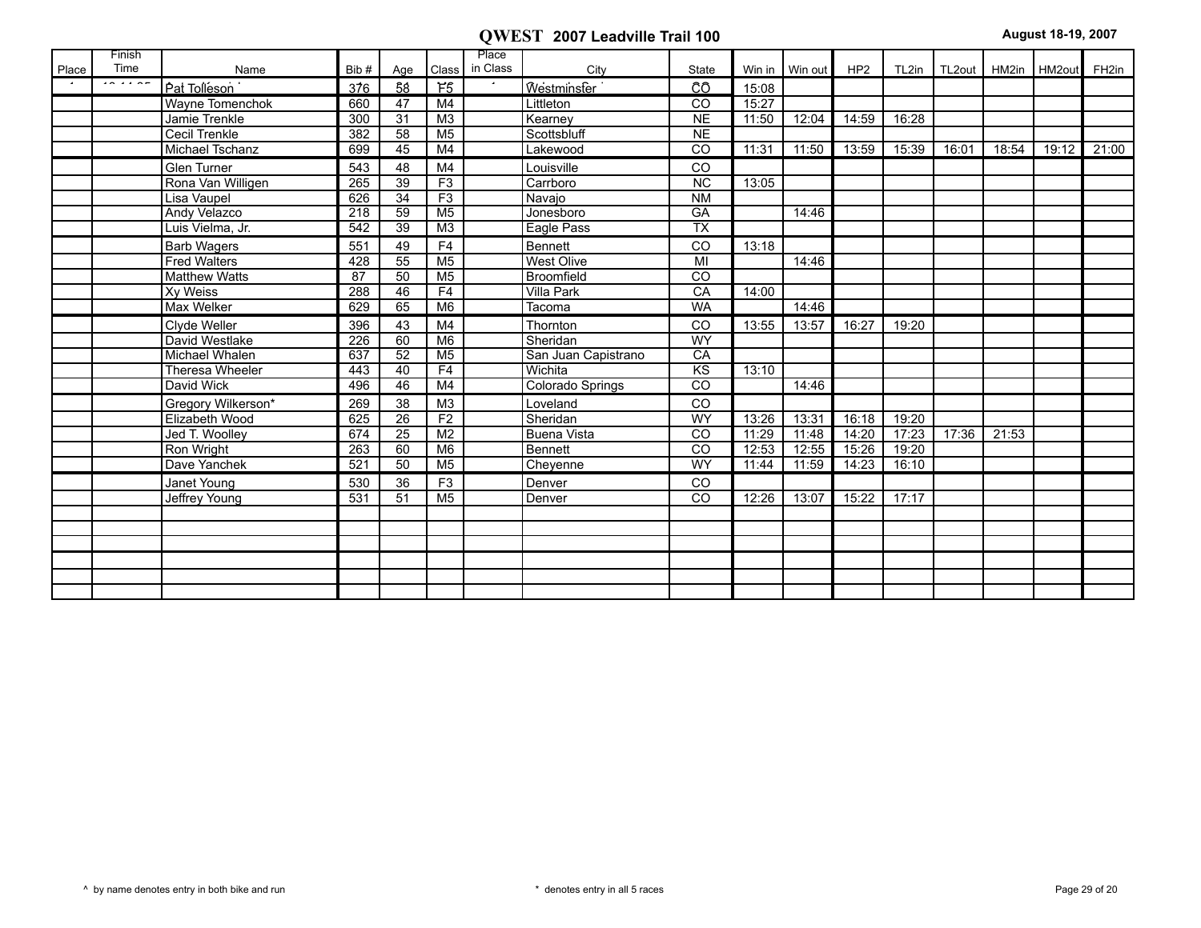# QWEST 2007 Leadville Trail 100

August 18-19, 2007

| Place | Finish Time | Name | Bib # | Age | Class | Place in Class | City | State | Win in | Win out | HP2 | TL2in | TL2out | HM2in | HM2out | FH2in |
|---|---|---|---|---|---|---|---|---|---|---|---|---|---|---|---|---|
| | | Pat Tolleson | 376 | 58 | F5 | | Westminster | CO | 15:08 | | | | | | | |
| | | Wayne Tomenchok | 660 | 47 | M4 | | Littleton | CO | 15:27 | | | | | | | |
| | | Jamie Trenkle | 300 | 31 | M3 | | Kearney | NE | 11:50 | 12:04 | 14:59 | 16:28 | | | | |
| | | Cecil Trenkle | 382 | 58 | M5 | | Scottsbluff | NE | | | | | | | | |
| | | Michael Tschanz | 699 | 45 | M4 | | Lakewood | CO | 11:31 | 11:50 | 13:59 | 15:39 | 16:01 | 18:54 | 19:12 | 21:00 |
| | | Glen Turner | 543 | 48 | M4 | | Louisville | CO | | | | | | | | |
| | | Rona Van Willigen | 265 | 39 | F3 | | Carrboro | NC | 13:05 | | | | | | | |
| | | Lisa Vaupel | 626 | 34 | F3 | | Navajo | NM | | | | | | | | |
| | | Andy Velazco | 218 | 59 | M5 | | Jonesboro | GA | | 14:46 | | | | | | |
| | | Luis Vielma, Jr. | 542 | 39 | M3 | | Eagle Pass | TX | | | | | | | | |
| | | Barb Wagers | 551 | 49 | F4 | | Bennett | CO | 13:18 | | | | | | | |
| | | Fred Walters | 428 | 55 | M5 | | West Olive | MI | | 14:46 | | | | | | |
| | | Matthew Watts | 87 | 50 | M5 | | Broomfield | CO | | | | | | | | |
| | | Xy Weiss | 288 | 46 | F4 | | Villa Park | CA | 14:00 | | | | | | | |
| | | Max Welker | 629 | 65 | M6 | | Tacoma | WA | | 14:46 | | | | | | |
| | | Clyde Weller | 396 | 43 | M4 | | Thornton | CO | 13:55 | 13:57 | 16:27 | 19:20 | | | | |
| | | David Westlake | 226 | 60 | M6 | | Sheridan | WY | | | | | | | | |
| | | Michael Whalen | 637 | 52 | M5 | | San Juan Capistrano | CA | | | | | | | | |
| | | Theresa Wheeler | 443 | 40 | F4 | | Wichita | KS | 13:10 | | | | | | | |
| | | David Wick | 496 | 46 | M4 | | Colorado Springs | CO | | 14:46 | | | | | | |
| | | Gregory Wilkerson* | 269 | 38 | M3 | | Loveland | CO | | | | | | | | |
| | | Elizabeth Wood | 625 | 26 | F2 | | Sheridan | WY | 13:26 | 13:31 | 16:18 | 19:20 | | | | |
| | | Jed T. Woolley | 674 | 25 | M2 | | Buena Vista | CO | 11:29 | 11:48 | 14:20 | 17:23 | 17:36 | 21:53 | | |
| | | Ron Wright | 263 | 60 | M6 | | Bennett | CO | 12:53 | 12:55 | 15:26 | 19:20 | | | | |
| | | Dave Yanchek | 521 | 50 | M5 | | Cheyenne | WY | 11:44 | 11:59 | 14:23 | 16:10 | | | | |
| | | Janet Young | 530 | 36 | F3 | | Denver | CO | | | | | | | | |
| | | Jeffrey Young | 531 | 51 | M5 | | Denver | CO | 12:26 | 13:07 | 15:22 | 17:17 | | | | |

^ by name denotes entry in both bike and run

\* denotes entry in all 5 races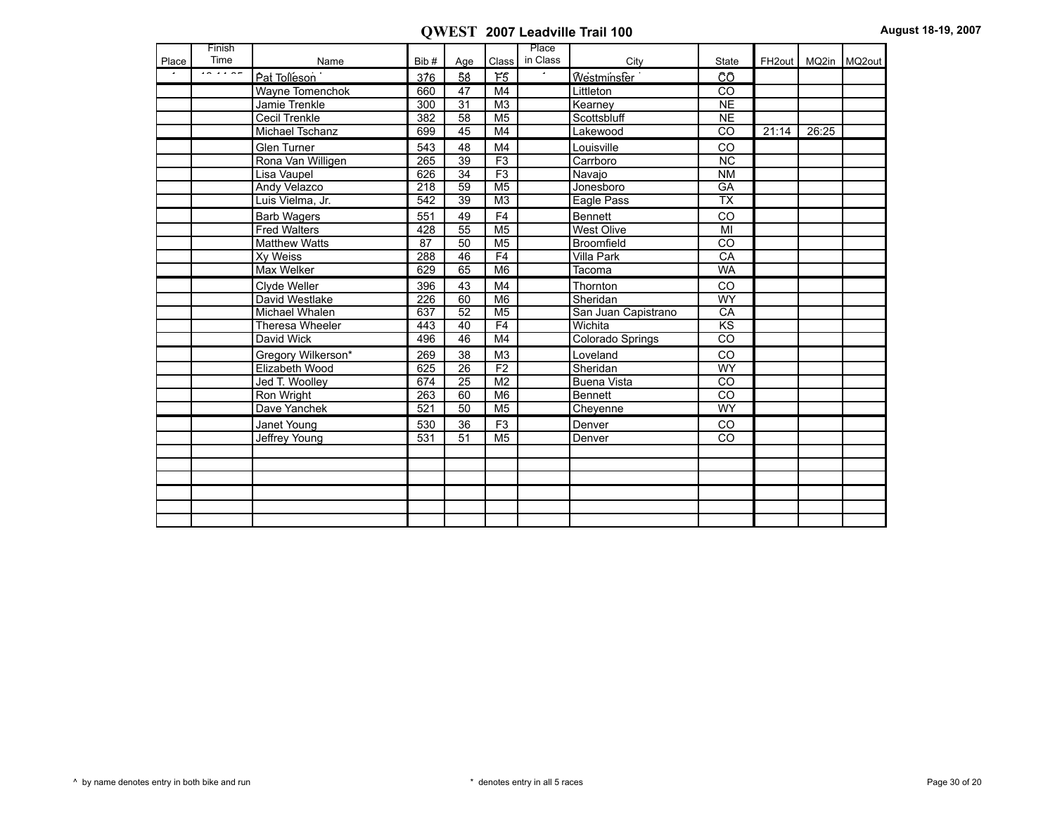# QWEST 2007 Leadville Trail 100

August 18-19, 2007

| Place | Finish Time | Name | Bib # | Age | Class | Place in Class | City | State | FH2out | MQ2in | MQ2out |
|---|---|---|---|---|---|---|---|---|---|---|---|
| | | Pat Tolleson | 376 | 58 | F5 | | Westminster | CO | | | |
| | | Wayne Tomenchok | 660 | 47 | M4 | | Littleton | CO | | | |
| | | Jamie Trenkle | 300 | 31 | M3 | | Kearney | NE | | | |
| | | Cecil Trenkle | 382 | 58 | M5 | | Scottsbluff | NE | | | |
| | | Michael Tschanz | 699 | 45 | M4 | | Lakewood | CO | 21:14 | 26:25 | |
| | | Glen Turner | 543 | 48 | M4 | | Louisville | CO | | | |
| | | Rona Van Willigen | 265 | 39 | F3 | | Carrboro | NC | | | |
| | | Lisa Vaupel | 626 | 34 | F3 | | Navajo | NM | | | |
| | | Andy Velazco | 218 | 59 | M5 | | Jonesboro | GA | | | |
| | | Luis Vielma, Jr. | 542 | 39 | M3 | | Eagle Pass | TX | | | |
| | | Barb Wagers | 551 | 49 | F4 | | Bennett | CO | | | |
| | | Fred Walters | 428 | 55 | M5 | | West Olive | MI | | | |
| | | Matthew Watts | 87 | 50 | M5 | | Broomfield | CO | | | |
| | | Xy Weiss | 288 | 46 | F4 | | Villa Park | CA | | | |
| | | Max Welker | 629 | 65 | M6 | | Tacoma | WA | | | |
| | | Clyde Weller | 396 | 43 | M4 | | Thornton | CO | | | |
| | | David Westlake | 226 | 60 | M6 | | Sheridan | WY | | | |
| | | Michael Whalen | 637 | 52 | M5 | | San Juan Capistrano | CA | | | |
| | | Theresa Wheeler | 443 | 40 | F4 | | Wichita | KS | | | |
| | | David Wick | 496 | 46 | M4 | | Colorado Springs | CO | | | |
| | | Gregory Wilkerson* | 269 | 38 | M3 | | Loveland | CO | | | |
| | | Elizabeth Wood | 625 | 26 | F2 | | Sheridan | WY | | | |
| | | Jed T. Woolley | 674 | 25 | M2 | | Buena Vista | CO | | | |
| | | Ron Wright | 263 | 60 | M6 | | Bennett | CO | | | |
| | | Dave Yanchek | 521 | 50 | M5 | | Cheyenne | WY | | | |
| | | Janet Young | 530 | 36 | F3 | | Denver | CO | | | |
| | | Jeffrey Young | 531 | 51 | M5 | | Denver | CO | | | |

^ by name denotes entry in both bike and run

\* denotes entry in all 5 races